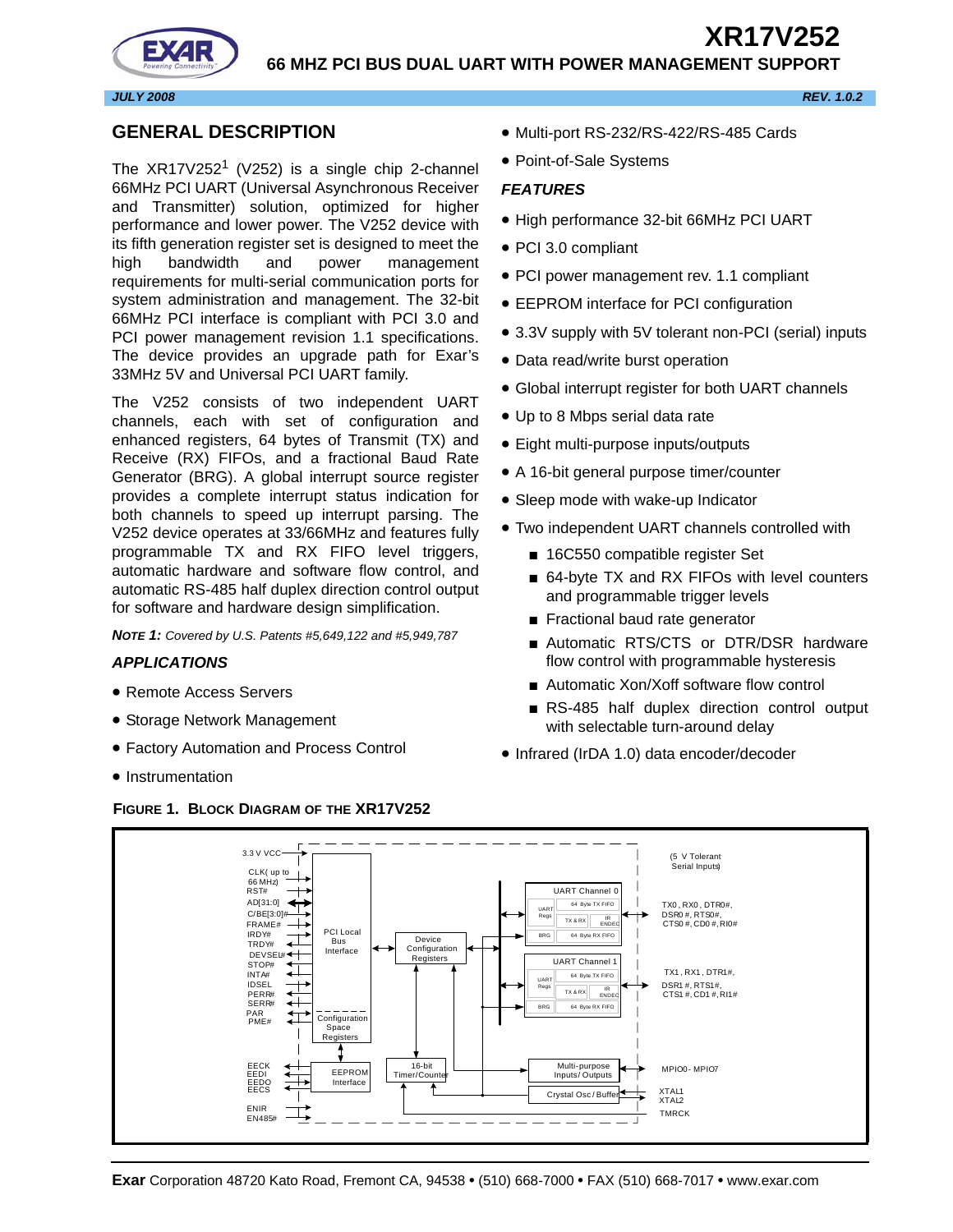# XR17V252

## 66 MHZ PCI BUS DUAL UART WITH POWER MANAGEMENT SUPPORT

*JULY 2008* *REV. 1.0.2*

## GENERAL DESCRIPTION

The XR17V252[1] (V252) is a single chip 2-channel 66MHz PCI UART (Universal Asynchronous Receiver and Transmitter) solution, optimized for higher performance and lower power. The V252 device with its fifth generation register set is designed to meet the high bandwidth and power management requirements for multi-serial communication ports for system administration and management. The 32-bit 66MHz PCI interface is compliant with PCI 3.0 and PCI power management revision 1.1 specifications. The device provides an upgrade path for Exar's 33MHz 5V and Universal PCI UART family.

The V252 consists of two independent UART channels, each with set of configuration and enhanced registers, 64 bytes of Transmit (TX) and Receive (RX) FIFOs, and a fractional Baud Rate Generator (BRG). A global interrupt source register provides a complete interrupt status indication for both channels to speed up interrupt parsing. The V252 device operates at 33/66MHz and features fully programmable TX and RX FIFO level triggers, automatic hardware and software flow control, and automatic RS-485 half duplex direction control output for software and hardware design simplification.

***NOTE 1:** Covered by U.S. Patents #5,649,122 and #5,949,787*

### *APPLICATIONS*

- Remote Access Servers
- Storage Network Management
- Factory Automation and Process Control
- Instrumentation
- Multi-port RS-232/RS-422/RS-485 Cards
- Point-of-Sale Systems

### *FEATURES*

- High performance 32-bit 66MHz PCI UART
- PCI 3.0 compliant
- PCI power management rev. 1.1 compliant
- EEPROM interface for PCI configuration
- 3.3V supply with 5V tolerant non-PCI (serial) inputs
- Data read/write burst operation
- Global interrupt register for both UART channels
- Up to 8 Mbps serial data rate
- Eight multi-purpose inputs/outputs
- A 16-bit general purpose timer/counter
- Sleep mode with wake-up Indicator
- Two independent UART channels controlled with
  - 16C550 compatible register Set
  - 64-byte TX and RX FIFOs with level counters and programmable trigger levels
  - Fractional baud rate generator
  - Automatic RTS/CTS or DTR/DSR hardware flow control with programmable hysteresis
  - Automatic Xon/Xoff software flow control
  - RS-485 half duplex direction control output with selectable turn-around delay
- Infrared (IrDA 1.0) data encoder/decoder

**FIGURE 1. BLOCK DIAGRAM OF THE XR17V252**

3.3 V VCC; CLK( up to 66 MHz); RST#; AD[31:0]; C/BE[3:0]#; FRAME#; IRDY#; TRDY#; DEVSEL#; STOP#; INTA#; IDSEL; PERR#; SERR#; PAR; PME#; PCI Local Bus Interface; Configuration Space Registers; Device Configuration Registers; UART Channel 0 (UART Regs, 64 Byte TX FIFO, TX & RX, IR ENDEC, BRG, 64 Byte RX FIFO); UART Channel 1 (UART Regs, 64 Byte TX FIFO, TX & RX, IR ENDEC, BRG, 64 Byte RX FIFO); (5 V Tolerant Serial Inputs); TX0, RX0, DTR0#, DSR0#, RTS0#, CTS0#, CD0#, RI0#; TX1, RX1, DTR1#, DSR1#, RTS1#, CTS1#, CD1#, RI1#; EECK; EEDI; EEDO; EECS; EEPROM Interface; 16-bit Timer/Counter; Multi-purpose Inputs/Outputs; MPIO0- MPIO7; Crystal Osc/Buffer; XTAL1; XTAL2; TMRCK; ENIR; EN485#

**Exar** Corporation 48720 Kato Road, Fremont CA, 94538 • (510) 668-7000 • FAX (510) 668-7017 • www.exar.com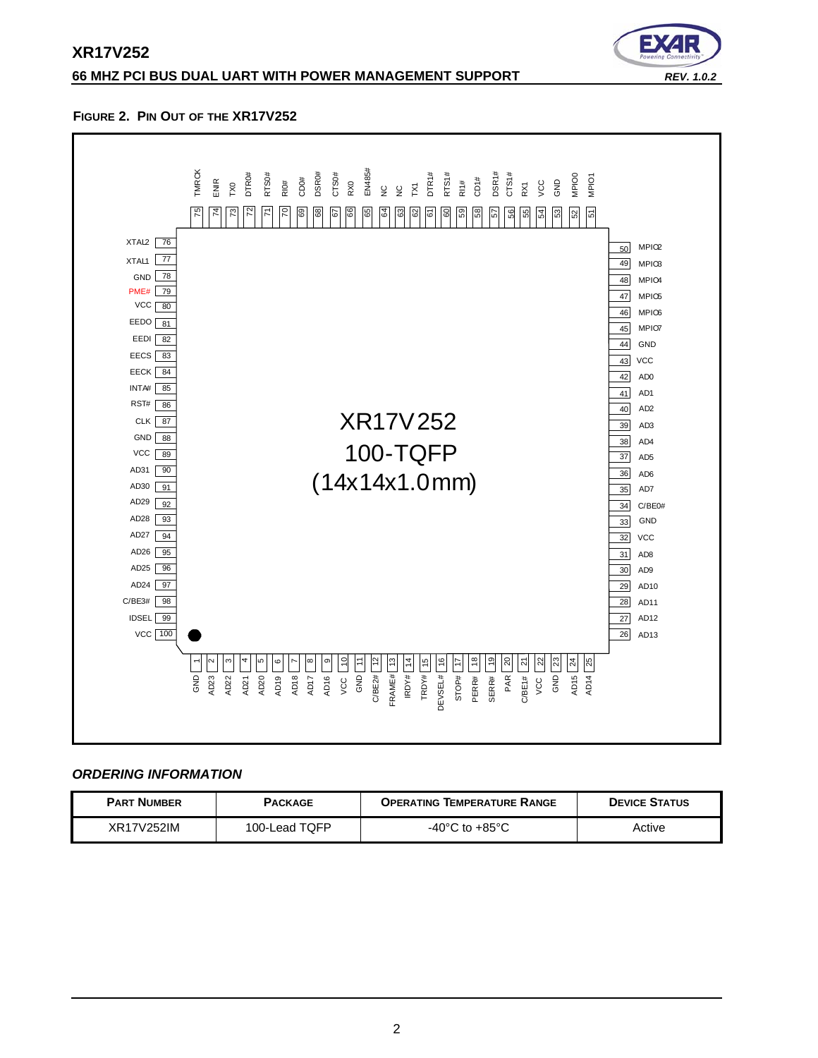**FIGURE 2. PIN OUT OF THE XR17V252**

| Pin | Signal | Pin | Signal | Pin | Signal | Pin | Signal |
|---|---|---|---|---|---|---|---|
| 1 | GND | 26 | AD13 | 51 | MPIO1 | 76 | XTAL2 |
| 2 | AD23 | 27 | AD12 | 52 | MPIO0 | 77 | XTAL1 |
| 3 | AD22 | 28 | AD11 | 53 | GND | 78 | GND |
| 4 | AD21 | 29 | AD10 | 54 | VCC | 79 | PME# |
| 5 | AD20 | 30 | AD9 | 55 | RX1 | 80 | VCC |
| 6 | AD19 | 31 | AD8 | 56 | CTS1# | 81 | EEDO |
| 7 | AD18 | 32 | VCC | 57 | DSR1# | 82 | EEDI |
| 8 | AD17 | 33 | GND | 58 | CD1# | 83 | EECS |
| 9 | AD16 | 34 | C/BE0# | 59 | RI1# | 84 | EECK |
| 10 | VCC | 35 | AD7 | 60 | RTS1# | 85 | INTA# |
| 11 | GND | 36 | AD6 | 61 | DTR1# | 86 | RST# |
| 12 | C/BE2# | 37 | AD5 | 62 | TX1 | 87 | CLK |
| 13 | FRAME# | 38 | AD4 | 63 | NC | 88 | GND |
| 14 | IRDY# | 39 | AD3 | 64 | NC | 89 | VCC |
| 15 | TRDY# | 40 | AD2 | 65 | EN485# | 90 | AD31 |
| 16 | DEVSEL# | 41 | AD1 | 66 | RX0 | 91 | AD30 |
| 17 | STOP# | 42 | AD0 | 67 | CTS0# | 92 | AD29 |
| 18 | PERR# | 43 | VCC | 68 | DSR0# | 93 | AD28 |
| 19 | SERR# | 44 | GND | 69 | CD0# | 94 | AD27 |
| 20 | PAR | 45 | MPIO7 | 70 | RI0# | 95 | AD26 |
| 21 | C/BE1# | 46 | MPIO6 | 71 | RTS0# | 96 | AD25 |
| 22 | VCC | 47 | MPIO5 | 72 | DTR0# | 97 | AD24 |
| 23 | GND | 48 | MPIO4 | 73 | TX0 | 98 | C/BE3# |
| 24 | AD15 | 49 | MPIO3 | 74 | ENIR | 99 | IDSEL |
| 25 | AD14 | 50 | MPIO2 | 75 | TMRCK | 100 | VCC |

XR17V252
100-TQFP
(14x14x1.0mm)

### *ORDERING INFORMATION*

| PART NUMBER | PACKAGE | OPERATING TEMPERATURE RANGE | DEVICE STATUS |
|---|---|---|---|
| XR17V252IM | 100-Lead TQFP | -40°C to +85°C | Active |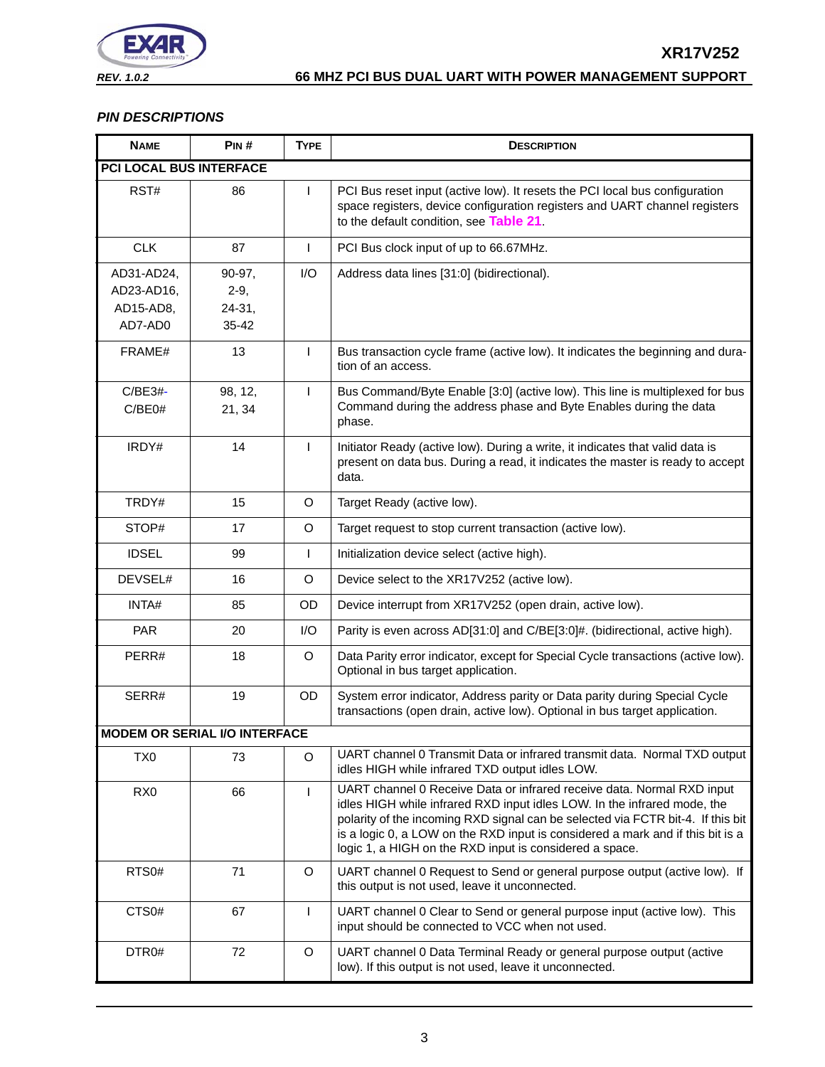### *PIN DESCRIPTIONS*

| NAME | PIN # | TYPE | DESCRIPTION |
|---|---|---|---|
| **PCI LOCAL BUS INTERFACE** | | | |
| RST# | 86 | I | PCI Bus reset input (active low). It resets the PCI local bus configuration space registers, device configuration registers and UART channel registers to the default condition, see Table 21. |
| CLK | 87 | I | PCI Bus clock input of up to 66.67MHz. |
| AD31-AD24, AD23-AD16, AD15-AD8, AD7-AD0 | 90-97, 2-9, 24-31, 35-42 | I/O | Address data lines [31:0] (bidirectional). |
| FRAME# | 13 | I | Bus transaction cycle frame (active low). It indicates the beginning and duration of an access. |
| C/BE3#-C/BE0# | 98, 12, 21, 34 | I | Bus Command/Byte Enable [3:0] (active low). This line is multiplexed for bus Command during the address phase and Byte Enables during the data phase. |
| IRDY# | 14 | I | Initiator Ready (active low). During a write, it indicates that valid data is present on data bus. During a read, it indicates the master is ready to accept data. |
| TRDY# | 15 | O | Target Ready (active low). |
| STOP# | 17 | O | Target request to stop current transaction (active low). |
| IDSEL | 99 | I | Initialization device select (active high). |
| DEVSEL# | 16 | O | Device select to the XR17V252 (active low). |
| INTA# | 85 | OD | Device interrupt from XR17V252 (open drain, active low). |
| PAR | 20 | I/O | Parity is even across AD[31:0] and C/BE[3:0]#. (bidirectional, active high). |
| PERR# | 18 | O | Data Parity error indicator, except for Special Cycle transactions (active low). Optional in bus target application. |
| SERR# | 19 | OD | System error indicator, Address parity or Data parity during Special Cycle transactions (open drain, active low). Optional in bus target application. |
| **MODEM OR SERIAL I/O INTERFACE** | | | |
| TX0 | 73 | O | UART channel 0 Transmit Data or infrared transmit data. Normal TXD output idles HIGH while infrared TXD output idles LOW. |
| RX0 | 66 | I | UART channel 0 Receive Data or infrared receive data. Normal RXD input idles HIGH while infrared RXD input idles LOW. In the infrared mode, the polarity of the incoming RXD signal can be selected via FCTR bit-4. If this bit is a logic 0, a LOW on the RXD input is considered a mark and if this bit is a logic 1, a HIGH on the RXD input is considered a space. |
| RTS0# | 71 | O | UART channel 0 Request to Send or general purpose output (active low). If this output is not used, leave it unconnected. |
| CTS0# | 67 | I | UART channel 0 Clear to Send or general purpose input (active low). This input should be connected to VCC when not used. |
| DTR0# | 72 | O | UART channel 0 Data Terminal Ready or general purpose output (active low). If this output is not used, leave it unconnected. |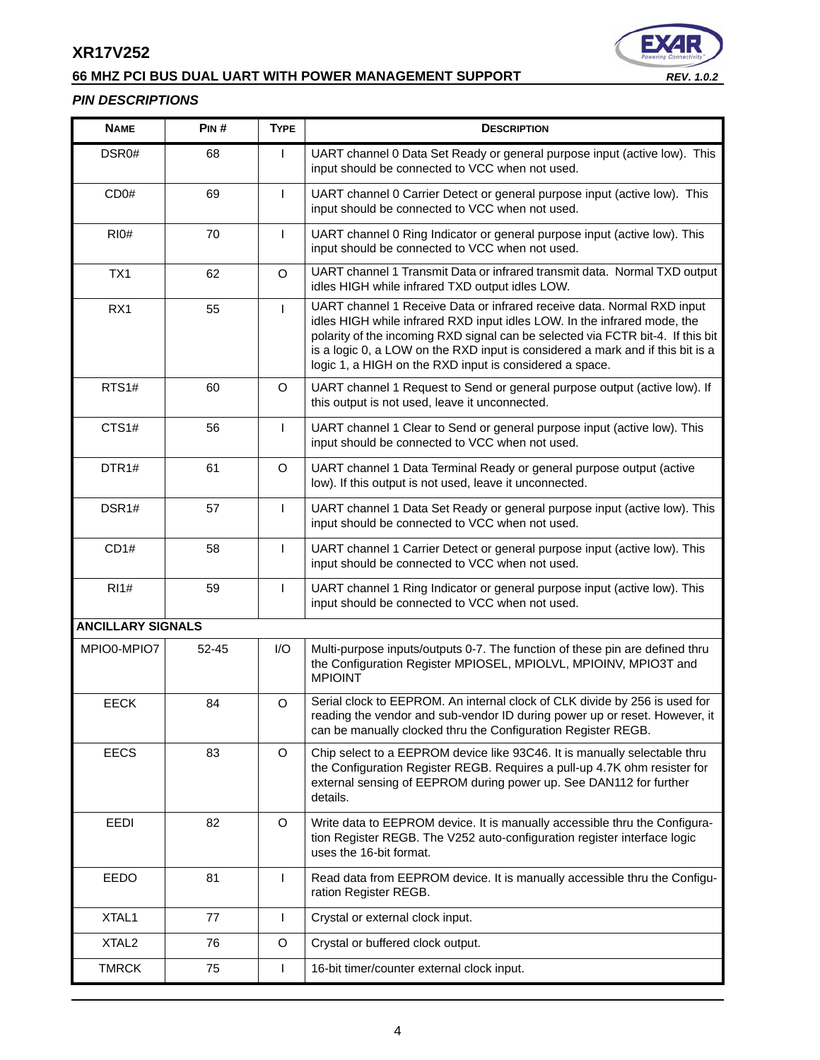### PIN DESCRIPTIONS

| NAME | PIN # | TYPE | DESCRIPTION |
|---|---|---|---|
| DSR0# | 68 | I | UART channel 0 Data Set Ready or general purpose input (active low). This input should be connected to VCC when not used. |
| CD0# | 69 | I | UART channel 0 Carrier Detect or general purpose input (active low). This input should be connected to VCC when not used. |
| RI0# | 70 | I | UART channel 0 Ring Indicator or general purpose input (active low). This input should be connected to VCC when not used. |
| TX1 | 62 | O | UART channel 1 Transmit Data or infrared transmit data. Normal TXD output idles HIGH while infrared TXD output idles LOW. |
| RX1 | 55 | I | UART channel 1 Receive Data or infrared receive data. Normal RXD input idles HIGH while infrared RXD input idles LOW. In the infrared mode, the polarity of the incoming RXD signal can be selected via FCTR bit-4. If this bit is a logic 0, a LOW on the RXD input is considered a mark and if this bit is a logic 1, a HIGH on the RXD input is considered a space. |
| RTS1# | 60 | O | UART channel 1 Request to Send or general purpose output (active low). If this output is not used, leave it unconnected. |
| CTS1# | 56 | I | UART channel 1 Clear to Send or general purpose input (active low). This input should be connected to VCC when not used. |
| DTR1# | 61 | O | UART channel 1 Data Terminal Ready or general purpose output (active low). If this output is not used, leave it unconnected. |
| DSR1# | 57 | I | UART channel 1 Data Set Ready or general purpose input (active low). This input should be connected to VCC when not used. |
| CD1# | 58 | I | UART channel 1 Carrier Detect or general purpose input (active low). This input should be connected to VCC when not used. |
| RI1# | 59 | I | UART channel 1 Ring Indicator or general purpose input (active low). This input should be connected to VCC when not used. |
| **ANCILLARY SIGNALS** | | | |
| MPIO0-MPIO7 | 52-45 | I/O | Multi-purpose inputs/outputs 0-7. The function of these pin are defined thru the Configuration Register MPIOSEL, MPIOLVL, MPIOINV, MPIO3T and MPIOINT |
| EECK | 84 | O | Serial clock to EEPROM. An internal clock of CLK divide by 256 is used for reading the vendor and sub-vendor ID during power up or reset. However, it can be manually clocked thru the Configuration Register REGB. |
| EECS | 83 | O | Chip select to a EEPROM device like 93C46. It is manually selectable thru the Configuration Register REGB. Requires a pull-up 4.7K ohm resister for external sensing of EEPROM during power up. See DAN112 for further details. |
| EEDI | 82 | O | Write data to EEPROM device. It is manually accessible thru the Configuration Register REGB. The V252 auto-configuration register interface logic uses the 16-bit format. |
| EEDO | 81 | I | Read data from EEPROM device. It is manually accessible thru the Configuration Register REGB. |
| XTAL1 | 77 | I | Crystal or external clock input. |
| XTAL2 | 76 | O | Crystal or buffered clock output. |
| TMRCK | 75 | I | 16-bit timer/counter external clock input. |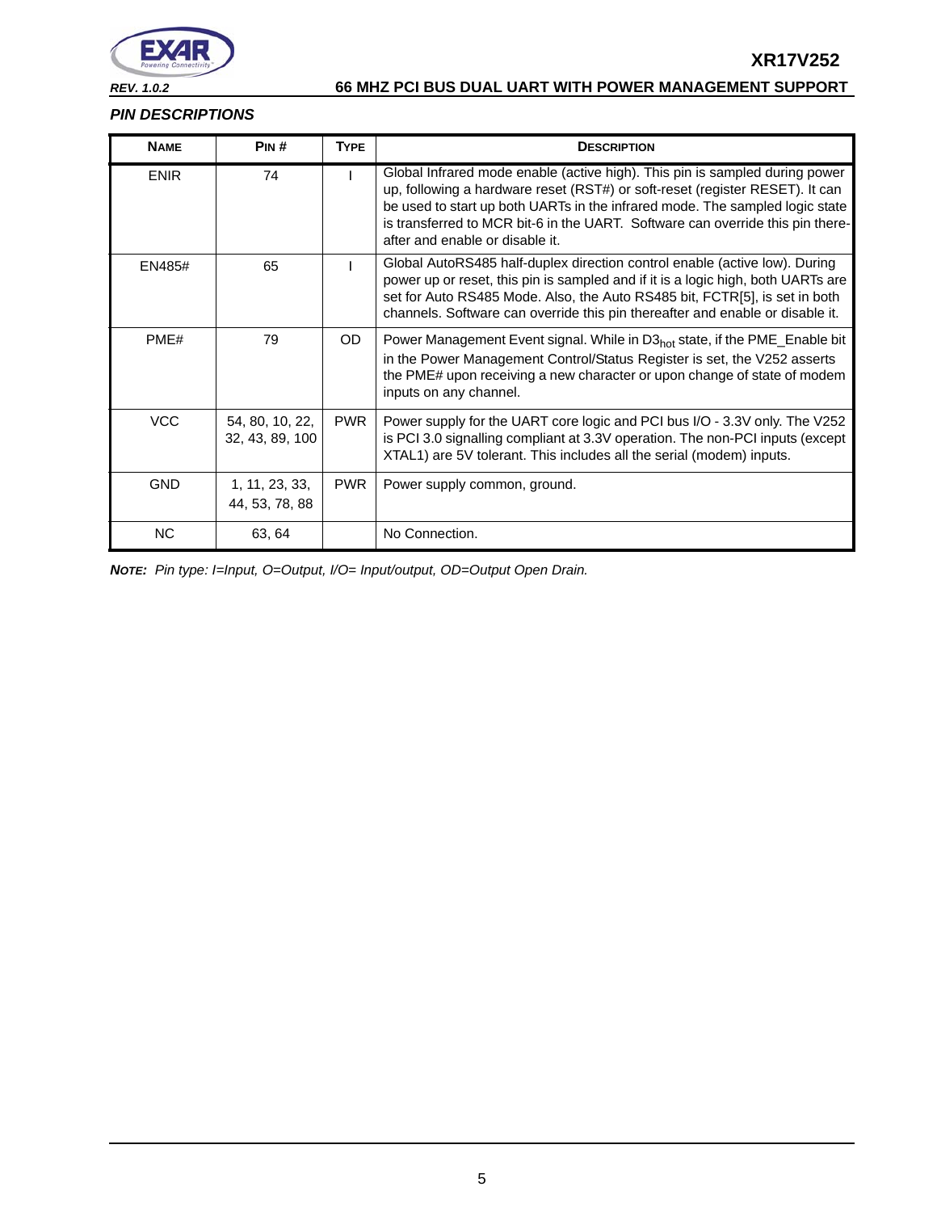## PIN DESCRIPTIONS

| NAME | PIN # | TYPE | DESCRIPTION |
|---|---|---|---|
| ENIR | 74 | I | Global Infrared mode enable (active high). This pin is sampled during power up, following a hardware reset (RST#) or soft-reset (register RESET). It can be used to start up both UARTs in the infrared mode. The sampled logic state is transferred to MCR bit-6 in the UART. Software can override this pin thereafter and enable or disable it. |
| EN485# | 65 | I | Global AutoRS485 half-duplex direction control enable (active low). During power up or reset, this pin is sampled and if it is a logic high, both UARTs are set for Auto RS485 Mode. Also, the Auto RS485 bit, FCTR[5], is set in both channels. Software can override this pin thereafter and enable or disable it. |
| PME# | 79 | OD | Power Management Event signal. While in $D3_{hot}$ state, if the PME_Enable bit in the Power Management Control/Status Register is set, the V252 asserts the PME# upon receiving a new character or upon change of state of modem inputs on any channel. |
| VCC | 54, 80, 10, 22, 32, 43, 89, 100 | PWR | Power supply for the UART core logic and PCI bus I/O - 3.3V only. The V252 is PCI 3.0 signalling compliant at 3.3V operation. The non-PCI inputs (except XTAL1) are 5V tolerant. This includes all the serial (modem) inputs. |
| GND | 1, 11, 23, 33, 44, 53, 78, 88 | PWR | Power supply common, ground. |
| NC | 63, 64 | | No Connection. |

***NOTE:*** *Pin type: I=Input, O=Output, I/O= Input/output, OD=Output Open Drain.*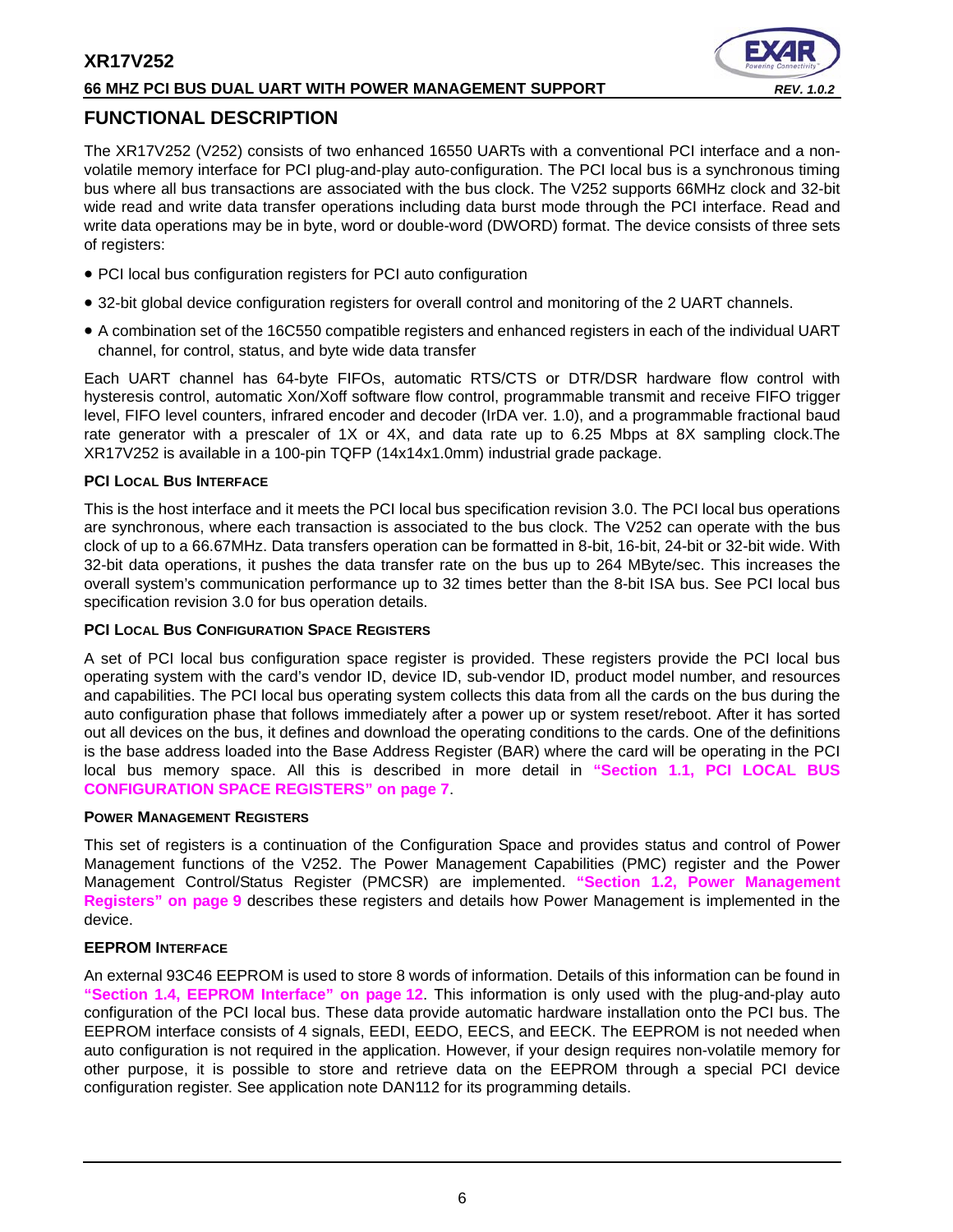# FUNCTIONAL DESCRIPTION

The XR17V252 (V252) consists of two enhanced 16550 UARTs with a conventional PCI interface and a non-volatile memory interface for PCI plug-and-play auto-configuration. The PCI local bus is a synchronous timing bus where all bus transactions are associated with the bus clock. The V252 supports 66MHz clock and 32-bit wide read and write data transfer operations including data burst mode through the PCI interface. Read and write data operations may be in byte, word or double-word (DWORD) format. The device consists of three sets of registers:

- PCI local bus configuration registers for PCI auto configuration
- 32-bit global device configuration registers for overall control and monitoring of the 2 UART channels.
- A combination set of the 16C550 compatible registers and enhanced registers in each of the individual UART channel, for control, status, and byte wide data transfer

Each UART channel has 64-byte FIFOs, automatic RTS/CTS or DTR/DSR hardware flow control with hysteresis control, automatic Xon/Xoff software flow control, programmable transmit and receive FIFO trigger level, FIFO level counters, infrared encoder and decoder (IrDA ver. 1.0), and a programmable fractional baud rate generator with a prescaler of 1X or 4X, and data rate up to 6.25 Mbps at 8X sampling clock.The XR17V252 is available in a 100-pin TQFP (14x14x1.0mm) industrial grade package.

#### PCI LOCAL BUS INTERFACE

This is the host interface and it meets the PCI local bus specification revision 3.0. The PCI local bus operations are synchronous, where each transaction is associated to the bus clock. The V252 can operate with the bus clock of up to a 66.67MHz. Data transfers operation can be formatted in 8-bit, 16-bit, 24-bit or 32-bit wide. With 32-bit data operations, it pushes the data transfer rate on the bus up to 264 MByte/sec. This increases the overall system's communication performance up to 32 times better than the 8-bit ISA bus. See PCI local bus specification revision 3.0 for bus operation details.

#### PCI LOCAL BUS CONFIGURATION SPACE REGISTERS

A set of PCI local bus configuration space register is provided. These registers provide the PCI local bus operating system with the card's vendor ID, device ID, sub-vendor ID, product model number, and resources and capabilities. The PCI local bus operating system collects this data from all the cards on the bus during the auto configuration phase that follows immediately after a power up or system reset/reboot. After it has sorted out all devices on the bus, it defines and download the operating conditions to the cards. One of the definitions is the base address loaded into the Base Address Register (BAR) where the card will be operating in the PCI local bus memory space. All this is described in more detail in **"Section 1.1, PCI LOCAL BUS CONFIGURATION SPACE REGISTERS" on page 7**.

#### POWER MANAGEMENT REGISTERS

This set of registers is a continuation of the Configuration Space and provides status and control of Power Management functions of the V252. The Power Management Capabilities (PMC) register and the Power Management Control/Status Register (PMCSR) are implemented. **"Section 1.2, Power Management Registers" on page 9** describes these registers and details how Power Management is implemented in the device.

#### EEPROM INTERFACE

An external 93C46 EEPROM is used to store 8 words of information. Details of this information can be found in **"Section 1.4, EEPROM Interface" on page 12**. This information is only used with the plug-and-play auto configuration of the PCI local bus. These data provide automatic hardware installation onto the PCI bus. The EEPROM interface consists of 4 signals, EEDI, EEDO, EECS, and EECK. The EEPROM is not needed when auto configuration is not required in the application. However, if your design requires non-volatile memory for other purpose, it is possible to store and retrieve data on the EEPROM through a special PCI device configuration register. See application note DAN112 for its programming details.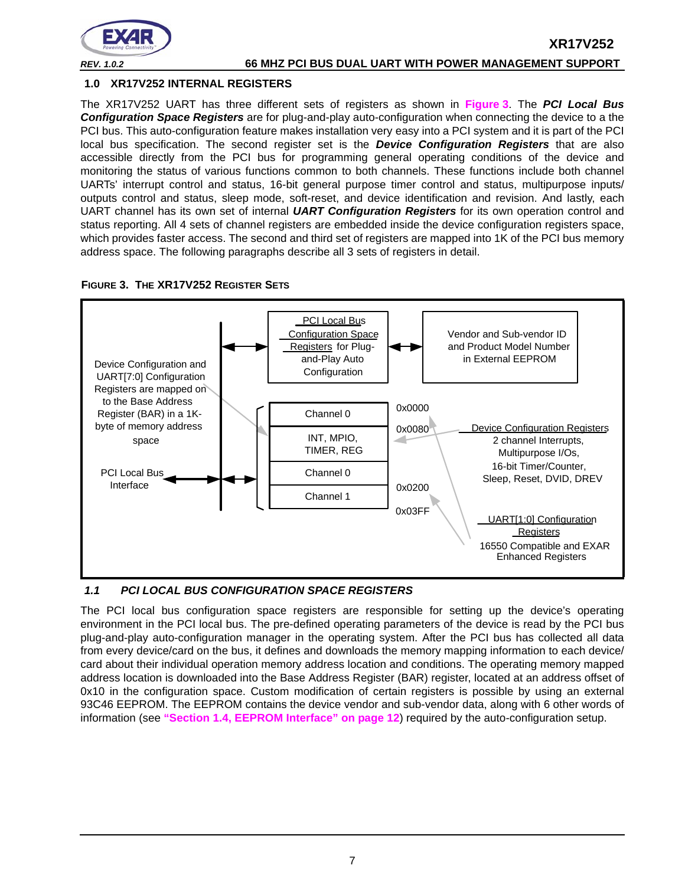## 1.0 XR17V252 INTERNAL REGISTERS

The XR17V252 UART has three different sets of registers as shown in **Figure 3**. The ***PCI Local Bus Configuration Space Registers*** are for plug-and-play auto-configuration when connecting the device to a the PCI bus. This auto-configuration feature makes installation very easy into a PCI system and it is part of the PCI local bus specification. The second register set is the ***Device Configuration Registers*** that are also accessible directly from the PCI bus for programming general operating conditions of the device and monitoring the status of various functions common to both channels. These functions include both channel UARTs' interrupt control and status, 16-bit general purpose timer control and status, multipurpose inputs/outputs control and status, sleep mode, soft-reset, and device identification and revision. And lastly, each UART channel has its own set of internal ***UART Configuration Registers*** for its own operation control and status reporting. All 4 sets of channel registers are embedded inside the device configuration registers space, which provides faster access. The second and third set of registers are mapped into 1K of the PCI bus memory address space. The following paragraphs describe all 3 sets of registers in detail.

**FIGURE 3. THE XR17V252 REGISTER SETS**

Device Configuration and UART[7:0] Configuration Registers are mapped on to the Base Address Register (BAR) in a 1K-byte of memory address space

PCI Local Bus Interface

PCI Local Bus Configuration Space Registers for Plug-and-Play Auto Configuration

Vendor and Sub-vendor ID and Product Model Number in External EEPROM

| Address | Register Block |
|---|---|
| 0x0000 | Channel 0 |
| 0x0080 | INT, MPIO, TIMER, REG |
| | Channel 0 |
| 0x0200 | Channel 1 |
| 0x03FF | |

Device Configuration Registers
2 channel Interrupts, Multipurpose I/Os, 16-bit Timer/Counter, Sleep, Reset, DVID, DREV

UART[1:0] Configuration Registers
16550 Compatible and EXAR Enhanced Registers

### *1.1 PCI LOCAL BUS CONFIGURATION SPACE REGISTERS*

The PCI local bus configuration space registers are responsible for setting up the device's operating environment in the PCI local bus. The pre-defined operating parameters of the device is read by the PCI bus plug-and-play auto-configuration manager in the operating system. After the PCI bus has collected all data from every device/card on the bus, it defines and downloads the memory mapping information to each device/card about their individual operation memory address location and conditions. The operating memory mapped address location is downloaded into the Base Address Register (BAR) register, located at an address offset of 0x10 in the configuration space. Custom modification of certain registers is possible by using an external 93C46 EEPROM. The EEPROM contains the device vendor and sub-vendor data, along with 6 other words of information (see **"Section 1.4, EEPROM Interface" on page 12**) required by the auto-configuration setup.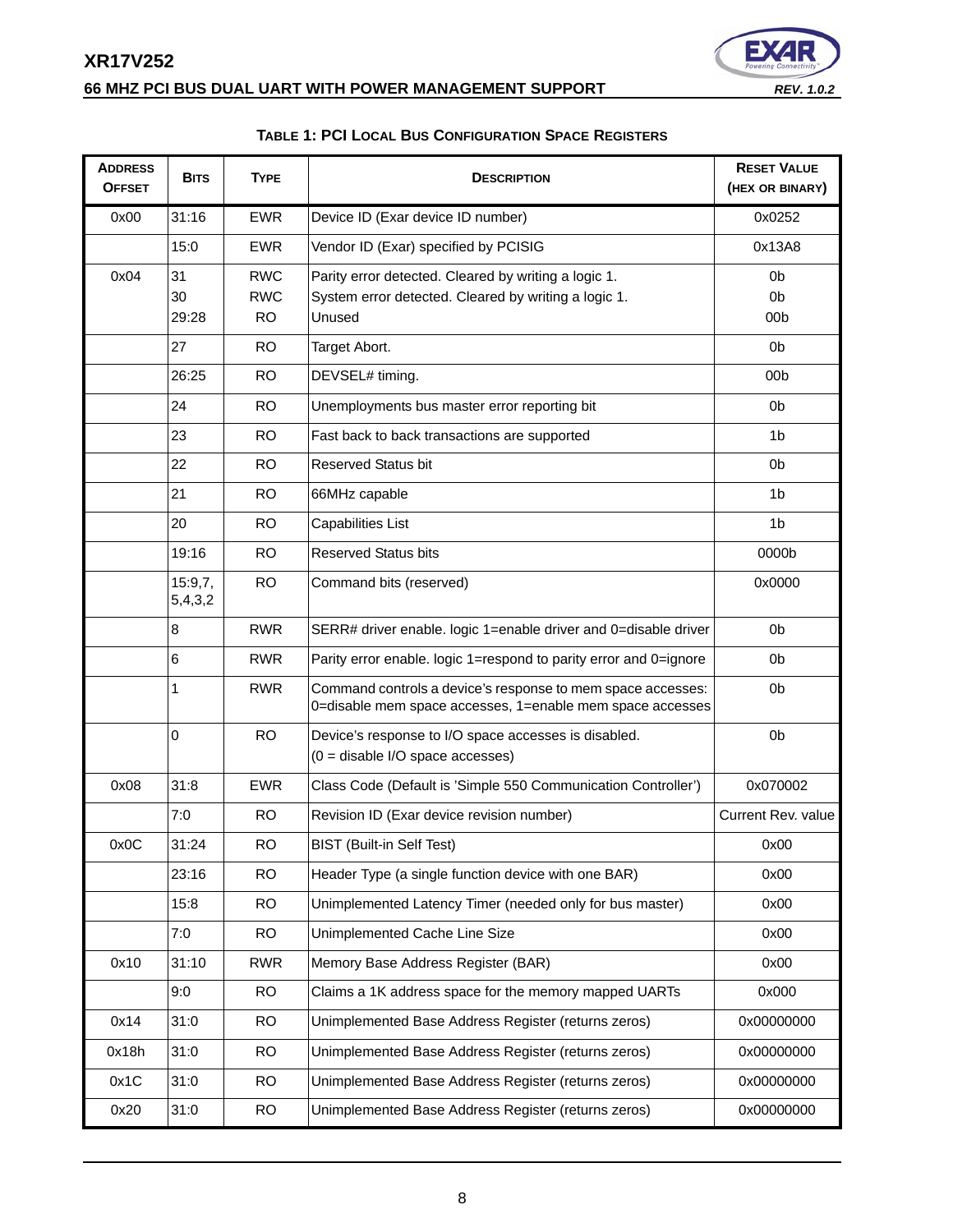**TABLE 1: PCI LOCAL BUS CONFIGURATION SPACE REGISTERS**

| ADDRESS OFFSET | BITS | TYPE | DESCRIPTION | RESET VALUE (HEX OR BINARY) |
|---|---|---|---|---|
| 0x00 | 31:16 | EWR | Device ID (Exar device ID number) | 0x0252 |
| | 15:0 | EWR | Vendor ID (Exar) specified by PCISIG | 0x13A8 |
| 0x04 | 31<br>30<br>29:28 | RWC<br>RWC<br>RO | Parity error detected. Cleared by writing a logic 1.<br>System error detected. Cleared by writing a logic 1.<br>Unused | 0b<br>0b<br>00b |
| | 27 | RO | Target Abort. | 0b |
| | 26:25 | RO | DEVSEL# timing. | 00b |
| | 24 | RO | Unemployments bus master error reporting bit | 0b |
| | 23 | RO | Fast back to back transactions are supported | 1b |
| | 22 | RO | Reserved Status bit | 0b |
| | 21 | RO | 66MHz capable | 1b |
| | 20 | RO | Capabilities List | 1b |
| | 19:16 | RO | Reserved Status bits | 0000b |
| | 15:9,7, 5,4,3,2 | RO | Command bits (reserved) | 0x0000 |
| | 8 | RWR | SERR# driver enable. logic 1=enable driver and 0=disable driver | 0b |
| | 6 | RWR | Parity error enable. logic 1=respond to parity error and 0=ignore | 0b |
| | 1 | RWR | Command controls a device's response to mem space accesses: 0=disable mem space accesses, 1=enable mem space accesses | 0b |
| | 0 | RO | Device's response to I/O space accesses is disabled. (0 = disable I/O space accesses) | 0b |
| 0x08 | 31:8 | EWR | Class Code (Default is 'Simple 550 Communication Controller') | 0x070002 |
| | 7:0 | RO | Revision ID (Exar device revision number) | Current Rev. value |
| 0x0C | 31:24 | RO | BIST (Built-in Self Test) | 0x00 |
| | 23:16 | RO | Header Type (a single function device with one BAR) | 0x00 |
| | 15:8 | RO | Unimplemented Latency Timer (needed only for bus master) | 0x00 |
| | 7:0 | RO | Unimplemented Cache Line Size | 0x00 |
| 0x10 | 31:10 | RWR | Memory Base Address Register (BAR) | 0x00 |
| | 9:0 | RO | Claims a 1K address space for the memory mapped UARTs | 0x000 |
| 0x14 | 31:0 | RO | Unimplemented Base Address Register (returns zeros) | 0x00000000 |
| 0x18h | 31:0 | RO | Unimplemented Base Address Register (returns zeros) | 0x00000000 |
| 0x1C | 31:0 | RO | Unimplemented Base Address Register (returns zeros) | 0x00000000 |
| 0x20 | 31:0 | RO | Unimplemented Base Address Register (returns zeros) | 0x00000000 |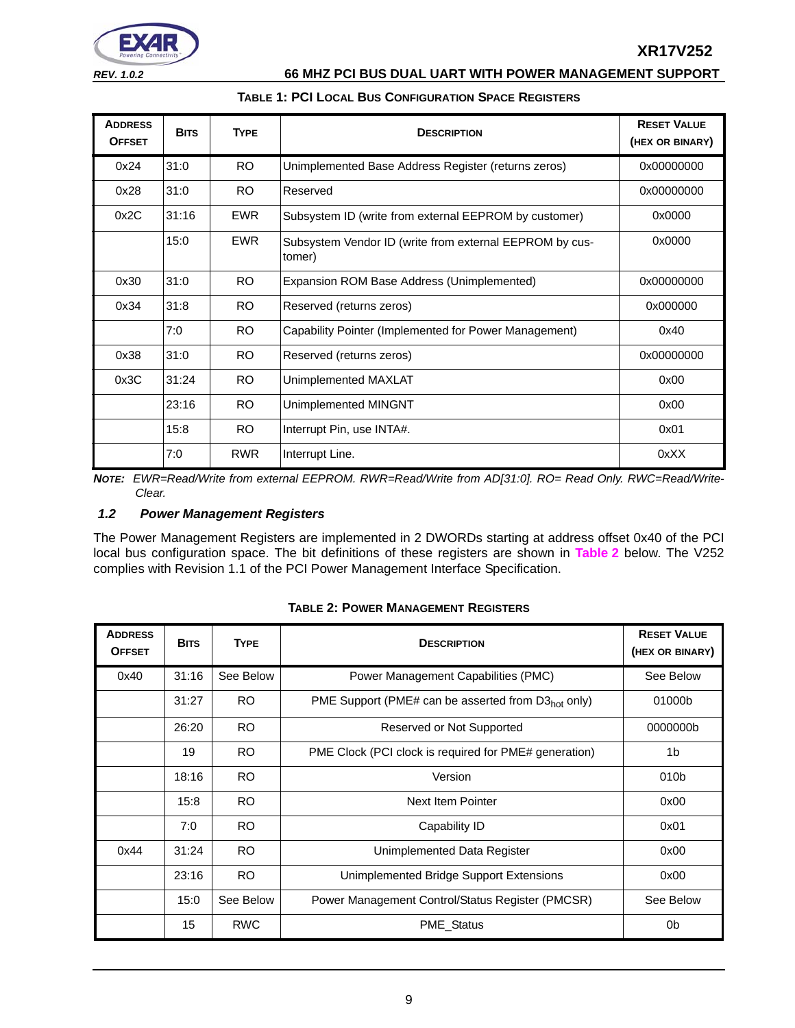**Table 1: PCI Local Bus Configuration Space Registers**

| Address Offset | Bits | Type | Description | Reset Value (hex or binary) |
|---|---|---|---|---|
| 0x24 | 31:0 | RO | Unimplemented Base Address Register (returns zeros) | 0x00000000 |
| 0x28 | 31:0 | RO | Reserved | 0x00000000 |
| 0x2C | 31:16 | EWR | Subsystem ID (write from external EEPROM by customer) | 0x0000 |
| | 15:0 | EWR | Subsystem Vendor ID (write from external EEPROM by customer) | 0x0000 |
| 0x30 | 31:0 | RO | Expansion ROM Base Address (Unimplemented) | 0x00000000 |
| 0x34 | 31:8 | RO | Reserved (returns zeros) | 0x000000 |
| | 7:0 | RO | Capability Pointer (Implemented for Power Management) | 0x40 |
| 0x38 | 31:0 | RO | Reserved (returns zeros) | 0x00000000 |
| 0x3C | 31:24 | RO | Unimplemented MAXLAT | 0x00 |
| | 23:16 | RO | Unimplemented MINGNT | 0x00 |
| | 15:8 | RO | Interrupt Pin, use INTA#. | 0x01 |
| | 7:0 | RWR | Interrupt Line. | 0xXX |

***Note:*** *EWR=Read/Write from external EEPROM. RWR=Read/Write from AD[31:0]. RO= Read Only. RWC=Read/Write-Clear.*

### *1.2 Power Management Registers*

The Power Management Registers are implemented in 2 DWORDs starting at address offset 0x40 of the PCI local bus configuration space. The bit definitions of these registers are shown in **Table 2** below. The V252 complies with Revision 1.1 of the PCI Power Management Interface Specification.

**Table 2: Power Management Registers**

| Address Offset | Bits | Type | Description | Reset Value (hex or binary) |
|---|---|---|---|---|
| 0x40 | 31:16 | See Below | Power Management Capabilities (PMC) | See Below |
| | 31:27 | RO | PME Support (PME# can be asserted from $D3_{hot}$ only) | 01000b |
| | 26:20 | RO | Reserved or Not Supported | 0000000b |
| | 19 | RO | PME Clock (PCI clock is required for PME# generation) | 1b |
| | 18:16 | RO | Version | 010b |
| | 15:8 | RO | Next Item Pointer | 0x00 |
| | 7:0 | RO | Capability ID | 0x01 |
| 0x44 | 31:24 | RO | Unimplemented Data Register | 0x00 |
| | 23:16 | RO | Unimplemented Bridge Support Extensions | 0x00 |
| | 15:0 | See Below | Power Management Control/Status Register (PMCSR) | See Below |
| | 15 | RWC | PME_Status | 0b |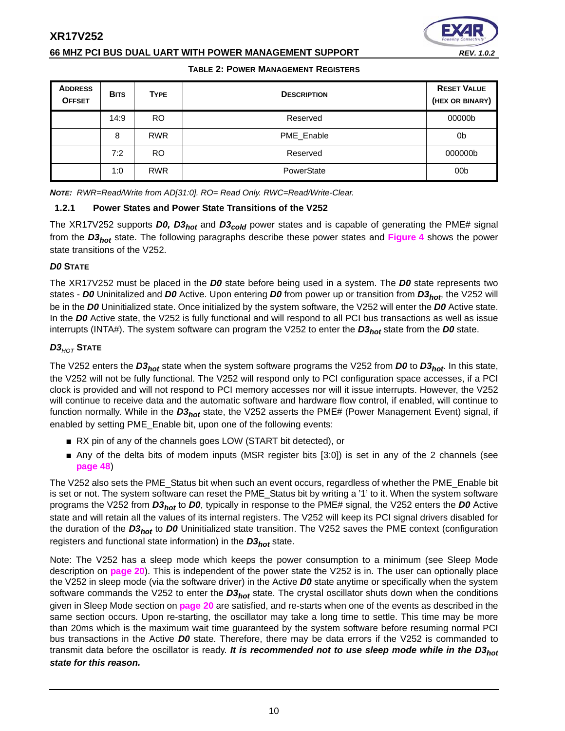**TABLE 2: POWER MANAGEMENT REGISTERS**

| ADDRESS OFFSET | BITS | TYPE | DESCRIPTION | RESET VALUE (HEX OR BINARY) |
|---|---|---|---|---|
| | 14:9 | RO | Reserved | 00000b |
| | 8 | RWR | PME_Enable | 0b |
| | 7:2 | RO | Reserved | 000000b |
| | 1:0 | RWR | PowerState | 00b |

***NOTE:*** *RWR=Read/Write from AD[31:0]. RO= Read Only. RWC=Read/Write-Clear.*

### 1.2.1 Power States and Power State Transitions of the V252

The XR17V252 supports ***D0, D3$_{hot}$*** and ***D3$_{cold}$*** power states and is capable of generating the PME# signal from the ***D3$_{hot}$*** state. The following paragraphs describe these power states and **Figure 4** shows the power state transitions of the V252.

#### *D0* STATE

The XR17V252 must be placed in the ***D0*** state before being used in a system. The ***D0*** state represents two states - ***D0*** Uninitalized and ***D0*** Active. Upon entering ***D0*** from power up or transition from ***D3$_{hot}$***, the V252 will be in the ***D0*** Uninitialized state. Once initialized by the system software, the V252 will enter the ***D0*** Active state. In the ***D0*** Active state, the V252 is fully functional and will respond to all PCI bus transactions as well as issue interrupts (INTA#). The system software can program the V252 to enter the ***D3$_{hot}$*** state from the ***D0*** state.

#### *D3$_{HOT}$* STATE

The V252 enters the ***D3$_{hot}$*** state when the system software programs the V252 from ***D0*** to ***D3$_{hot}$***. In this state, the V252 will not be fully functional. The V252 will respond only to PCI configuration space accesses, if a PCI clock is provided and will not respond to PCI memory accesses nor will it issue interrupts. However, the V252 will continue to receive data and the automatic software and hardware flow control, if enabled, will continue to function normally. While in the ***D3$_{hot}$*** state, the V252 asserts the PME# (Power Management Event) signal, if enabled by setting PME_Enable bit, upon one of the following events:

- RX pin of any of the channels goes LOW (START bit detected), or
- Any of the delta bits of modem inputs (MSR register bits [3:0]) is set in any of the 2 channels (see **page 48**)

The V252 also sets the PME_Status bit when such an event occurs, regardless of whether the PME_Enable bit is set or not. The system software can reset the PME_Status bit by writing a '1' to it. When the system software programs the V252 from ***D3$_{hot}$*** to ***D0***, typically in response to the PME# signal, the V252 enters the ***D0*** Active state and will retain all the values of its internal registers. The V252 will keep its PCI signal drivers disabled for the duration of the ***D3$_{hot}$*** to ***D0*** Uninitialized state transition. The V252 saves the PME context (configuration registers and functional state information) in the ***D3$_{hot}$*** state.

Note: The V252 has a sleep mode which keeps the power consumption to a minimum (see Sleep Mode description on **page 20**). This is independent of the power state the V252 is in. The user can optionally place the V252 in sleep mode (via the software driver) in the Active ***D0*** state anytime or specifically when the system software commands the V252 to enter the ***D3$_{hot}$*** state. The crystal oscillator shuts down when the conditions given in Sleep Mode section on **page 20** are satisfied, and re-starts when one of the events as described in the same section occurs. Upon re-starting, the oscillator may take a long time to settle. This time may be more than 20ms which is the maximum wait time guaranteed by the system software before resuming normal PCI bus transactions in the Active ***D0*** state. Therefore, there may be data errors if the V252 is commanded to transmit data before the oscillator is ready. ***It is recommended not to use sleep mode while in the D3$_{hot}$ state for this reason.***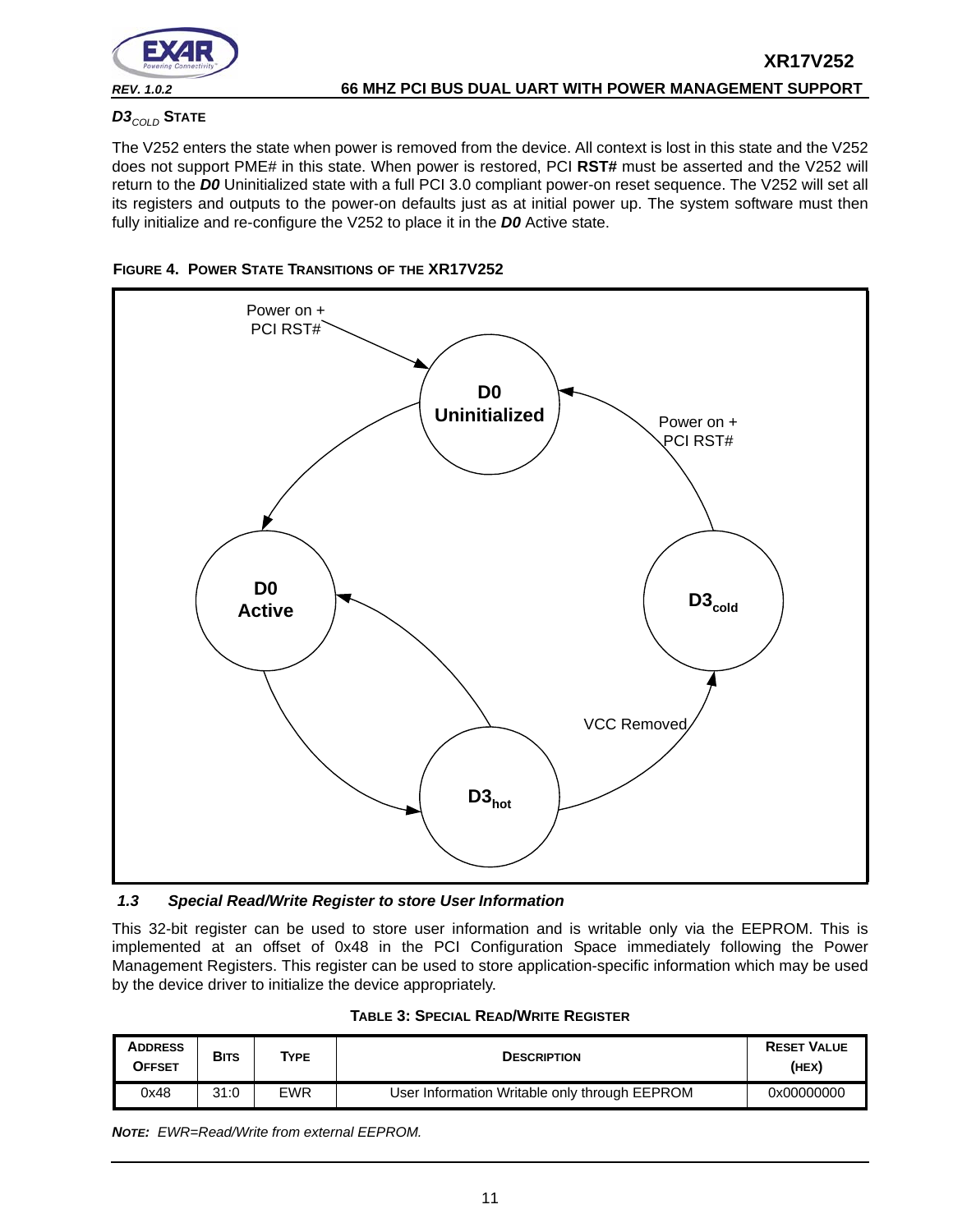### $D3_{COLD}$ STATE

The V252 enters the state when power is removed from the device. All context is lost in this state and the V252 does not support PME# in this state. When power is restored, PCI **RST#** must be asserted and the V252 will return to the ***D0*** Uninitialized state with a full PCI 3.0 compliant power-on reset sequence. The V252 will set all its registers and outputs to the power-on defaults just as at initial power up. The system software must then fully initialize and re-configure the V252 to place it in the ***D0*** Active state.

**FIGURE 4. POWER STATE TRANSITIONS OF THE XR17V252**

### *1.3 Special Read/Write Register to store User Information*

This 32-bit register can be used to store user information and is writable only via the EEPROM. This is implemented at an offset of 0x48 in the PCI Configuration Space immediately following the Power Management Registers. This register can be used to store application-specific information which may be used by the device driver to initialize the device appropriately.

**TABLE 3: SPECIAL READ/WRITE REGISTER**

| ADDRESS OFFSET | BITS | TYPE | DESCRIPTION | RESET VALUE (HEX) |
|---|---|---|---|---|
| 0x48 | 31:0 | EWR | User Information Writable only through EEPROM | 0x00000000 |

***NOTE:*** *EWR=Read/Write from external EEPROM.*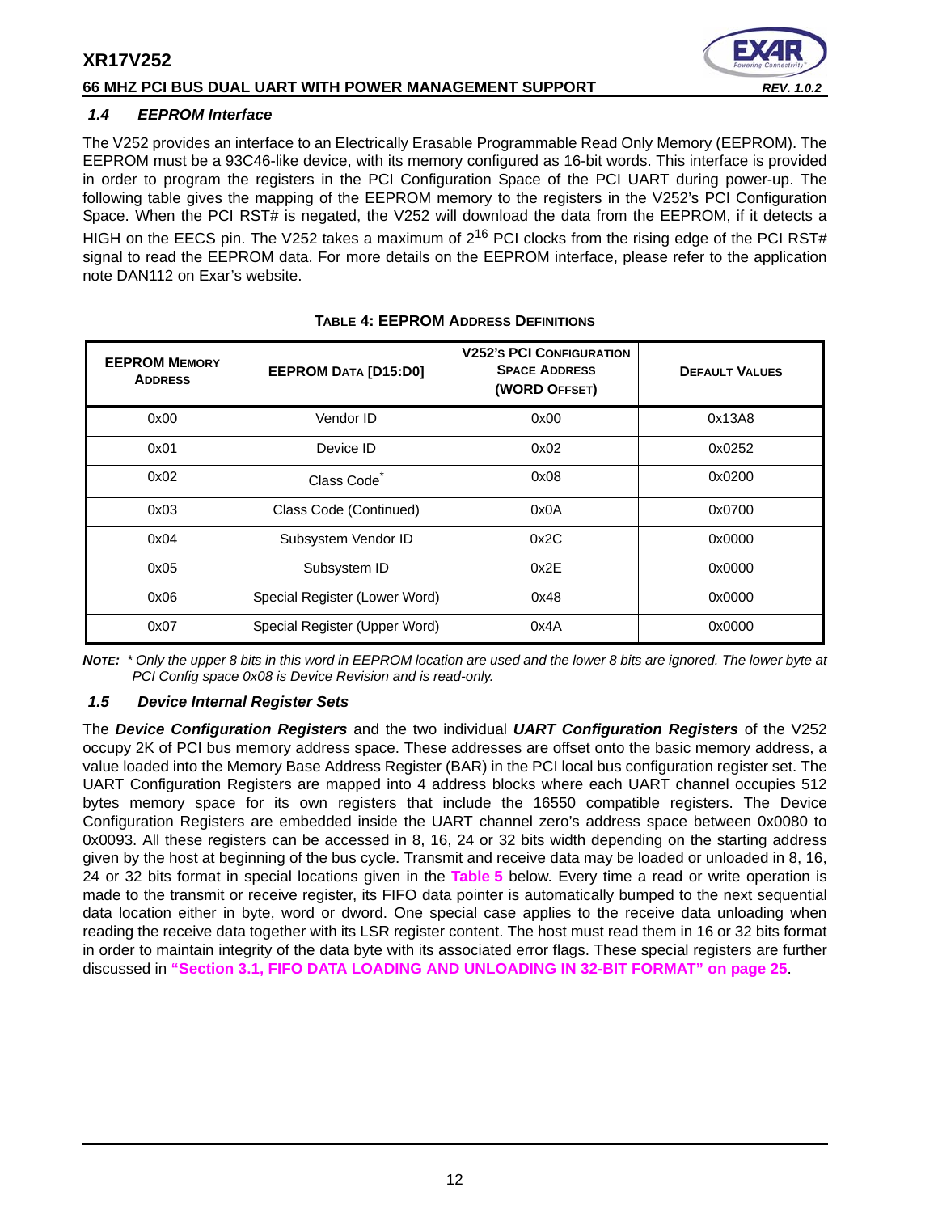### *1.4 EEPROM Interface*

The V252 provides an interface to an Electrically Erasable Programmable Read Only Memory (EEPROM). The EEPROM must be a 93C46-like device, with its memory configured as 16-bit words. This interface is provided in order to program the registers in the PCI Configuration Space of the PCI UART during power-up. The following table gives the mapping of the EEPROM memory to the registers in the V252's PCI Configuration Space. When the PCI RST# is negated, the V252 will download the data from the EEPROM, if it detects a HIGH on the EECS pin. The V252 takes a maximum of $2^{16}$ PCI clocks from the rising edge of the PCI RST# signal to read the EEPROM data. For more details on the EEPROM interface, please refer to the application note DAN112 on Exar's website.

**TABLE 4: EEPROM ADDRESS DEFINITIONS**

| EEPROM MEMORY ADDRESS | EEPROM DATA [D15:D0] | V252'S PCI CONFIGURATION SPACE ADDRESS (WORD OFFSET) | DEFAULT VALUES |
|---|---|---|---|
| 0x00 | Vendor ID | 0x00 | 0x13A8 |
| 0x01 | Device ID | 0x02 | 0x0252 |
| 0x02 | Class Code* | 0x08 | 0x0200 |
| 0x03 | Class Code (Continued) | 0x0A | 0x0700 |
| 0x04 | Subsystem Vendor ID | 0x2C | 0x0000 |
| 0x05 | Subsystem ID | 0x2E | 0x0000 |
| 0x06 | Special Register (Lower Word) | 0x48 | 0x0000 |
| 0x07 | Special Register (Upper Word) | 0x4A | 0x0000 |

***NOTE:*** *\* Only the upper 8 bits in this word in EEPROM location are used and the lower 8 bits are ignored. The lower byte at PCI Config space 0x08 is Device Revision and is read-only.*

### *1.5 Device Internal Register Sets*

The ***Device Configuration Registers*** and the two individual ***UART Configuration Registers*** of the V252 occupy 2K of PCI bus memory address space. These addresses are offset onto the basic memory address, a value loaded into the Memory Base Address Register (BAR) in the PCI local bus configuration register set. The UART Configuration Registers are mapped into 4 address blocks where each UART channel occupies 512 bytes memory space for its own registers that include the 16550 compatible registers. The Device Configuration Registers are embedded inside the UART channel zero's address space between 0x0080 to 0x0093. All these registers can be accessed in 8, 16, 24 or 32 bits width depending on the starting address given by the host at beginning of the bus cycle. Transmit and receive data may be loaded or unloaded in 8, 16, 24 or 32 bits format in special locations given in the **Table 5** below. Every time a read or write operation is made to the transmit or receive register, its FIFO data pointer is automatically bumped to the next sequential data location either in byte, word or dword. One special case applies to the receive data unloading when reading the receive data together with its LSR register content. The host must read them in 16 or 32 bits format in order to maintain integrity of the data byte with its associated error flags. These special registers are further discussed in **"Section 3.1, FIFO DATA LOADING AND UNLOADING IN 32-BIT FORMAT" on page 25**.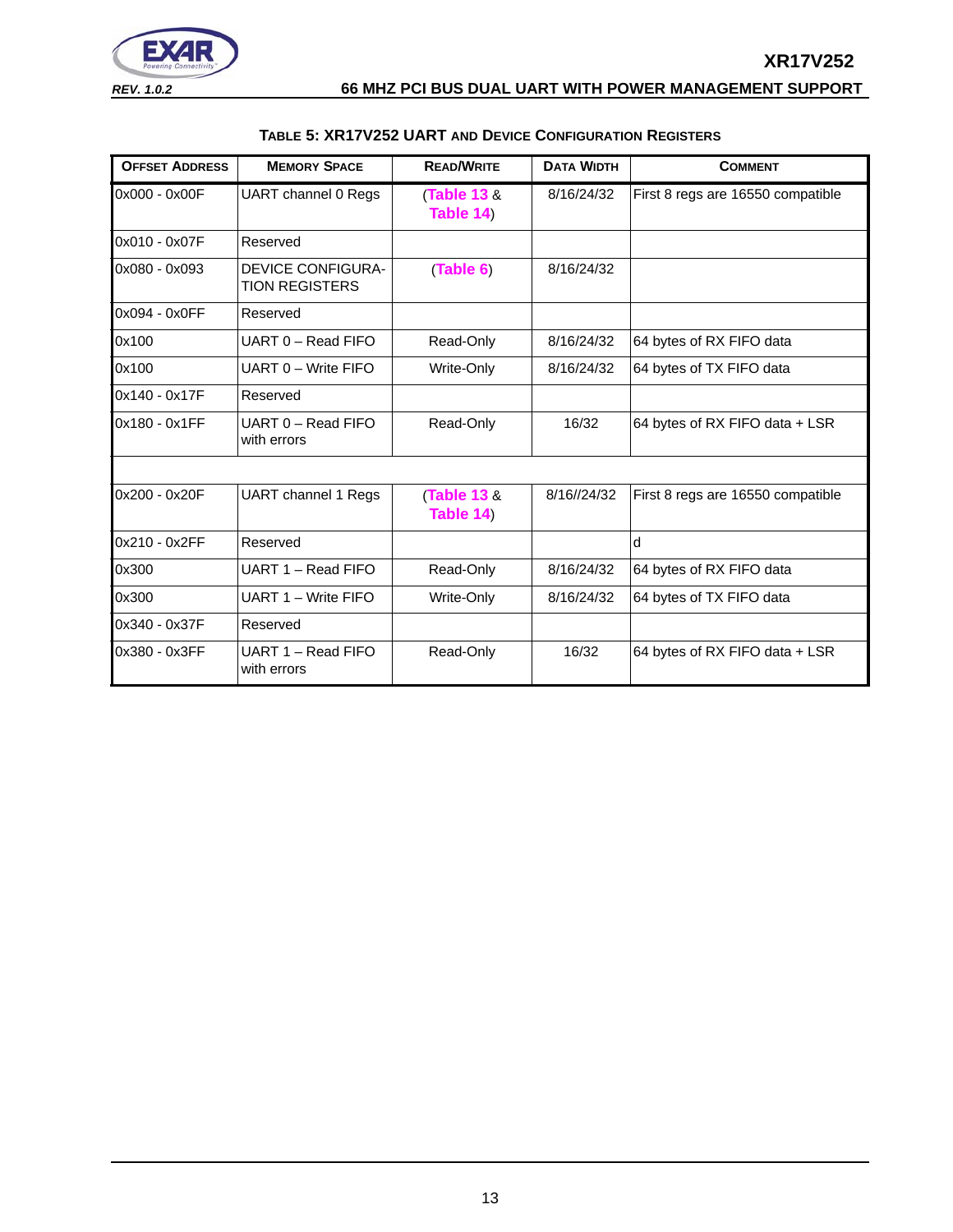**TABLE 5: XR17V252 UART AND DEVICE CONFIGURATION REGISTERS**

| OFFSET ADDRESS | MEMORY SPACE | READ/WRITE | DATA WIDTH | COMMENT |
|---|---|---|---|---|
| 0x000 - 0x00F | UART channel 0 Regs | (Table 13 & Table 14) | 8/16/24/32 | First 8 regs are 16550 compatible |
| 0x010 - 0x07F | Reserved | | | |
| 0x080 - 0x093 | DEVICE CONFIGURATION REGISTERS | (Table 6) | 8/16/24/32 | |
| 0x094 - 0x0FF | Reserved | | | |
| 0x100 | UART 0 – Read FIFO | Read-Only | 8/16/24/32 | 64 bytes of RX FIFO data |
| 0x100 | UART 0 – Write FIFO | Write-Only | 8/16/24/32 | 64 bytes of TX FIFO data |
| 0x140 - 0x17F | Reserved | | | |
| 0x180 - 0x1FF | UART 0 – Read FIFO with errors | Read-Only | 16/32 | 64 bytes of RX FIFO data + LSR |
| | | | | |
| 0x200 - 0x20F | UART channel 1 Regs | (Table 13 & Table 14) | 8/16//24/32 | First 8 regs are 16550 compatible |
| 0x210 - 0x2FF | Reserved | | | d |
| 0x300 | UART 1 – Read FIFO | Read-Only | 8/16/24/32 | 64 bytes of RX FIFO data |
| 0x300 | UART 1 – Write FIFO | Write-Only | 8/16/24/32 | 64 bytes of TX FIFO data |
| 0x340 - 0x37F | Reserved | | | |
| 0x380 - 0x3FF | UART 1 – Read FIFO with errors | Read-Only | 16/32 | 64 bytes of RX FIFO data + LSR |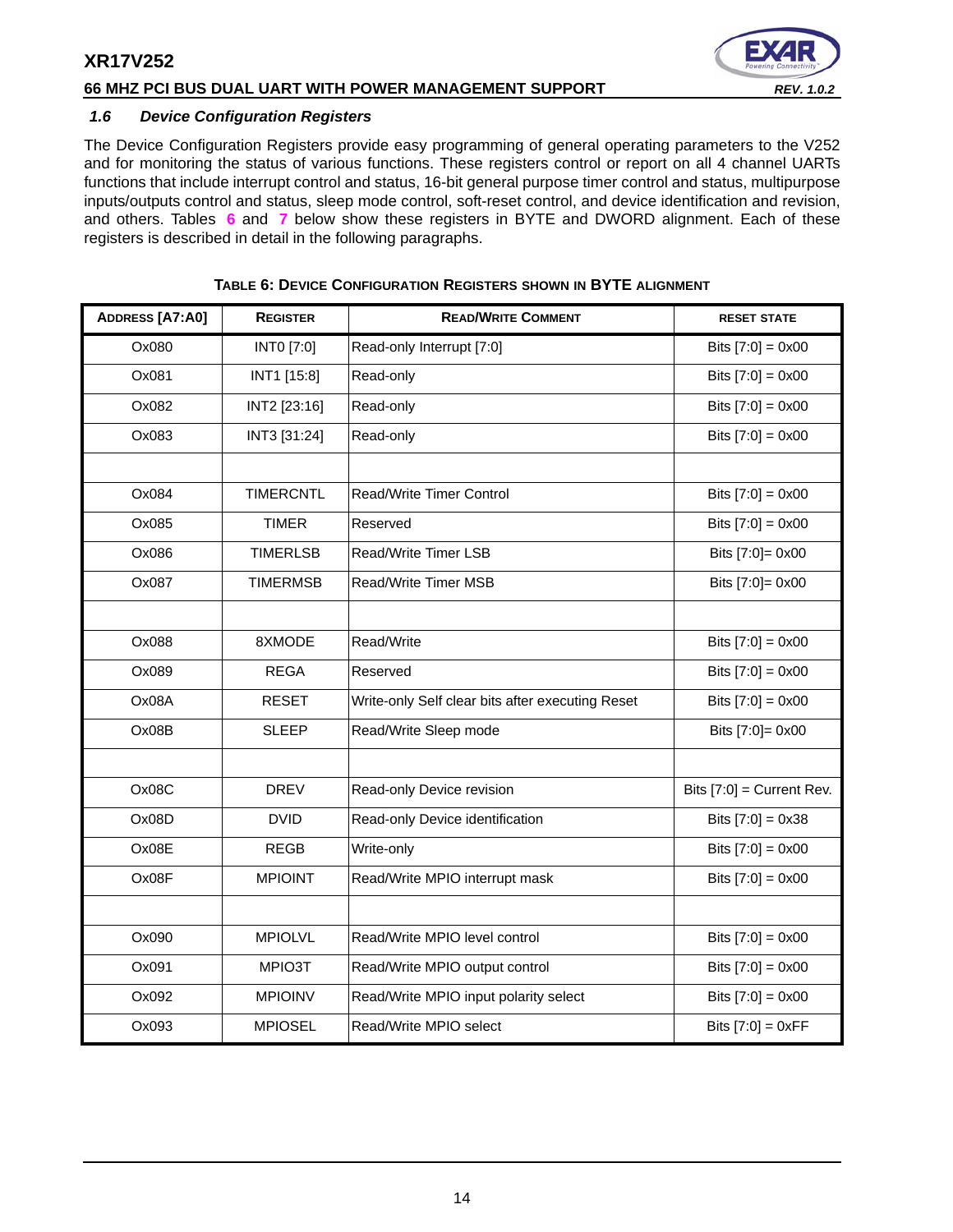### 1.6 Device Configuration Registers

The Device Configuration Registers provide easy programming of general operating parameters to the V252 and for monitoring the status of various functions. These registers control or report on all 4 channel UARTs functions that include interrupt control and status, 16-bit general purpose timer control and status, multipurpose inputs/outputs control and status, sleep mode control, soft-reset control, and device identification and revision, and others. Tables 6 and 7 below show these registers in BYTE and DWORD alignment. Each of these registers is described in detail in the following paragraphs.

**TABLE 6: DEVICE CONFIGURATION REGISTERS SHOWN IN BYTE ALIGNMENT**

| ADDRESS [A7:A0] | REGISTER | READ/WRITE COMMENT | RESET STATE |
|---|---|---|---|
| Ox080 | INT0 [7:0] | Read-only Interrupt [7:0] | Bits [7:0] = 0x00 |
| Ox081 | INT1 [15:8] | Read-only | Bits [7:0] = 0x00 |
| Ox082 | INT2 [23:16] | Read-only | Bits [7:0] = 0x00 |
| Ox083 | INT3 [31:24] | Read-only | Bits [7:0] = 0x00 |
| | | | |
| Ox084 | TIMERCNTL | Read/Write Timer Control | Bits [7:0] = 0x00 |
| Ox085 | TIMER | Reserved | Bits [7:0] = 0x00 |
| Ox086 | TIMERLSB | Read/Write Timer LSB | Bits [7:0]= 0x00 |
| Ox087 | TIMERMSB | Read/Write Timer MSB | Bits [7:0]= 0x00 |
| | | | |
| Ox088 | 8XMODE | Read/Write | Bits [7:0] = 0x00 |
| Ox089 | REGA | Reserved | Bits [7:0] = 0x00 |
| Ox08A | RESET | Write-only Self clear bits after executing Reset | Bits [7:0] = 0x00 |
| Ox08B | SLEEP | Read/Write Sleep mode | Bits [7:0]= 0x00 |
| | | | |
| Ox08C | DREV | Read-only Device revision | Bits [7:0] = Current Rev. |
| Ox08D | DVID | Read-only Device identification | Bits [7:0] = 0x38 |
| Ox08E | REGB | Write-only | Bits [7:0] = 0x00 |
| Ox08F | MPIOINT | Read/Write MPIO interrupt mask | Bits [7:0] = 0x00 |
| | | | |
| Ox090 | MPIOLVL | Read/Write MPIO level control | Bits [7:0] = 0x00 |
| Ox091 | MPIO3T | Read/Write MPIO output control | Bits [7:0] = 0x00 |
| Ox092 | MPIOINV | Read/Write MPIO input polarity select | Bits [7:0] = 0x00 |
| Ox093 | MPIOSEL | Read/Write MPIO select | Bits [7:0] = 0xFF |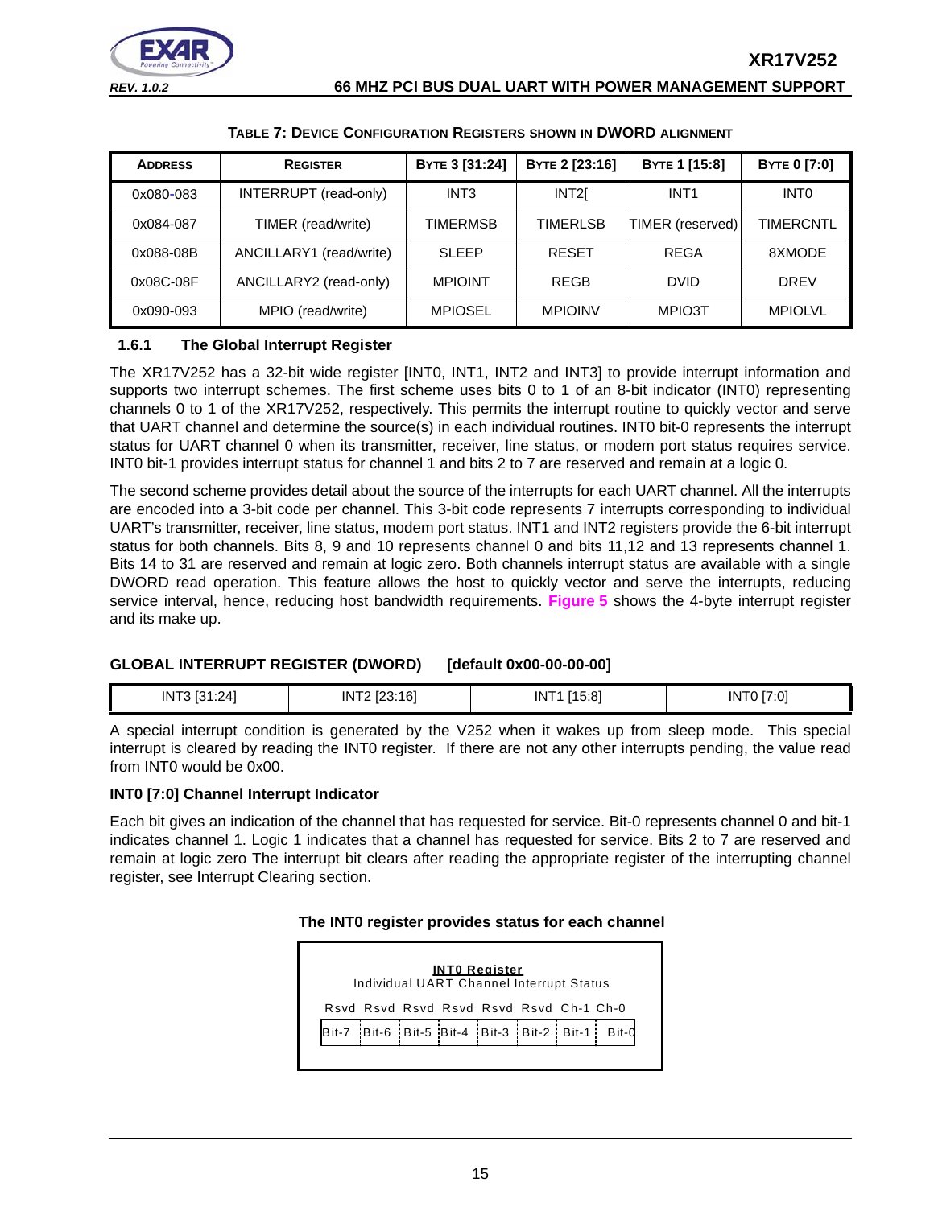**TABLE 7: DEVICE CONFIGURATION REGISTERS SHOWN IN DWORD ALIGNMENT**

| ADDRESS | REGISTER | BYTE 3 [31:24] | BYTE 2 [23:16] | BYTE 1 [15:8] | BYTE 0 [7:0] |
|---|---|---|---|---|---|
| 0x080-083 | INTERRUPT (read-only) | INT3 | INT2[ | INT1 | INT0 |
| 0x084-087 | TIMER (read/write) | TIMERMSB | TIMERLSB | TIMER (reserved) | TIMERCNTL |
| 0x088-08B | ANCILLARY1 (read/write) | SLEEP | RESET | REGA | 8XMODE |
| 0x08C-08F | ANCILLARY2 (read-only) | MPIOINT | REGB | DVID | DREV |
| 0x090-093 | MPIO (read/write) | MPIOSEL | MPIOINV | MPIO3T | MPIOLVL |

### 1.6.1 The Global Interrupt Register

The XR17V252 has a 32-bit wide register [INT0, INT1, INT2 and INT3] to provide interrupt information and supports two interrupt schemes. The first scheme uses bits 0 to 1 of an 8-bit indicator (INT0) representing channels 0 to 1 of the XR17V252, respectively. This permits the interrupt routine to quickly vector and serve that UART channel and determine the source(s) in each individual routines. INT0 bit-0 represents the interrupt status for UART channel 0 when its transmitter, receiver, line status, or modem port status requires service. INT0 bit-1 provides interrupt status for channel 1 and bits 2 to 7 are reserved and remain at a logic 0.

The second scheme provides detail about the source of the interrupts for each UART channel. All the interrupts are encoded into a 3-bit code per channel. This 3-bit code represents 7 interrupts corresponding to individual UART's transmitter, receiver, line status, modem port status. INT1 and INT2 registers provide the 6-bit interrupt status for both channels. Bits 8, 9 and 10 represents channel 0 and bits 11,12 and 13 represents channel 1. Bits 14 to 31 are reserved and remain at logic zero. Both channels interrupt status are available with a single DWORD read operation. This feature allows the host to quickly vector and serve the interrupts, reducing service interval, hence, reducing host bandwidth requirements. **Figure 5** shows the 4-byte interrupt register and its make up.

**GLOBAL INTERRUPT REGISTER (DWORD) [default 0x00-00-00-00]**

| INT3 [31:24] | INT2 [23:16] | INT1 [15:8] | INT0 [7:0] |
|---|---|---|---|

A special interrupt condition is generated by the V252 when it wakes up from sleep mode. This special interrupt is cleared by reading the INT0 register. If there are not any other interrupts pending, the value read from INT0 would be 0x00.

**INT0 [7:0] Channel Interrupt Indicator**

Each bit gives an indication of the channel that has requested for service. Bit-0 represents channel 0 and bit-1 indicates channel 1. Logic 1 indicates that a channel has requested for service. Bits 2 to 7 are reserved and remain at logic zero The interrupt bit clears after reading the appropriate register of the interrupting channel register, see Interrupt Clearing section.

**The INT0 register provides status for each channel**

**INT0 Register**
Individual UART Channel Interrupt Status

| Rsvd | Rsvd | Rsvd | Rsvd | Rsvd | Rsvd | Ch-1 | Ch-0 |
|---|---|---|---|---|---|---|---|
| Bit-7 | Bit-6 | Bit-5 | Bit-4 | Bit-3 | Bit-2 | Bit-1 | Bit-0 |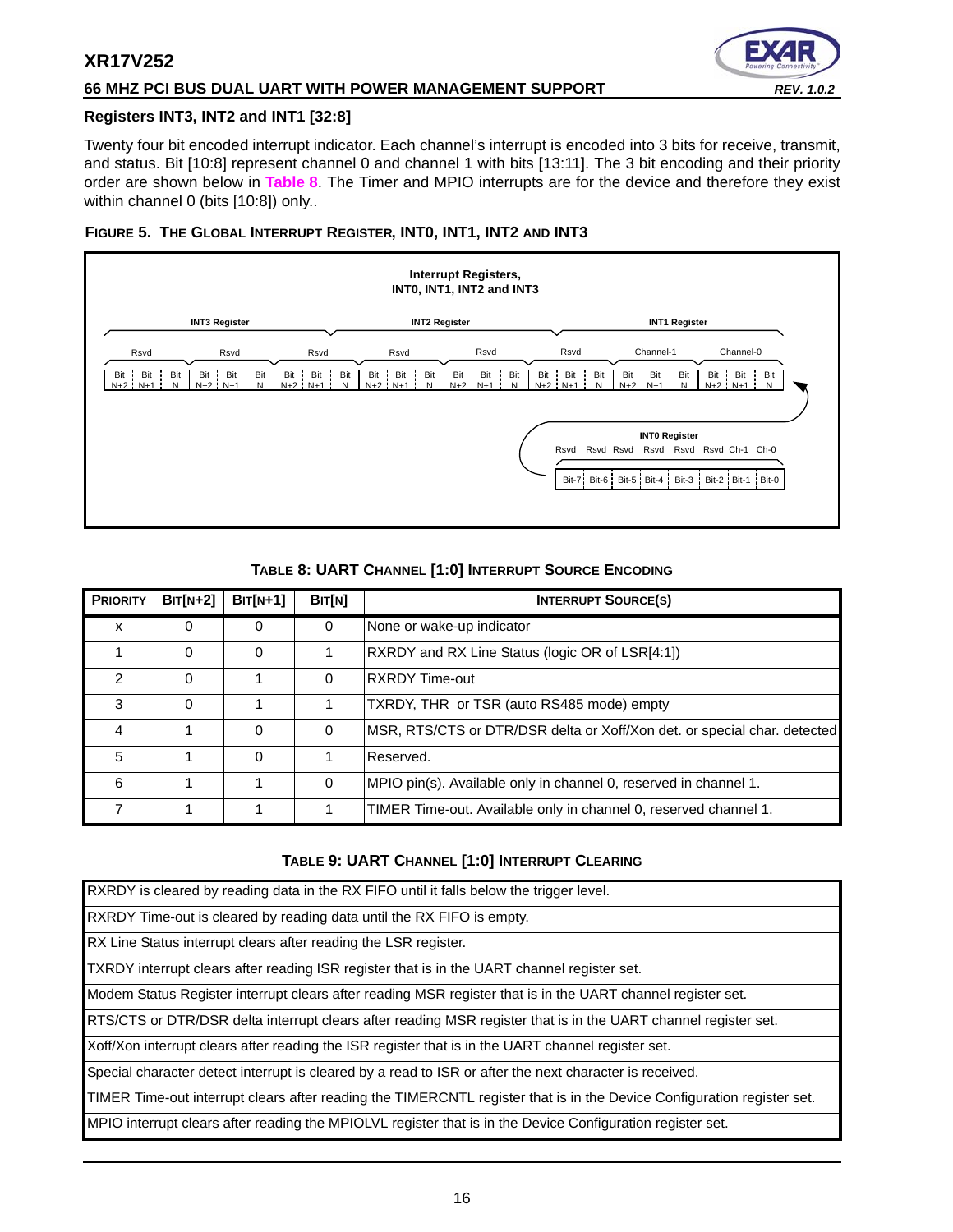### Registers INT3, INT2 and INT1 [32:8]

Twenty four bit encoded interrupt indicator. Each channel's interrupt is encoded into 3 bits for receive, transmit, and status. Bit [10:8] represent channel 0 and channel 1 with bits [13:11]. The 3 bit encoding and their priority order are shown below in **Table 8**. The Timer and MPIO interrupts are for the device and therefore they exist within channel 0 (bits [10:8]) only..

**FIGURE 5. THE GLOBAL INTERRUPT REGISTER, INT0, INT1, INT2 AND INT3**

Interrupt Registers, INT0, INT1, INT2 and INT3

| INT3 Register | | | | | | | | | INT2 Register | | | | | | | | | INT1 Register | | | | | | | | |
|---|---|---|---|---|---|---|---|---|---|---|---|---|---|---|---|---|---|---|---|---|---|---|---|---|---|---|
| Rsvd | | | Rsvd | | | Rsvd | | | Rsvd | | | Rsvd | | | Rsvd | | | Channel-1 | | | Channel-0 | | | | | |
| Bit N+2 | Bit N+1 | Bit N | Bit N+2 | Bit N+1 | Bit N | Bit N+2 | Bit N+1 | Bit N | Bit N+2 | Bit N+1 | Bit N | Bit N+2 | Bit N+1 | Bit N | Bit N+2 | Bit N+1 | Bit N | Bit N+2 | Bit N+1 | Bit N | Bit N+2 | Bit N+1 | Bit N | | | |

INT0 Register

| Rsvd | Rsvd | Rsvd | Rsvd | Rsvd | Rsvd | Ch-1 | Ch-0 |
|---|---|---|---|---|---|---|---|
| Bit-7 | Bit-6 | Bit-5 | Bit-4 | Bit-3 | Bit-2 | Bit-1 | Bit-0 |

**TABLE 8: UART CHANNEL [1:0] INTERRUPT SOURCE ENCODING**

| PRIORITY | BIT[N+2] | BIT[N+1] | BIT[N] | INTERRUPT SOURCE(S) |
|---|---|---|---|---|
| x | 0 | 0 | 0 | None or wake-up indicator |
| 1 | 0 | 0 | 1 | RXRDY and RX Line Status (logic OR of LSR[4:1]) |
| 2 | 0 | 1 | 0 | RXRDY Time-out |
| 3 | 0 | 1 | 1 | TXRDY, THR or TSR (auto RS485 mode) empty |
| 4 | 1 | 0 | 0 | MSR, RTS/CTS or DTR/DSR delta or Xoff/Xon det. or special char. detected |
| 5 | 1 | 0 | 1 | Reserved. |
| 6 | 1 | 1 | 0 | MPIO pin(s). Available only in channel 0, reserved in channel 1. |
| 7 | 1 | 1 | 1 | TIMER Time-out. Available only in channel 0, reserved channel 1. |

**TABLE 9: UART CHANNEL [1:0] INTERRUPT CLEARING**

| |
|---|
| RXRDY is cleared by reading data in the RX FIFO until it falls below the trigger level. |
| RXRDY Time-out is cleared by reading data until the RX FIFO is empty. |
| RX Line Status interrupt clears after reading the LSR register. |
| TXRDY interrupt clears after reading ISR register that is in the UART channel register set. |
| Modem Status Register interrupt clears after reading MSR register that is in the UART channel register set. |
| RTS/CTS or DTR/DSR delta interrupt clears after reading MSR register that is in the UART channel register set. |
| Xoff/Xon interrupt clears after reading the ISR register that is in the UART channel register set. |
| Special character detect interrupt is cleared by a read to ISR or after the next character is received. |
| TIMER Time-out interrupt clears after reading the TIMERCNTL register that is in the Device Configuration register set. |
| MPIO interrupt clears after reading the MPIOLVL register that is in the Device Configuration register set. |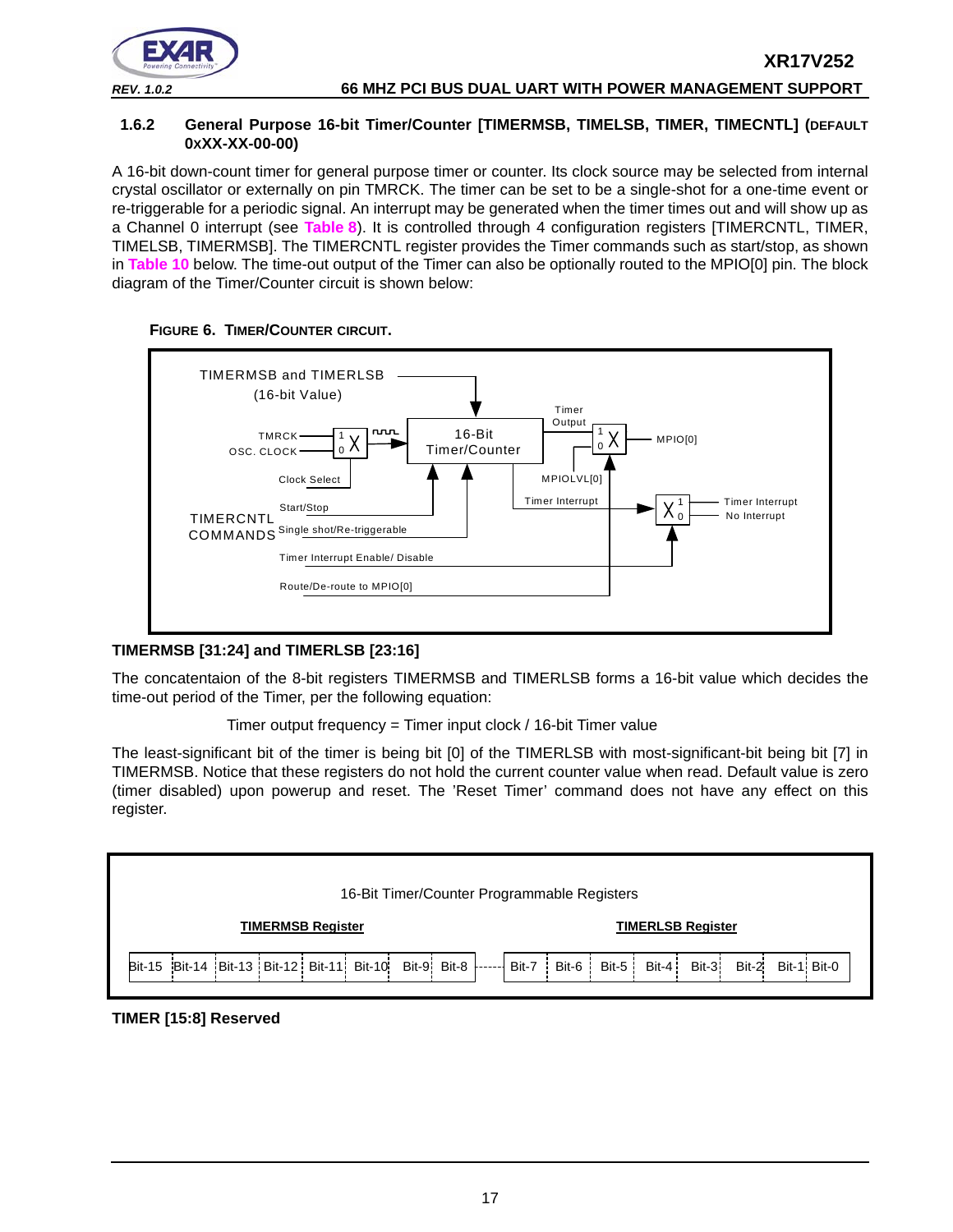### 1.6.2 General Purpose 16-bit Timer/Counter [TIMERMSB, TIMELSB, TIMER, TIMECNTL] (DEFAULT 0xXX-XX-00-00)

A 16-bit down-count timer for general purpose timer or counter. Its clock source may be selected from internal crystal oscillator or externally on pin TMRCK. The timer can be set to be a single-shot for a one-time event or re-triggerable for a periodic signal. An interrupt may be generated when the timer times out and will show up as a Channel 0 interrupt (see **Table 8**). It is controlled through 4 configuration registers [TIMERCNTL, TIMER, TIMELSB, TIMERMSB]. The TIMERCNTL register provides the Timer commands such as start/stop, as shown in **Table 10** below. The time-out output of the Timer can also be optionally routed to the MPIO[0] pin. The block diagram of the Timer/Counter circuit is shown below:

**FIGURE 6. TIMER/COUNTER CIRCUIT.**

TIMERMSB and TIMERLSB (16-bit Value)

TMRCK — 1 / OSC. CLOCK — 0 → 16-Bit Timer/Counter → Timer Output → 1 / MPIOLVL[0] → 0 → MPIO[0]

Clock Select

Timer Interrupt → 1 / 0 → Timer Interrupt / No Interrupt

TIMERCNTL COMMANDS: Start/Stop; Single shot/Re-triggerable; Timer Interrupt Enable/ Disable; Route/De-route to MPIO[0]

**TIMERMSB [31:24] and TIMERLSB [23:16]**

The concatentaion of the 8-bit registers TIMERMSB and TIMERLSB forms a 16-bit value which decides the time-out period of the Timer, per the following equation:

Timer output frequency = Timer input clock / 16-bit Timer value

The least-significant bit of the timer is being bit [0] of the TIMERLSB with most-significant-bit being bit [7] in TIMERMSB. Notice that these registers do not hold the current counter value when read. Default value is zero (timer disabled) upon powerup and reset. The 'Reset Timer' command does not have any effect on this register.

16-Bit Timer/Counter Programmable Registers

| TIMERMSB Register | | | | | | | | TIMERLSB Register | | | | | | | |
|---|---|---|---|---|---|---|---|---|---|---|---|---|---|---|---|
| Bit-15 | Bit-14 | Bit-13 | Bit-12 | Bit-11 | Bit-10 | Bit-9 | Bit-8 | Bit-7 | Bit-6 | Bit-5 | Bit-4 | Bit-3 | Bit-2 | Bit-1 | Bit-0 |

**TIMER [15:8] Reserved**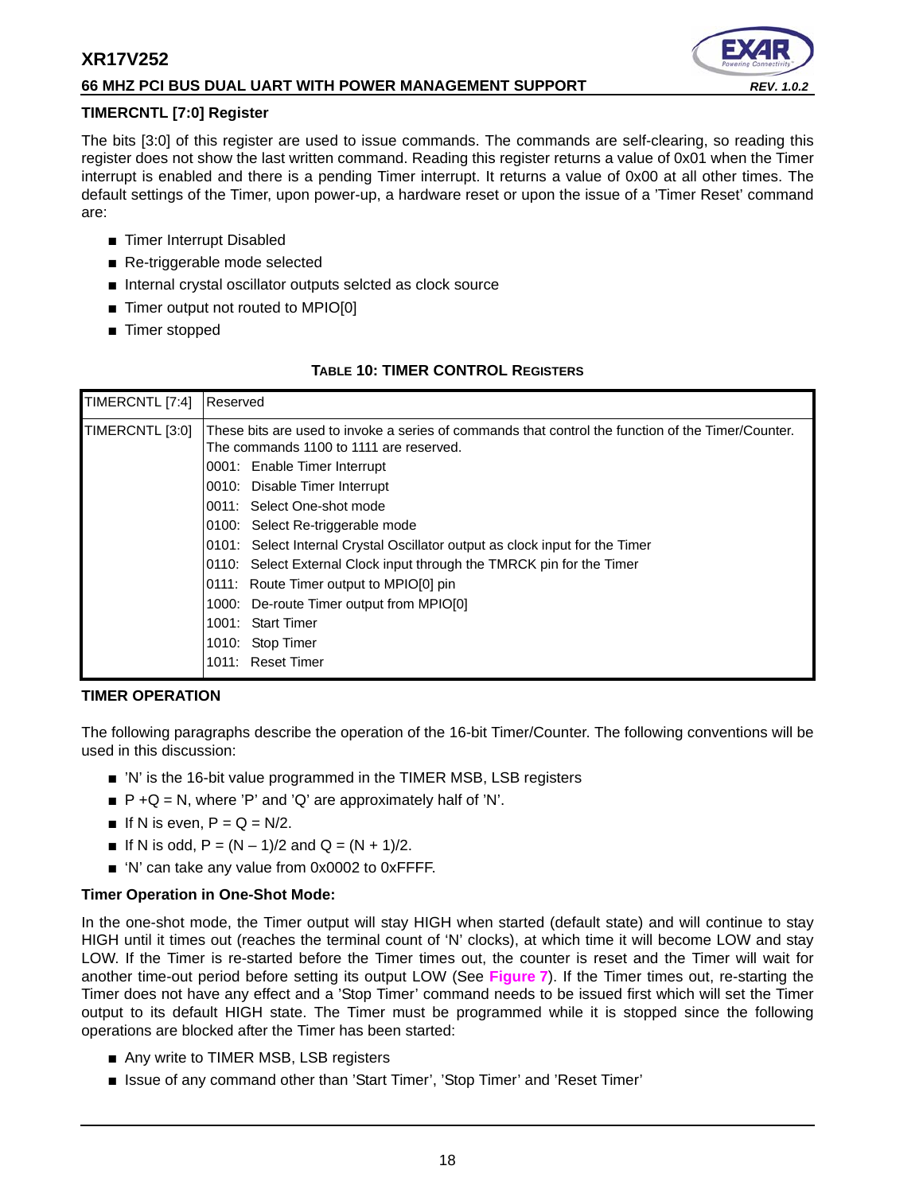### TIMERCNTL [7:0] Register

The bits [3:0] of this register are used to issue commands. The commands are self-clearing, so reading this register does not show the last written command. Reading this register returns a value of 0x01 when the Timer interrupt is enabled and there is a pending Timer interrupt. It returns a value of 0x00 at all other times. The default settings of the Timer, upon power-up, a hardware reset or upon the issue of a 'Timer Reset' command are:

- Timer Interrupt Disabled
- Re-triggerable mode selected
- Internal crystal oscillator outputs selcted as clock source
- Timer output not routed to MPIO[0]
- Timer stopped

**TABLE 10: TIMER CONTROL REGISTERS**

| | |
|---|---|
| TIMERCNTL [7:4] | Reserved |
| TIMERCNTL [3:0] | These bits are used to invoke a series of commands that control the function of the Timer/Counter. The commands 1100 to 1111 are reserved.<br>0001: Enable Timer Interrupt<br>0010: Disable Timer Interrupt<br>0011: Select One-shot mode<br>0100: Select Re-triggerable mode<br>0101: Select Internal Crystal Oscillator output as clock input for the Timer<br>0110: Select External Clock input through the TMRCK pin for the Timer<br>0111: Route Timer output to MPIO[0] pin<br>1000: De-route Timer output from MPIO[0]<br>1001: Start Timer<br>1010: Stop Timer<br>1011: Reset Timer |

### TIMER OPERATION

The following paragraphs describe the operation of the 16-bit Timer/Counter. The following conventions will be used in this discussion:

- 'N' is the 16-bit value programmed in the TIMER MSB, LSB registers
- P +Q = N, where 'P' and 'Q' are approximately half of 'N'.
- If N is even, P = Q = N/2.
- If N is odd, P = (N – 1)/2 and Q = (N + 1)/2.
- 'N' can take any value from 0x0002 to 0xFFFF.

**Timer Operation in One-Shot Mode:**

In the one-shot mode, the Timer output will stay HIGH when started (default state) and will continue to stay HIGH until it times out (reaches the terminal count of 'N' clocks), at which time it will become LOW and stay LOW. If the Timer is re-started before the Timer times out, the counter is reset and the Timer will wait for another time-out period before setting its output LOW (See **Figure 7**). If the Timer times out, re-starting the Timer does not have any effect and a 'Stop Timer' command needs to be issued first which will set the Timer output to its default HIGH state. The Timer must be programmed while it is stopped since the following operations are blocked after the Timer has been started:

- Any write to TIMER MSB, LSB registers
- Issue of any command other than 'Start Timer', 'Stop Timer' and 'Reset Timer'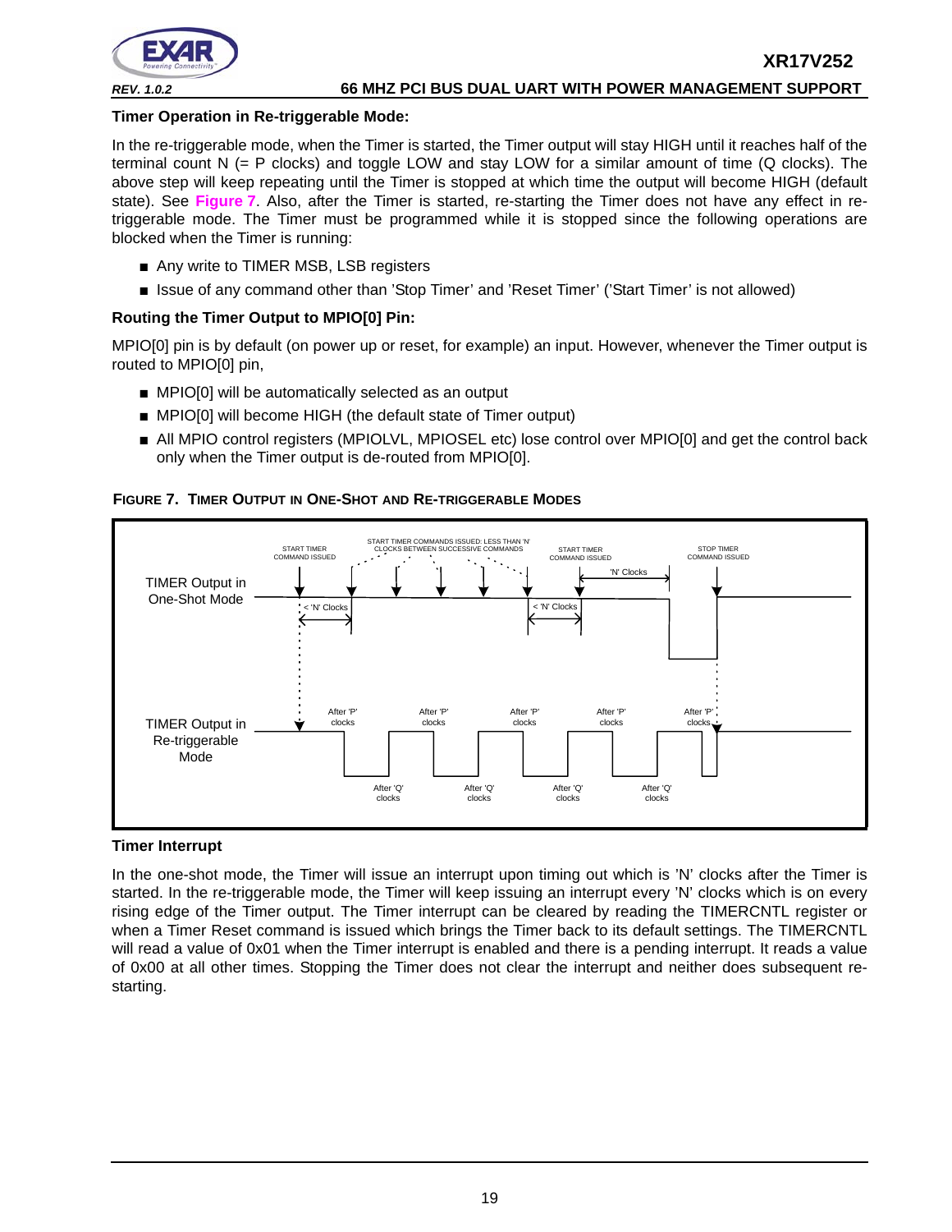#### Timer Operation in Re-triggerable Mode:

In the re-triggerable mode, when the Timer is started, the Timer output will stay HIGH until it reaches half of the terminal count N (= P clocks) and toggle LOW and stay LOW for a similar amount of time (Q clocks). The above step will keep repeating until the Timer is stopped at which time the output will become HIGH (default state). See **Figure 7**. Also, after the Timer is started, re-starting the Timer does not have any effect in re-triggerable mode. The Timer must be programmed while it is stopped since the following operations are blocked when the Timer is running:

- Any write to TIMER MSB, LSB registers
- Issue of any command other than 'Stop Timer' and 'Reset Timer' ('Start Timer' is not allowed)

#### Routing the Timer Output to MPIO[0] Pin:

MPIO[0] pin is by default (on power up or reset, for example) an input. However, whenever the Timer output is routed to MPIO[0] pin,

- MPIO[0] will be automatically selected as an output
- MPIO[0] will become HIGH (the default state of Timer output)
- All MPIO control registers (MPIOLVL, MPIOSEL etc) lose control over MPIO[0] and get the control back only when the Timer output is de-routed from MPIO[0].

**FIGURE 7. TIMER OUTPUT IN ONE-SHOT AND RE-TRIGGERABLE MODES**

#### Timer Interrupt

In the one-shot mode, the Timer will issue an interrupt upon timing out which is 'N' clocks after the Timer is started. In the re-triggerable mode, the Timer will keep issuing an interrupt every 'N' clocks which is on every rising edge of the Timer output. The Timer interrupt can be cleared by reading the TIMERCNTL register or when a Timer Reset command is issued which brings the Timer back to its default settings. The TIMERCNTL will read a value of 0x01 when the Timer interrupt is enabled and there is a pending interrupt. It reads a value of 0x00 at all other times. Stopping the Timer does not clear the interrupt and neither does subsequent re-starting.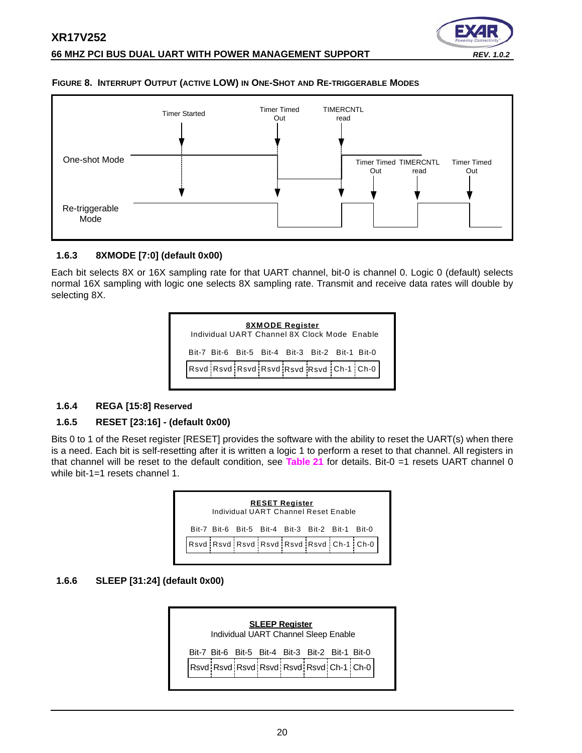**FIGURE 8. INTERRUPT OUTPUT (ACTIVE LOW) IN ONE-SHOT AND RE-TRIGGERABLE MODES**

### 1.6.3 8XMODE [7:0] (default 0x00)

Each bit selects 8X or 16X sampling rate for that UART channel, bit-0 is channel 0. Logic 0 (default) selects normal 16X sampling with logic one selects 8X sampling rate. Transmit and receive data rates will double by selecting 8X.

**8XMODE Register**
Individual UART Channel 8X Clock Mode Enable

| Bit-7 | Bit-6 | Bit-5 | Bit-4 | Bit-3 | Bit-2 | Bit-1 | Bit-0 |
|---|---|---|---|---|---|---|---|
| Rsvd | Rsvd | Rsvd | Rsvd | Rsvd | Rsvd | Ch-1 | Ch-0 |

### 1.6.4 REGA [15:8] Reserved

### 1.6.5 RESET [23:16] - (default 0x00)

Bits 0 to 1 of the Reset register [RESET] provides the software with the ability to reset the UART(s) when there is a need. Each bit is self-resetting after it is written a logic 1 to perform a reset to that channel. All registers in that channel will be reset to the default condition, see **Table 21** for details. Bit-0 =1 resets UART channel 0 while bit-1=1 resets channel 1.

**RESET Register**
Individual UART Channel Reset Enable

| Bit-7 | Bit-6 | Bit-5 | Bit-4 | Bit-3 | Bit-2 | Bit-1 | Bit-0 |
|---|---|---|---|---|---|---|---|
| Rsvd | Rsvd | Rsvd | Rsvd | Rsvd | Rsvd | Ch-1 | Ch-0 |

### 1.6.6 SLEEP [31:24] (default 0x00)

**SLEEP Register**
Individual UART Channel Sleep Enable

| Bit-7 | Bit-6 | Bit-5 | Bit-4 | Bit-3 | Bit-2 | Bit-1 | Bit-0 |
|---|---|---|---|---|---|---|---|
| Rsvd | Rsvd | Rsvd | Rsvd | Rsvd | Rsvd | Ch-1 | Ch-0 |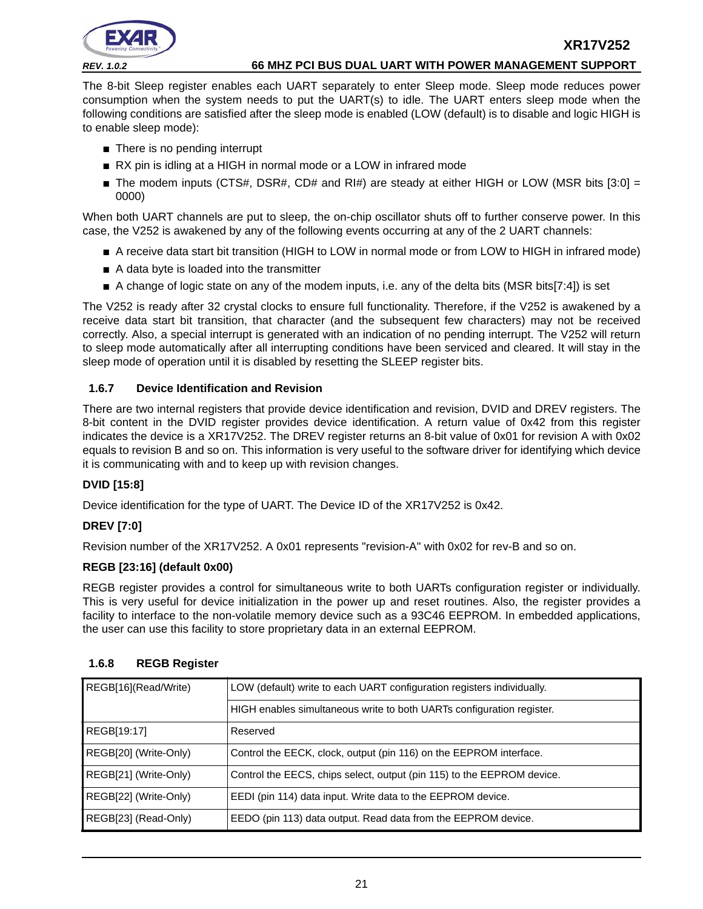The 8-bit Sleep register enables each UART separately to enter Sleep mode. Sleep mode reduces power consumption when the system needs to put the UART(s) to idle. The UART enters sleep mode when the following conditions are satisfied after the sleep mode is enabled (LOW (default) is to disable and logic HIGH is to enable sleep mode):

- There is no pending interrupt
- RX pin is idling at a HIGH in normal mode or a LOW in infrared mode
- The modem inputs (CTS#, DSR#, CD# and RI#) are steady at either HIGH or LOW (MSR bits [3:0] = 0000)

When both UART channels are put to sleep, the on-chip oscillator shuts off to further conserve power. In this case, the V252 is awakened by any of the following events occurring at any of the 2 UART channels:

- A receive data start bit transition (HIGH to LOW in normal mode or from LOW to HIGH in infrared mode)
- A data byte is loaded into the transmitter
- A change of logic state on any of the modem inputs, i.e. any of the delta bits (MSR bits[7:4]) is set

The V252 is ready after 32 crystal clocks to ensure full functionality. Therefore, if the V252 is awakened by a receive data start bit transition, that character (and the subsequent few characters) may not be received correctly. Also, a special interrupt is generated with an indication of no pending interrupt. The V252 will return to sleep mode automatically after all interrupting conditions have been serviced and cleared. It will stay in the sleep mode of operation until it is disabled by resetting the SLEEP register bits.

### 1.6.7 Device Identification and Revision

There are two internal registers that provide device identification and revision, DVID and DREV registers. The 8-bit content in the DVID register provides device identification. A return value of 0x42 from this register indicates the device is a XR17V252. The DREV register returns an 8-bit value of 0x01 for revision A with 0x02 equals to revision B and so on. This information is very useful to the software driver for identifying which device it is communicating with and to keep up with revision changes.

**DVID [15:8]**

Device identification for the type of UART. The Device ID of the XR17V252 is 0x42.

**DREV [7:0]**

Revision number of the XR17V252. A 0x01 represents "revision-A" with 0x02 for rev-B and so on.

**REGB [23:16] (default 0x00)**

REGB register provides a control for simultaneous write to both UARTs configuration register or individually. This is very useful for device initialization in the power up and reset routines. Also, the register provides a facility to interface to the non-volatile memory device such as a 93C46 EEPROM. In embedded applications, the user can use this facility to store proprietary data in an external EEPROM.

### 1.6.8 REGB Register

| | |
|---|---|
| REGB[16](Read/Write) | LOW (default) write to each UART configuration registers individually. |
| | HIGH enables simultaneous write to both UARTs configuration register. |
| REGB[19:17] | Reserved |
| REGB[20] (Write-Only) | Control the EECK, clock, output (pin 116) on the EEPROM interface. |
| REGB[21] (Write-Only) | Control the EECS, chips select, output (pin 115) to the EEPROM device. |
| REGB[22] (Write-Only) | EEDI (pin 114) data input. Write data to the EEPROM device. |
| REGB[23] (Read-Only) | EEDO (pin 113) data output. Read data from the EEPROM device. |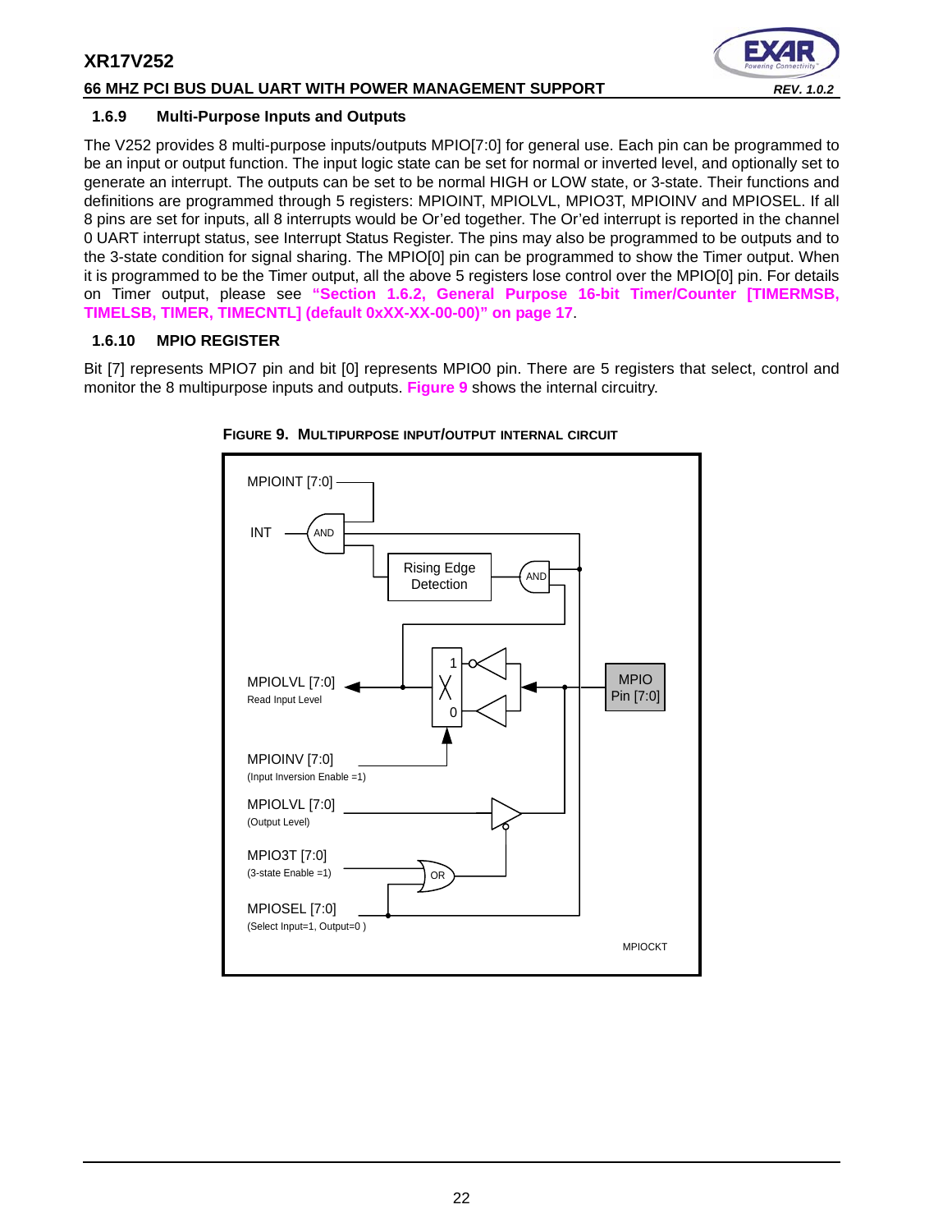### 1.6.9 Multi-Purpose Inputs and Outputs

The V252 provides 8 multi-purpose inputs/outputs MPIO[7:0] for general use. Each pin can be programmed to be an input or output function. The input logic state can be set for normal or inverted level, and optionally set to generate an interrupt. The outputs can be set to be normal HIGH or LOW state, or 3-state. Their functions and definitions are programmed through 5 registers: MPIOINT, MPIOLVL, MPIO3T, MPIOINV and MPIOSEL. If all 8 pins are set for inputs, all 8 interrupts would be Or'ed together. The Or'ed interrupt is reported in the channel 0 UART interrupt status, see Interrupt Status Register. The pins may also be programmed to be outputs and to the 3-state condition for signal sharing. The MPIO[0] pin can be programmed to show the Timer output. When it is programmed to be the Timer output, all the above 5 registers lose control over the MPIO[0] pin. For details on Timer output, please see **"Section 1.6.2, General Purpose 16-bit Timer/Counter [TIMERMSB, TIMELSB, TIMER, TIMECNTL] (default 0xXX-XX-00-00)" on page 17**.

### 1.6.10 MPIO REGISTER

Bit [7] represents MPIO7 pin and bit [0] represents MPIO0 pin. There are 5 registers that select, control and monitor the 8 multipurpose inputs and outputs. **Figure 9** shows the internal circuitry.

**FIGURE 9. MULTIPURPOSE INPUT/OUTPUT INTERNAL CIRCUIT**

MPIOINT [7:0]
INT
AND
Rising Edge Detection
AND
MPIOLVL [7:0]
Read Input Level
1
0
MPIO Pin [7:0]
MPIOINV [7:0]
(Input Inversion Enable =1)
MPIOLVL [7:0]
(Output Level)
MPIO3T [7:0]
(3-state Enable =1)
OR
MPIOSEL [7:0]
(Select Input=1, Output=0 )
MPIOCKT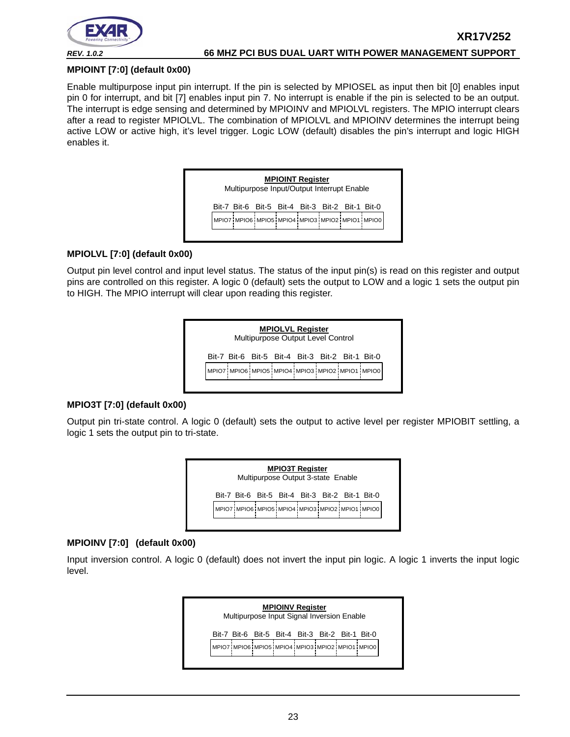**MPIOINT [7:0] (default 0x00)**

Enable multipurpose input pin interrupt. If the pin is selected by MPIOSEL as input then bit [0] enables input pin 0 for interrupt, and bit [7] enables input pin 7. No interrupt is enable if the pin is selected to be an output. The interrupt is edge sensing and determined by MPIOINV and MPIOLVL registers. The MPIO interrupt clears after a read to register MPIOLVL. The combination of MPIOLVL and MPIOINV determines the interrupt being active LOW or active high, it's level trigger. Logic LOW (default) disables the pin's interrupt and logic HIGH enables it.

**MPIOINT Register**
Multipurpose Input/Output Interrupt Enable

| Bit-7 | Bit-6 | Bit-5 | Bit-4 | Bit-3 | Bit-2 | Bit-1 | Bit-0 |
|---|---|---|---|---|---|---|---|
| MPIO7 | MPIO6 | MPIO5 | MPIO4 | MPIO3 | MPIO2 | MPIO1 | MPIO0 |

**MPIOLVL [7:0] (default 0x00)**

Output pin level control and input level status. The status of the input pin(s) is read on this register and output pins are controlled on this register. A logic 0 (default) sets the output to LOW and a logic 1 sets the output pin to HIGH. The MPIO interrupt will clear upon reading this register.

**MPIOLVL Register**
Multipurpose Output Level Control

| Bit-7 | Bit-6 | Bit-5 | Bit-4 | Bit-3 | Bit-2 | Bit-1 | Bit-0 |
|---|---|---|---|---|---|---|---|
| MPIO7 | MPIO6 | MPIO5 | MPIO4 | MPIO3 | MPIO2 | MPIO1 | MPIO0 |

**MPIO3T [7:0] (default 0x00)**

Output pin tri-state control. A logic 0 (default) sets the output to active level per register MPIOBIT settling, a logic 1 sets the output pin to tri-state.

**MPIO3T Register**
Multipurpose Output 3-state Enable

| Bit-7 | Bit-6 | Bit-5 | Bit-4 | Bit-3 | Bit-2 | Bit-1 | Bit-0 |
|---|---|---|---|---|---|---|---|
| MPIO7 | MPIO6 | MPIO5 | MPIO4 | MPIO3 | MPIO2 | MPIO1 | MPIO0 |

**MPIOINV [7:0] (default 0x00)**

Input inversion control. A logic 0 (default) does not invert the input pin logic. A logic 1 inverts the input logic level.

**MPIOINV Register**
Multipurpose Input Signal Inversion Enable

| Bit-7 | Bit-6 | Bit-5 | Bit-4 | Bit-3 | Bit-2 | Bit-1 | Bit-0 |
|---|---|---|---|---|---|---|---|
| MPIO7 | MPIO6 | MPIO5 | MPIO4 | MPIO3 | MPIO2 | MPIO1 | MPIO0 |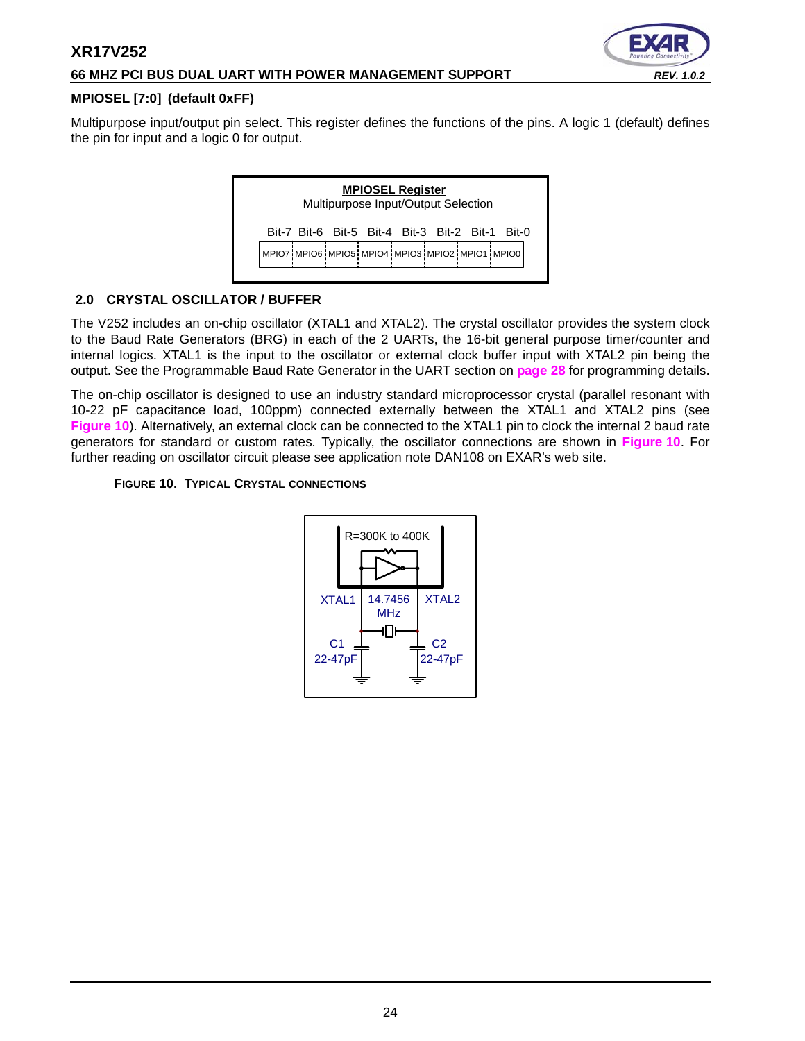### MPIOSEL [7:0] (default 0xFF)

Multipurpose input/output pin select. This register defines the functions of the pins. A logic 1 (default) defines the pin for input and a logic 0 for output.

**MPIOSEL Register**
Multipurpose Input/Output Selection

| Bit-7 | Bit-6 | Bit-5 | Bit-4 | Bit-3 | Bit-2 | Bit-1 | Bit-0 |
|---|---|---|---|---|---|---|---|
| MPIO7 | MPIO6 | MPIO5 | MPIO4 | MPIO3 | MPIO2 | MPIO1 | MPIO0 |

## 2.0 CRYSTAL OSCILLATOR / BUFFER

The V252 includes an on-chip oscillator (XTAL1 and XTAL2). The crystal oscillator provides the system clock to the Baud Rate Generators (BRG) in each of the 2 UARTs, the 16-bit general purpose timer/counter and internal logics. XTAL1 is the input to the oscillator or external clock buffer input with XTAL2 pin being the output. See the Programmable Baud Rate Generator in the UART section on **page 28** for programming details.

The on-chip oscillator is designed to use an industry standard microprocessor crystal (parallel resonant with 10-22 pF capacitance load, 100ppm) connected externally between the XTAL1 and XTAL2 pins (see **Figure 10**). Alternatively, an external clock can be connected to the XTAL1 pin to clock the internal 2 baud rate generators for standard or custom rates. Typically, the oscillator connections are shown in **Figure 10**. For further reading on oscillator circuit please see application note DAN108 on EXAR's web site.

**FIGURE 10. TYPICAL CRYSTAL CONNECTIONS**

R=300K to 400K

XTAL1 14.7456 MHz XTAL2

C1 22-47pF C2 22-47pF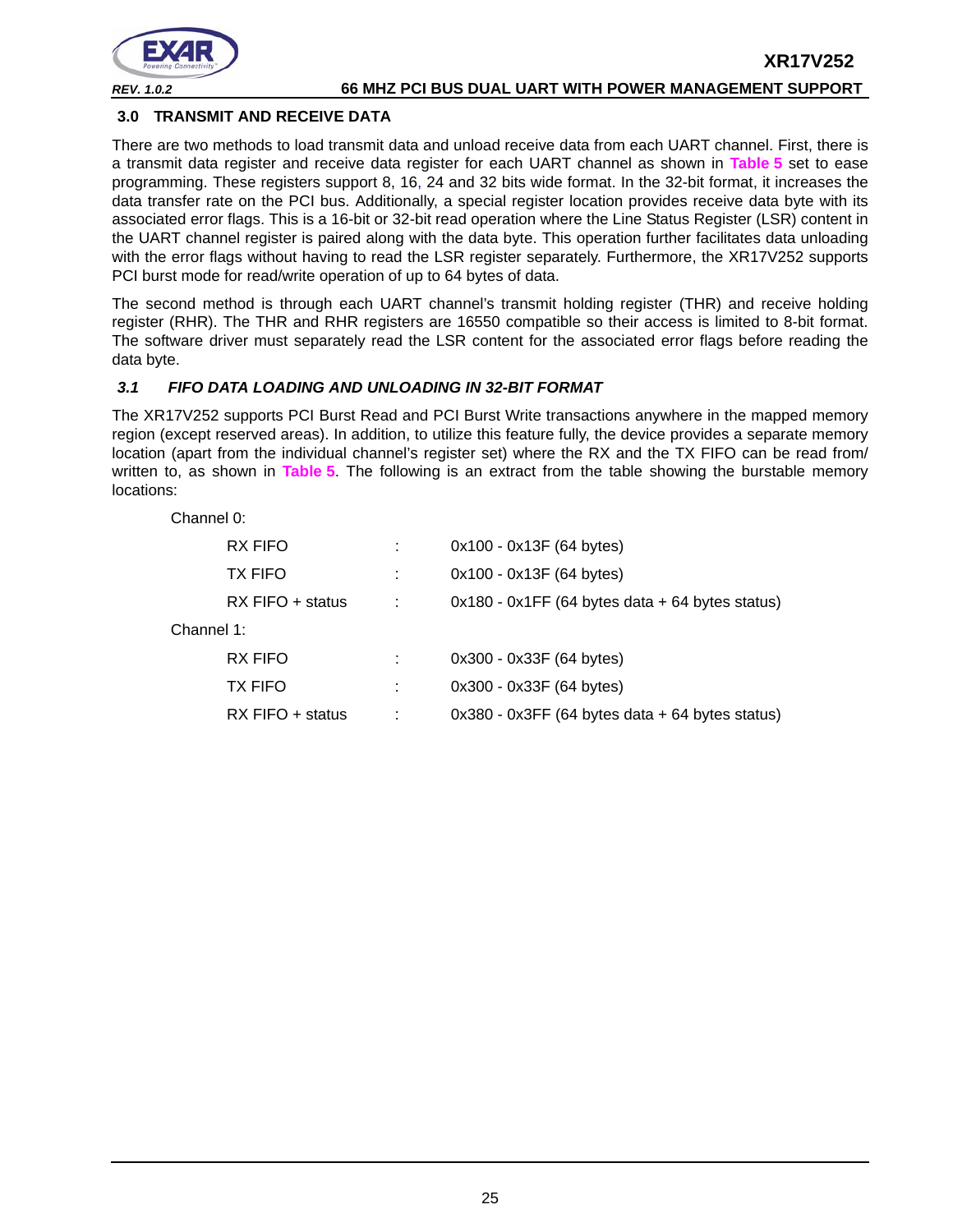## 3.0 TRANSMIT AND RECEIVE DATA

There are two methods to load transmit data and unload receive data from each UART channel. First, there is a transmit data register and receive data register for each UART channel as shown in **Table 5** set to ease programming. These registers support 8, 16, 24 and 32 bits wide format. In the 32-bit format, it increases the data transfer rate on the PCI bus. Additionally, a special register location provides receive data byte with its associated error flags. This is a 16-bit or 32-bit read operation where the Line Status Register (LSR) content in the UART channel register is paired along with the data byte. This operation further facilitates data unloading with the error flags without having to read the LSR register separately. Furthermore, the XR17V252 supports PCI burst mode for read/write operation of up to 64 bytes of data.

The second method is through each UART channel's transmit holding register (THR) and receive holding register (RHR). The THR and RHR registers are 16550 compatible so their access is limited to 8-bit format. The software driver must separately read the LSR content for the associated error flags before reading the data byte.

### *3.1 FIFO DATA LOADING AND UNLOADING IN 32-BIT FORMAT*

The XR17V252 supports PCI Burst Read and PCI Burst Write transactions anywhere in the mapped memory region (except reserved areas). In addition, to utilize this feature fully, the device provides a separate memory location (apart from the individual channel's register set) where the RX and the TX FIFO can be read from/ written to, as shown in **Table 5**. The following is an extract from the table showing the burstable memory locations:

Channel 0:

| | | |
|---|---|---|
| RX FIFO | : | 0x100 - 0x13F (64 bytes) |
| TX FIFO | : | 0x100 - 0x13F (64 bytes) |
| RX FIFO + status | : | 0x180 - 0x1FF (64 bytes data + 64 bytes status) |

Channel 1:

| | | |
|---|---|---|
| RX FIFO | : | 0x300 - 0x33F (64 bytes) |
| TX FIFO | : | 0x300 - 0x33F (64 bytes) |
| RX FIFO + status | : | 0x380 - 0x3FF (64 bytes data + 64 bytes status) |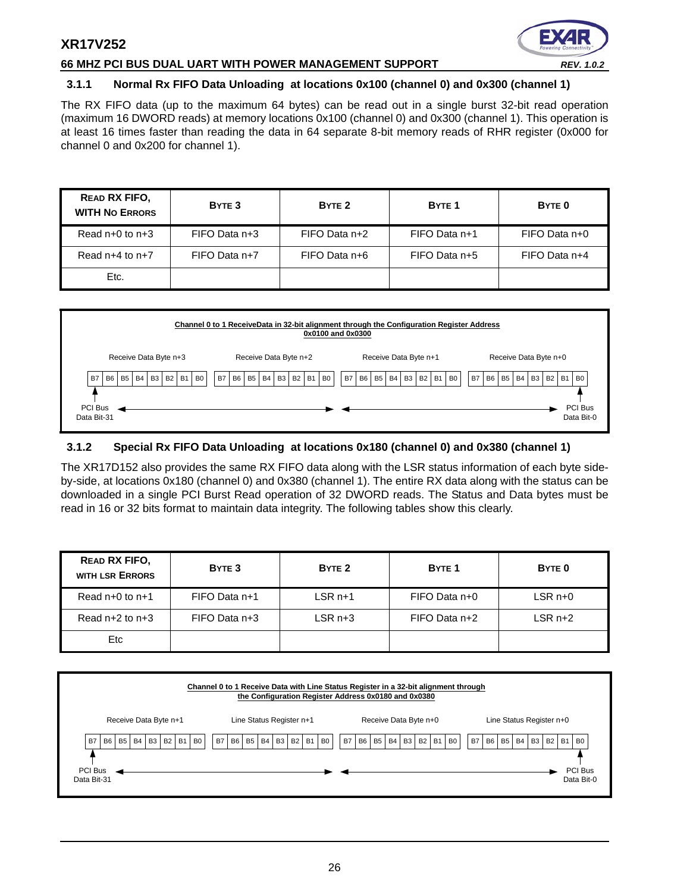### 3.1.1 Normal Rx FIFO Data Unloading at locations 0x100 (channel 0) and 0x300 (channel 1)

The RX FIFO data (up to the maximum 64 bytes) can be read out in a single burst 32-bit read operation (maximum 16 DWORD reads) at memory locations 0x100 (channel 0) and 0x300 (channel 1). This operation is at least 16 times faster than reading the data in 64 separate 8-bit memory reads of RHR register (0x000 for channel 0 and 0x200 for channel 1).

| READ RX FIFO, WITH NO ERRORS | BYTE 3 | BYTE 2 | BYTE 1 | BYTE 0 |
|---|---|---|---|---|
| Read n+0 to n+3 | FIFO Data n+3 | FIFO Data n+2 | FIFO Data n+1 | FIFO Data n+0 |
| Read n+4 to n+7 | FIFO Data n+7 | FIFO Data n+6 | FIFO Data n+5 | FIFO Data n+4 |
| Etc. | | | | |

**Channel 0 to 1 ReceiveData in 32-bit alignment through the Configuration Register Address 0x0100 and 0x0300**

| Receive Data Byte n+3 | Receive Data Byte n+2 | Receive Data Byte n+1 | Receive Data Byte n+0 |
|---|---|---|---|
| B7 B6 B5 B4 B3 B2 B1 B0 | B7 B6 B5 B4 B3 B2 B1 B0 | B7 B6 B5 B4 B3 B2 B1 B0 | B7 B6 B5 B4 B3 B2 B1 B0 |

PCI Bus Data Bit-31 ◄──────► PCI Bus Data Bit-0

### 3.1.2 Special Rx FIFO Data Unloading at locations 0x180 (channel 0) and 0x380 (channel 1)

The XR17D152 also provides the same RX FIFO data along with the LSR status information of each byte side-by-side, at locations 0x180 (channel 0) and 0x380 (channel 1). The entire RX data along with the status can be downloaded in a single PCI Burst Read operation of 32 DWORD reads. The Status and Data bytes must be read in 16 or 32 bits format to maintain data integrity. The following tables show this clearly.

| READ RX FIFO, WITH LSR ERRORS | BYTE 3 | BYTE 2 | BYTE 1 | BYTE 0 |
|---|---|---|---|---|
| Read n+0 to n+1 | FIFO Data n+1 | LSR n+1 | FIFO Data n+0 | LSR n+0 |
| Read n+2 to n+3 | FIFO Data n+3 | LSR n+3 | FIFO Data n+2 | LSR n+2 |
| Etc | | | | |

**Channel 0 to 1 Receive Data with Line Status Register in a 32-bit alignment through the Configuration Register Address 0x0180 and 0x0380**

| Receive Data Byte n+1 | Line Status Register n+1 | Receive Data Byte n+0 | Line Status Register n+0 |
|---|---|---|---|
| B7 B6 B5 B4 B3 B2 B1 B0 | B7 B6 B5 B4 B3 B2 B1 B0 | B7 B6 B5 B4 B3 B2 B1 B0 | B7 B6 B5 B4 B3 B2 B1 B0 |

PCI Bus Data Bit-31 ◄──────► PCI Bus Data Bit-0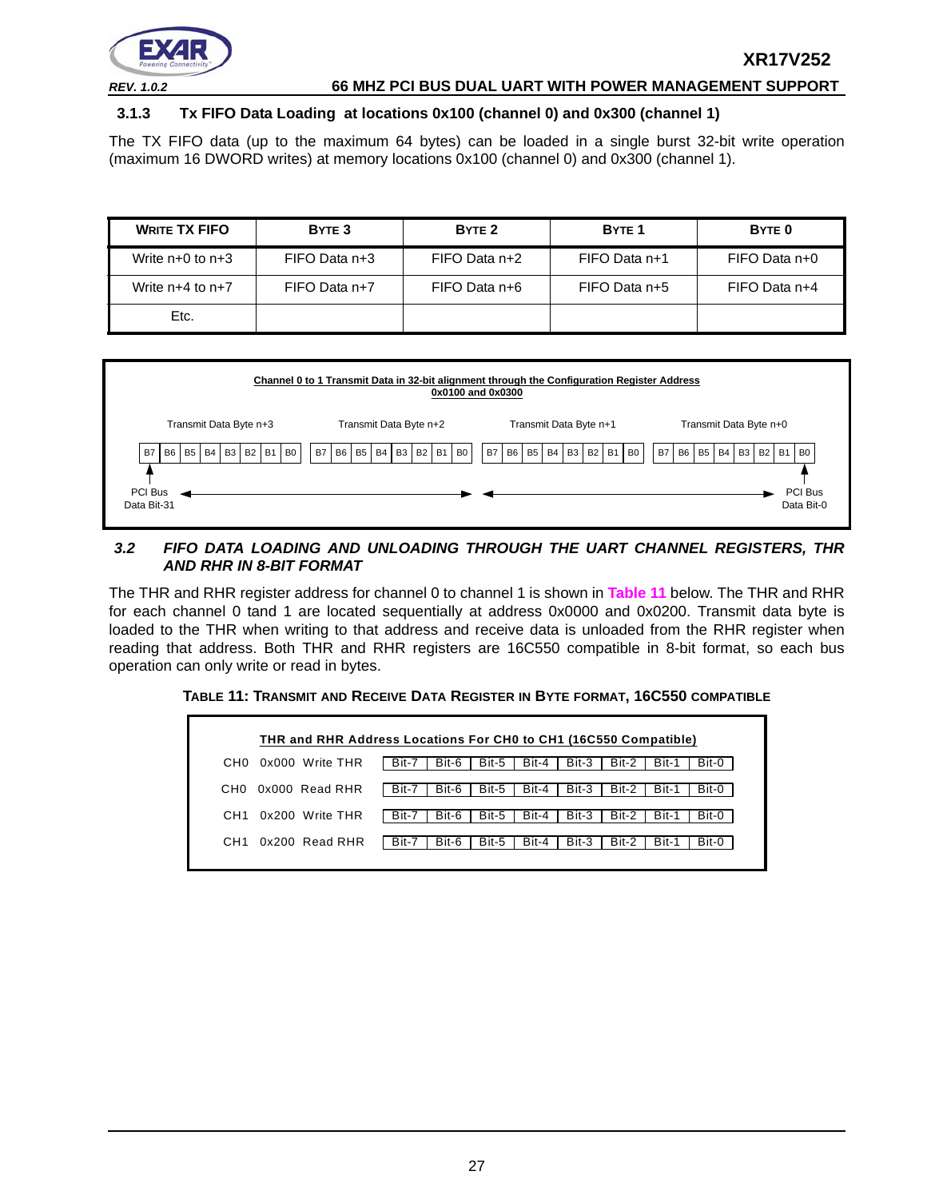### 3.1.3 Tx FIFO Data Loading at locations 0x100 (channel 0) and 0x300 (channel 1)

The TX FIFO data (up to the maximum 64 bytes) can be loaded in a single burst 32-bit write operation (maximum 16 DWORD writes) at memory locations 0x100 (channel 0) and 0x300 (channel 1).

| WRITE TX FIFO | BYTE 3 | BYTE 2 | BYTE 1 | BYTE 0 |
|---|---|---|---|---|
| Write n+0 to n+3 | FIFO Data n+3 | FIFO Data n+2 | FIFO Data n+1 | FIFO Data n+0 |
| Write n+4 to n+7 | FIFO Data n+7 | FIFO Data n+6 | FIFO Data n+5 | FIFO Data n+4 |
| Etc. | | | | |

**Channel 0 to 1 Transmit Data in 32-bit alignment through the Configuration Register Address 0x0100 and 0x0300**

| Transmit Data Byte n+3 | Transmit Data Byte n+2 | Transmit Data Byte n+1 | Transmit Data Byte n+0 |
|---|---|---|---|
| B7 B6 B5 B4 B3 B2 B1 B0 | B7 B6 B5 B4 B3 B2 B1 B0 | B7 B6 B5 B4 B3 B2 B1 B0 | B7 B6 B5 B4 B3 B2 B1 B0 |

PCI Bus Data Bit-31 ... PCI Bus Data Bit-0

### 3.2 *FIFO DATA LOADING AND UNLOADING THROUGH THE UART CHANNEL REGISTERS, THR AND RHR IN 8-BIT FORMAT*

The THR and RHR register address for channel 0 to channel 1 is shown in **Table 11** below. The THR and RHR for each channel 0 tand 1 are located sequentially at address 0x0000 and 0x0200. Transmit data byte is loaded to the THR when writing to that address and receive data is unloaded from the RHR register when reading that address. Both THR and RHR registers are 16C550 compatible in 8-bit format, so each bus operation can only write or read in bytes.

**TABLE 11: TRANSMIT AND RECEIVE DATA REGISTER IN BYTE FORMAT, 16C550 COMPATIBLE**

**THR and RHR Address Locations For CH0 to CH1 (16C550 Compatible)**

| Channel | Address | Operation | | | | | | | | |
|---|---|---|---|---|---|---|---|---|---|---|
| CH0 | 0x000 | Write THR | Bit-7 | Bit-6 | Bit-5 | Bit-4 | Bit-3 | Bit-2 | Bit-1 | Bit-0 |
| CH0 | 0x000 | Read RHR | Bit-7 | Bit-6 | Bit-5 | Bit-4 | Bit-3 | Bit-2 | Bit-1 | Bit-0 |
| CH1 | 0x200 | Write THR | Bit-7 | Bit-6 | Bit-5 | Bit-4 | Bit-3 | Bit-2 | Bit-1 | Bit-0 |
| CH1 | 0x200 | Read RHR | Bit-7 | Bit-6 | Bit-5 | Bit-4 | Bit-3 | Bit-2 | Bit-1 | Bit-0 |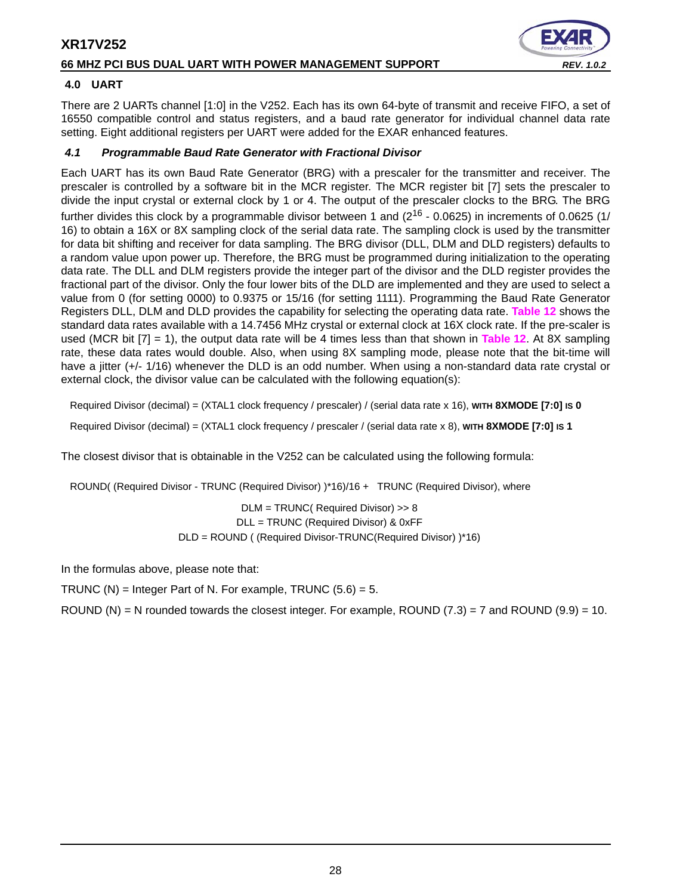## 4.0 UART

There are 2 UARTs channel [1:0] in the V252. Each has its own 64-byte of transmit and receive FIFO, a set of 16550 compatible control and status registers, and a baud rate generator for individual channel data rate setting. Eight additional registers per UART were added for the EXAR enhanced features.

### *4.1 Programmable Baud Rate Generator with Fractional Divisor*

Each UART has its own Baud Rate Generator (BRG) with a prescaler for the transmitter and receiver. The prescaler is controlled by a software bit in the MCR register. The MCR register bit [7] sets the prescaler to divide the input crystal or external clock by 1 or 4. The output of the prescaler clocks to the BRG. The BRG further divides this clock by a programmable divisor between 1 and ($2^{16}$ - 0.0625) in increments of 0.0625 (1/16) to obtain a 16X or 8X sampling clock of the serial data rate. The sampling clock is used by the transmitter for data bit shifting and receiver for data sampling. The BRG divisor (DLL, DLM and DLD registers) defaults to a random value upon power up. Therefore, the BRG must be programmed during initialization to the operating data rate. The DLL and DLM registers provide the integer part of the divisor and the DLD register provides the fractional part of the divisor. Only the four lower bits of the DLD are implemented and they are used to select a value from 0 (for setting 0000) to 0.9375 or 15/16 (for setting 1111). Programming the Baud Rate Generator Registers DLL, DLM and DLD provides the capability for selecting the operating data rate. **Table 12** shows the standard data rates available with a 14.7456 MHz crystal or external clock at 16X clock rate. If the pre-scaler is used (MCR bit [7] = 1), the output data rate will be 4 times less than that shown in **Table 12**. At 8X sampling rate, these data rates would double. Also, when using 8X sampling mode, please note that the bit-time will have a jitter (+/- 1/16) whenever the DLD is an odd number. When using a non-standard data rate crystal or external clock, the divisor value can be calculated with the following equation(s):

Required Divisor (decimal) = (XTAL1 clock frequency / prescaler) / (serial data rate x 16), **WITH 8XMODE [7:0] IS 0**

Required Divisor (decimal) = (XTAL1 clock frequency / prescaler / (serial data rate x 8), **WITH 8XMODE [7:0] IS 1**

The closest divisor that is obtainable in the V252 can be calculated using the following formula:

ROUND( (Required Divisor - TRUNC (Required Divisor) )*16)/16 + TRUNC (Required Divisor), where

DLM = TRUNC( Required Divisor) >> 8
DLL = TRUNC (Required Divisor) & 0xFF
DLD = ROUND ( (Required Divisor-TRUNC(Required Divisor) )*16)

In the formulas above, please note that:

TRUNC (N) = Integer Part of N. For example, TRUNC (5.6) = 5.

ROUND (N) = N rounded towards the closest integer. For example, ROUND (7.3) = 7 and ROUND (9.9) = 10.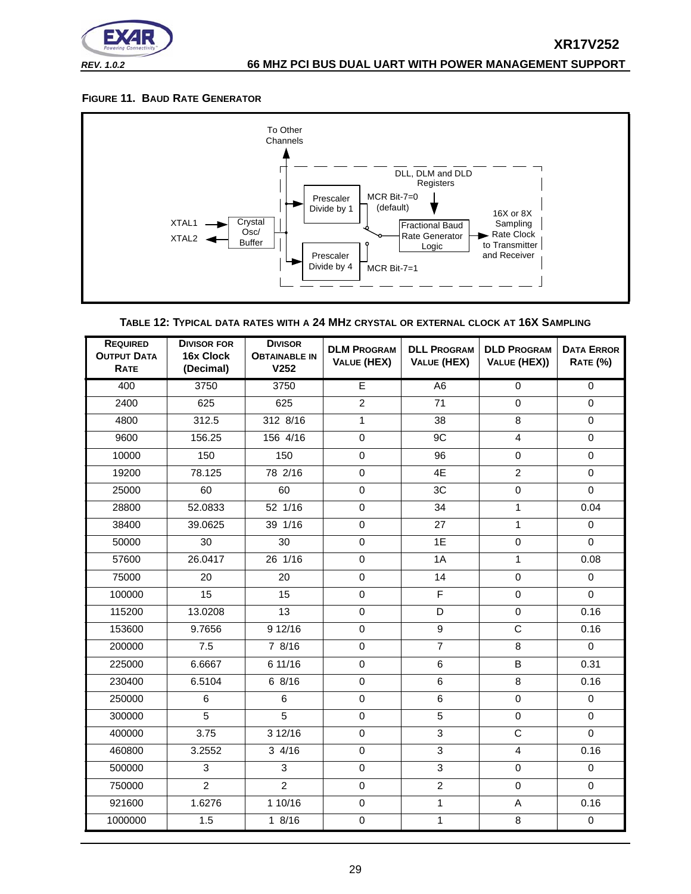**FIGURE 11. BAUD RATE GENERATOR**

To Other Channels

DLL, DLM and DLD Registers

Prescaler Divide by 1

MCR Bit-7=0 (default)

XTAL1

XTAL2

Crystal Osc/ Buffer

Fractional Baud Rate Generator Logic

16X or 8X Sampling Rate Clock to Transmitter and Receiver

Prescaler Divide by 4

MCR Bit-7=1

**TABLE 12: TYPICAL DATA RATES WITH A 24 MHZ CRYSTAL OR EXTERNAL CLOCK AT 16X SAMPLING**

| REQUIRED OUTPUT DATA RATE | DIVISOR FOR 16x Clock (Decimal) | DIVISOR OBTAINABLE IN V252 | DLM PROGRAM VALUE (HEX) | DLL PROGRAM VALUE (HEX) | DLD PROGRAM VALUE (HEX)) | DATA ERROR RATE (%) |
|---|---|---|---|---|---|---|
| 400 | 3750 | 3750 | E | A6 | 0 | 0 |
| 2400 | 625 | 625 | 2 | 71 | 0 | 0 |
| 4800 | 312.5 | 312 8/16 | 1 | 38 | 8 | 0 |
| 9600 | 156.25 | 156 4/16 | 0 | 9C | 4 | 0 |
| 10000 | 150 | 150 | 0 | 96 | 0 | 0 |
| 19200 | 78.125 | 78 2/16 | 0 | 4E | 2 | 0 |
| 25000 | 60 | 60 | 0 | 3C | 0 | 0 |
| 28800 | 52.0833 | 52 1/16 | 0 | 34 | 1 | 0.04 |
| 38400 | 39.0625 | 39 1/16 | 0 | 27 | 1 | 0 |
| 50000 | 30 | 30 | 0 | 1E | 0 | 0 |
| 57600 | 26.0417 | 26 1/16 | 0 | 1A | 1 | 0.08 |
| 75000 | 20 | 20 | 0 | 14 | 0 | 0 |
| 100000 | 15 | 15 | 0 | F | 0 | 0 |
| 115200 | 13.0208 | 13 | 0 | D | 0 | 0.16 |
| 153600 | 9.7656 | 9 12/16 | 0 | 9 | C | 0.16 |
| 200000 | 7.5 | 7 8/16 | 0 | 7 | 8 | 0 |
| 225000 | 6.6667 | 6 11/16 | 0 | 6 | B | 0.31 |
| 230400 | 6.5104 | 6 8/16 | 0 | 6 | 8 | 0.16 |
| 250000 | 6 | 6 | 0 | 6 | 0 | 0 |
| 300000 | 5 | 5 | 0 | 5 | 0 | 0 |
| 400000 | 3.75 | 3 12/16 | 0 | 3 | C | 0 |
| 460800 | 3.2552 | 3 4/16 | 0 | 3 | 4 | 0.16 |
| 500000 | 3 | 3 | 0 | 3 | 0 | 0 |
| 750000 | 2 | 2 | 0 | 2 | 0 | 0 |
| 921600 | 1.6276 | 1 10/16 | 0 | 1 | A | 0.16 |
| 1000000 | 1.5 | 1 8/16 | 0 | 1 | 8 | 0 |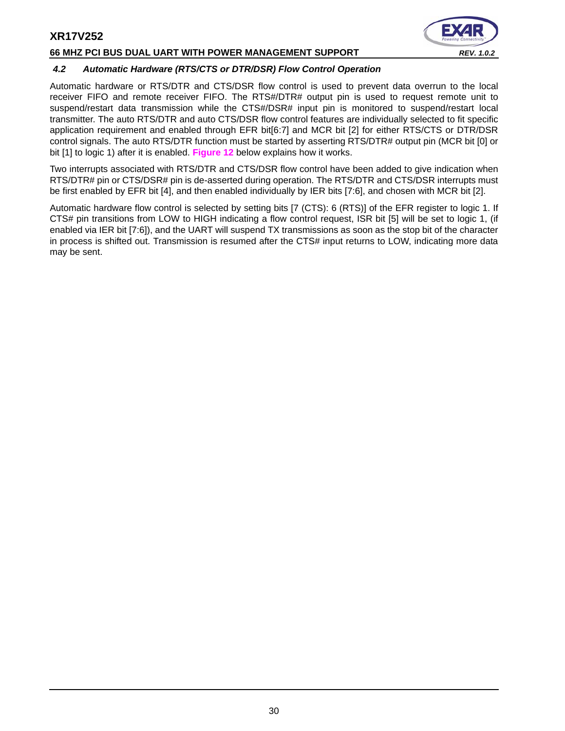### *4.2 Automatic Hardware (RTS/CTS or DTR/DSR) Flow Control Operation*

Automatic hardware or RTS/DTR and CTS/DSR flow control is used to prevent data overrun to the local receiver FIFO and remote receiver FIFO. The RTS#/DTR# output pin is used to request remote unit to suspend/restart data transmission while the CTS#/DSR# input pin is monitored to suspend/restart local transmitter. The auto RTS/DTR and auto CTS/DSR flow control features are individually selected to fit specific application requirement and enabled through EFR bit[6:7] and MCR bit [2] for either RTS/CTS or DTR/DSR control signals. The auto RTS/DTR function must be started by asserting RTS/DTR# output pin (MCR bit [0] or bit [1] to logic 1) after it is enabled. **Figure 12** below explains how it works.

Two interrupts associated with RTS/DTR and CTS/DSR flow control have been added to give indication when RTS/DTR# pin or CTS/DSR# pin is de-asserted during operation. The RTS/DTR and CTS/DSR interrupts must be first enabled by EFR bit [4], and then enabled individually by IER bits [7:6], and chosen with MCR bit [2].

Automatic hardware flow control is selected by setting bits [7 (CTS): 6 (RTS)] of the EFR register to logic 1. If CTS# pin transitions from LOW to HIGH indicating a flow control request, ISR bit [5] will be set to logic 1, (if enabled via IER bit [7:6]), and the UART will suspend TX transmissions as soon as the stop bit of the character in process is shifted out. Transmission is resumed after the CTS# input returns to LOW, indicating more data may be sent.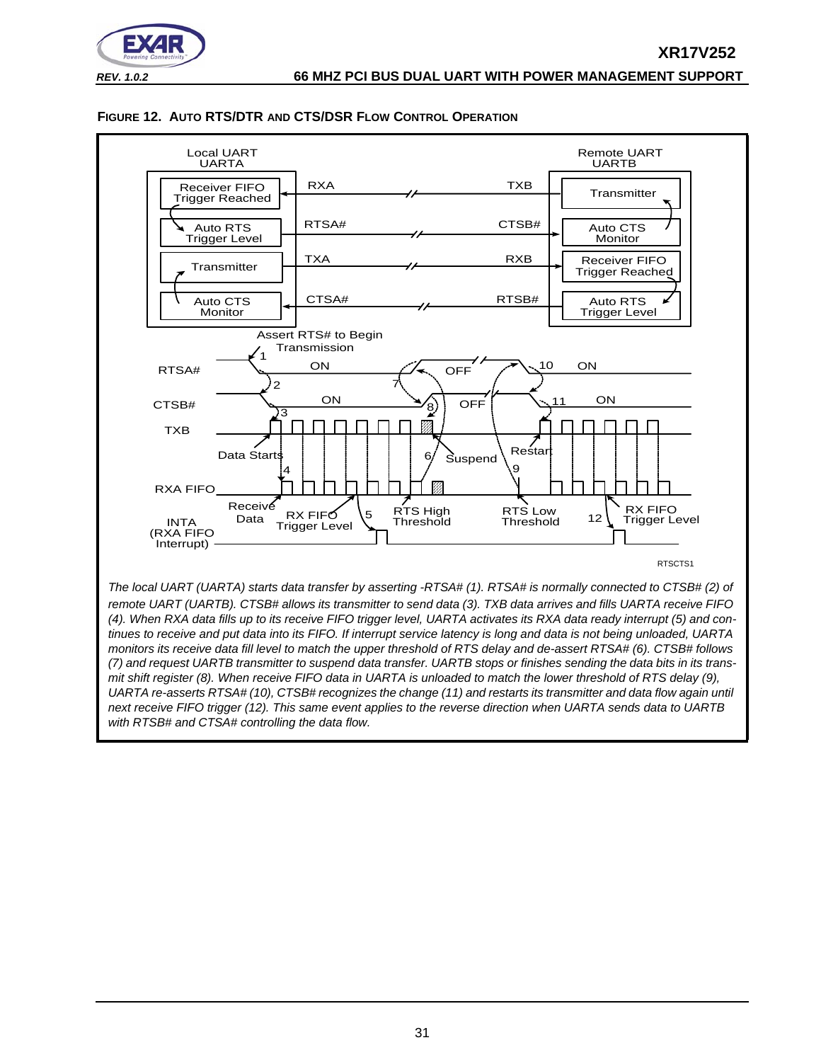**FIGURE 12. AUTO RTS/DTR AND CTS/DSR FLOW CONTROL OPERATION**

Local UART UARTA

Remote UART UARTB

Receiver FIFO Trigger Reached — RXA — TXB — Transmitter

Auto RTS Trigger Level — RTSA# — CTSB# — Auto CTS Monitor

Transmitter — TXA — RXB — Receiver FIFO Trigger Reached

Auto CTS Monitor — CTSA# — RTSB# — Auto RTS Trigger Level

Assert RTS# to Begin Transmission

RTSA#: 1, ON, 7, OFF, 10, ON

CTSB#: 2, 3, ON, 8, OFF, 11, ON

TXB: Data Starts, Suspend, Restart

RXA FIFO: 4, 6, 9

Receive Data, RX FIFO Trigger Level, 5, RTS High Threshold, RTS Low Threshold, 12, RX FIFO Trigger Level

INTA (RXA FIFO Interrupt)

RTSCTS1

*The local UART (UARTA) starts data transfer by asserting -RTSA# (1). RTSA# is normally connected to CTSB# (2) of remote UART (UARTB). CTSB# allows its transmitter to send data (3). TXB data arrives and fills UARTA receive FIFO (4). When RXA data fills up to its receive FIFO trigger level, UARTA activates its RXA data ready interrupt (5) and continues to receive and put data into its FIFO. If interrupt service latency is long and data is not being unloaded, UARTA monitors its receive data fill level to match the upper threshold of RTS delay and de-assert RTSA# (6). CTSB# follows (7) and request UARTB transmitter to suspend data transfer. UARTB stops or finishes sending the data bits in its transmit shift register (8). When receive FIFO data in UARTA is unloaded to match the lower threshold of RTS delay (9), UARTA re-asserts RTSA# (10), CTSB# recognizes the change (11) and restarts its transmitter and data flow again until next receive FIFO trigger (12). This same event applies to the reverse direction when UARTA sends data to UARTB with RTSB# and CTSA# controlling the data flow.*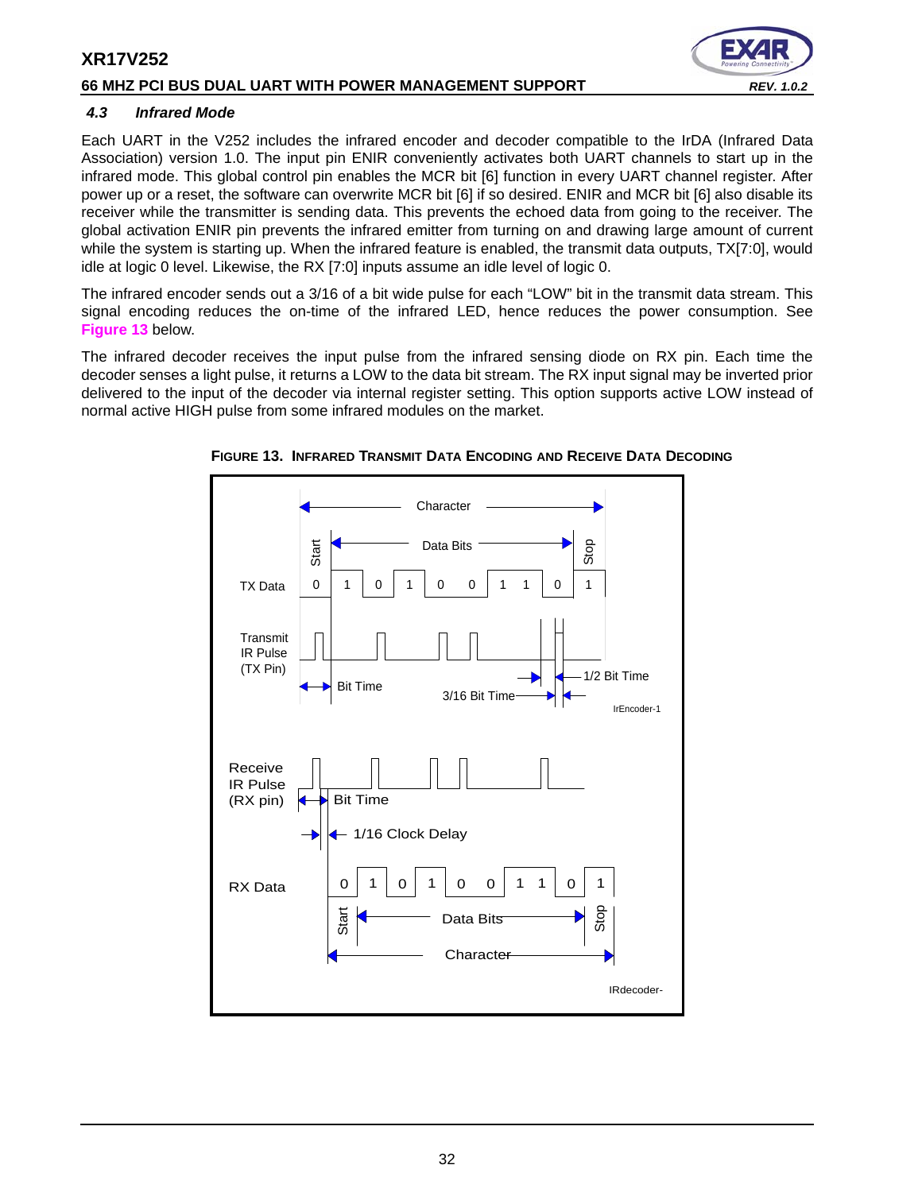### 4.3 Infrared Mode

Each UART in the V252 includes the infrared encoder and decoder compatible to the IrDA (Infrared Data Association) version 1.0. The input pin ENIR conveniently activates both UART channels to start up in the infrared mode. This global control pin enables the MCR bit [6] function in every UART channel register. After power up or a reset, the software can overwrite MCR bit [6] if so desired. ENIR and MCR bit [6] also disable its receiver while the transmitter is sending data. This prevents the echoed data from going to the receiver. The global activation ENIR pin prevents the infrared emitter from turning on and drawing large amount of current while the system is starting up. When the infrared feature is enabled, the transmit data outputs, TX[7:0], would idle at logic 0 level. Likewise, the RX [7:0] inputs assume an idle level of logic 0.

The infrared encoder sends out a 3/16 of a bit wide pulse for each "LOW" bit in the transmit data stream. This signal encoding reduces the on-time of the infrared LED, hence reduces the power consumption. See **Figure 13** below.

The infrared decoder receives the input pulse from the infrared sensing diode on RX pin. Each time the decoder senses a light pulse, it returns a LOW to the data bit stream. The RX input signal may be inverted prior delivered to the input of the decoder via internal register setting. This option supports active LOW instead of normal active HIGH pulse from some infrared modules on the market.

**FIGURE 13. INFRARED TRANSMIT DATA ENCODING AND RECEIVE DATA DECODING**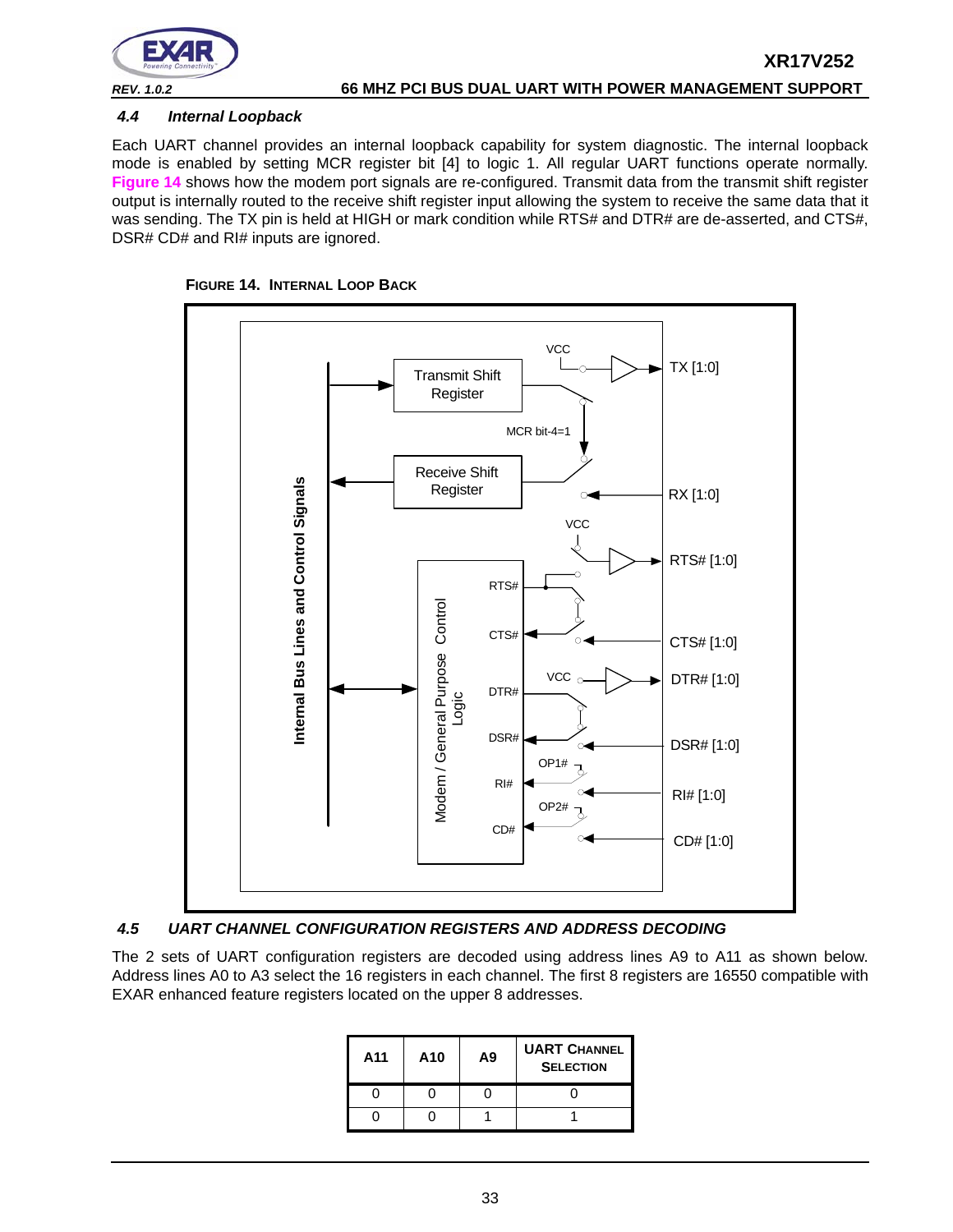### 4.4 *Internal Loopback*

Each UART channel provides an internal loopback capability for system diagnostic. The internal loopback mode is enabled by setting MCR register bit [4] to logic 1. All regular UART functions operate normally. **Figure 14** shows how the modem port signals are re-configured. Transmit data from the transmit shift register output is internally routed to the receive shift register input allowing the system to receive the same data that it was sending. The TX pin is held at HIGH or mark condition while RTS# and DTR# are de-asserted, and CTS#, DSR# CD# and RI# inputs are ignored.

**FIGURE 14. INTERNAL LOOP BACK**

### 4.5 *UART CHANNEL CONFIGURATION REGISTERS AND ADDRESS DECODING*

The 2 sets of UART configuration registers are decoded using address lines A9 to A11 as shown below. Address lines A0 to A3 select the 16 registers in each channel. The first 8 registers are 16550 compatible with EXAR enhanced feature registers located on the upper 8 addresses.

| A11 | A10 | A9 | UART CHANNEL SELECTION |
|---|---|---|---|
| 0 | 0 | 0 | 0 |
| 0 | 0 | 1 | 1 |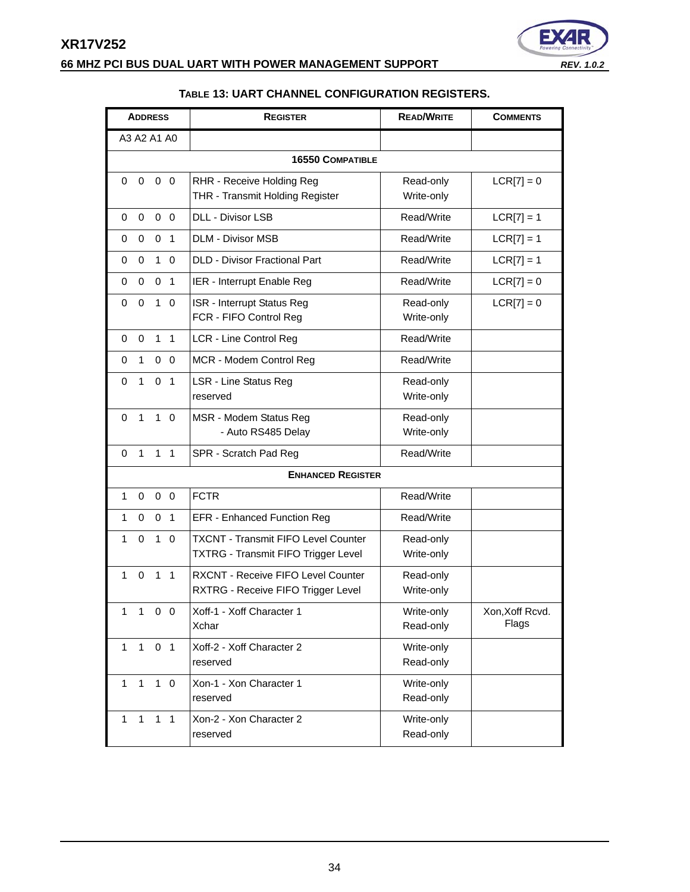**Table 13: UART Channel Configuration Registers.**

| Address | Register | Read/Write | Comments |
|---|---|---|---|
| A3 A2 A1 A0 | | | |
| **16550 Compatible** | | | |
| 0 0 0 0 | RHR - Receive Holding Reg<br>THR - Transmit Holding Register | Read-only<br>Write-only | LCR[7] = 0 |
| 0 0 0 0 | DLL - Divisor LSB | Read/Write | LCR[7] = 1 |
| 0 0 0 1 | DLM - Divisor MSB | Read/Write | LCR[7] = 1 |
| 0 0 1 0 | DLD - Divisor Fractional Part | Read/Write | LCR[7] = 1 |
| 0 0 0 1 | IER - Interrupt Enable Reg | Read/Write | LCR[7] = 0 |
| 0 0 1 0 | ISR - Interrupt Status Reg<br>FCR - FIFO Control Reg | Read-only<br>Write-only | LCR[7] = 0 |
| 0 0 1 1 | LCR - Line Control Reg | Read/Write | |
| 0 1 0 0 | MCR - Modem Control Reg | Read/Write | |
| 0 1 0 1 | LSR - Line Status Reg<br>reserved | Read-only<br>Write-only | |
| 0 1 1 0 | MSR - Modem Status Reg<br>- Auto RS485 Delay | Read-only<br>Write-only | |
| 0 1 1 1 | SPR - Scratch Pad Reg | Read/Write | |
| **Enhanced Register** | | | |
| 1 0 0 0 | FCTR | Read/Write | |
| 1 0 0 1 | EFR - Enhanced Function Reg | Read/Write | |
| 1 0 1 0 | TXCNT - Transmit FIFO Level Counter<br>TXTRG - Transmit FIFO Trigger Level | Read-only<br>Write-only | |
| 1 0 1 1 | RXCNT - Receive FIFO Level Counter<br>RXTRG - Receive FIFO Trigger Level | Read-only<br>Write-only | |
| 1 1 0 0 | Xoff-1 - Xoff Character 1<br>Xchar | Write-only<br>Read-only | Xon,Xoff Rcvd. Flags |
| 1 1 0 1 | Xoff-2 - Xoff Character 2<br>reserved | Write-only<br>Read-only | |
| 1 1 1 0 | Xon-1 - Xon Character 1<br>reserved | Write-only<br>Read-only | |
| 1 1 1 1 | Xon-2 - Xon Character 2<br>reserved | Write-only<br>Read-only | |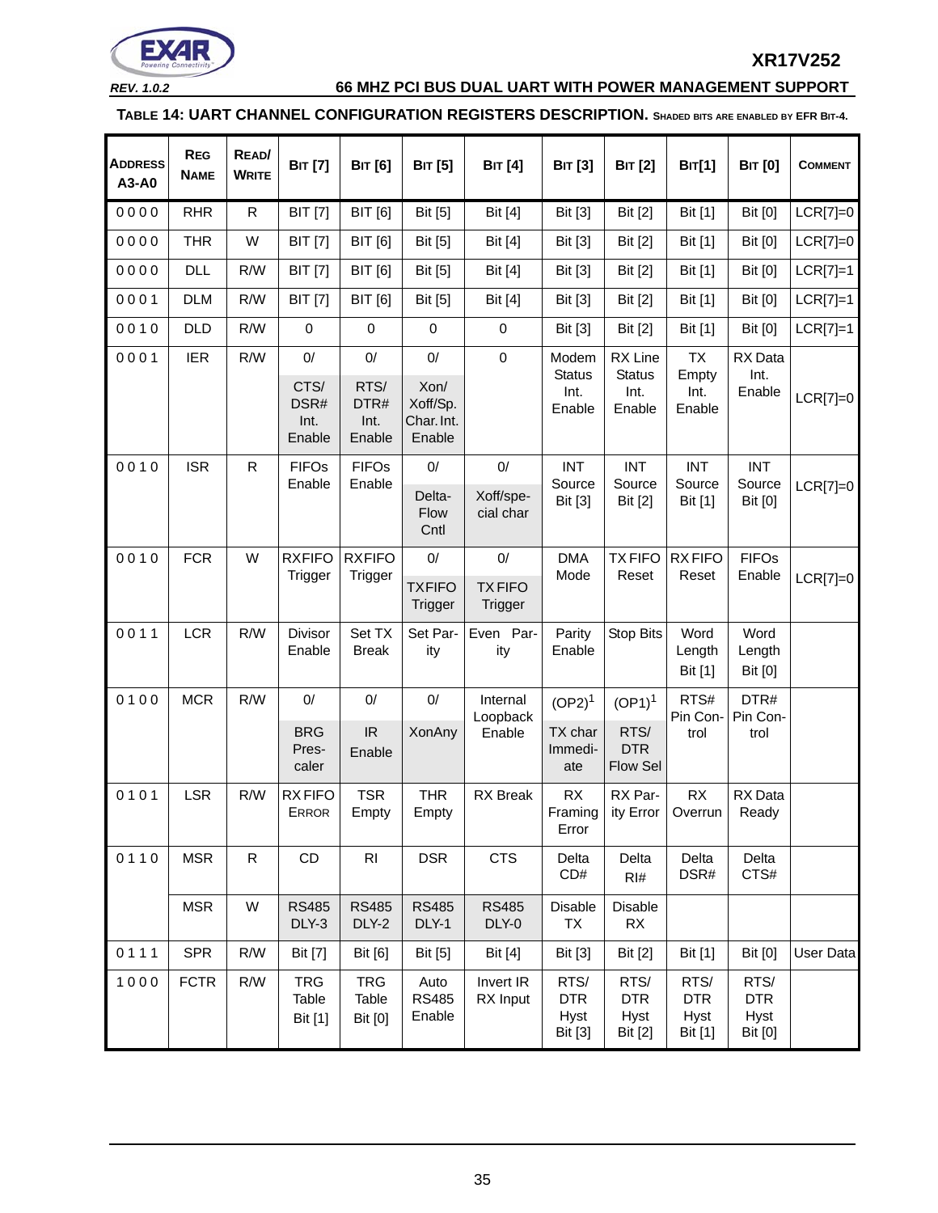**TABLE 14: UART CHANNEL CONFIGURATION REGISTERS DESCRIPTION.** SHADED BITS ARE ENABLED BY EFR BIT-4.

| ADDRESS A3-A0 | REG NAME | READ/ WRITE | BIT [7] | BIT [6] | BIT [5] | BIT [4] | BIT [3] | BIT [2] | BIT[1] | BIT [0] | COMMENT |
|---|---|---|---|---|---|---|---|---|---|---|---|
| 0 0 0 0 | RHR | R | BIT [7] | BIT [6] | Bit [5] | Bit [4] | Bit [3] | Bit [2] | Bit [1] | Bit [0] | LCR[7]=0 |
| 0 0 0 0 | THR | W | BIT [7] | BIT [6] | Bit [5] | Bit [4] | Bit [3] | Bit [2] | Bit [1] | Bit [0] | LCR[7]=0 |
| 0 0 0 0 | DLL | R/W | BIT [7] | BIT [6] | Bit [5] | Bit [4] | Bit [3] | Bit [2] | Bit [1] | Bit [0] | LCR[7]=1 |
| 0 0 0 1 | DLM | R/W | BIT [7] | BIT [6] | Bit [5] | Bit [4] | Bit [3] | Bit [2] | Bit [1] | Bit [0] | LCR[7]=1 |
| 0 0 1 0 | DLD | R/W | 0 | 0 | 0 | 0 | Bit [3] | Bit [2] | Bit [1] | Bit [0] | LCR[7]=1 |
| 0 0 0 1 | IER | R/W | 0/ CTS/ DSR# Int. Enable | 0/ RTS/ DTR# Int. Enable | 0/ Xon/ Xoff/Sp. Char. Int. Enable | 0 | Modem Status Int. Enable | RX Line Status Int. Enable | TX Empty Int. Enable | RX Data Int. Enable | LCR[7]=0 |
| 0 0 1 0 | ISR | R | FIFOs Enable | FIFOs Enable | 0/ Delta-Flow Cntl | 0/ Xoff/special char | INT Source Bit [3] | INT Source Bit [2] | INT Source Bit [1] | INT Source Bit [0] | LCR[7]=0 |
| 0 0 1 0 | FCR | W | RXFIFO Trigger | RXFIFO Trigger | 0/ TXFIFO Trigger | 0/ TX FIFO Trigger | DMA Mode | TX FIFO Reset | RX FIFO Reset | FIFOs Enable | LCR[7]=0 |
| 0 0 1 1 | LCR | R/W | Divisor Enable | Set TX Break | Set Parity | Even Parity | Parity Enable | Stop Bits | Word Length Bit [1] | Word Length Bit [0] | |
| 0 1 0 0 | MCR | R/W | 0/ BRG Prescaler | 0/ IR Enable | 0/ XonAny | Internal Loopback Enable | (OP2)[1] TX char Immediate | (OP1)[1] RTS/ DTR Flow Sel | RTS# Pin Control | DTR# Pin Control | |
| 0 1 0 1 | LSR | R/W | RX FIFO ERROR | TSR Empty | THR Empty | RX Break | RX Framing Error | RX Parity Error | RX Overrun | RX Data Ready | |
| 0 1 1 0 | MSR | R | CD | RI | DSR | CTS | Delta CD# | Delta RI# | Delta DSR# | Delta CTS# | |
| | MSR | W | RS485 DLY-3 | RS485 DLY-2 | RS485 DLY-1 | RS485 DLY-0 | Disable TX | Disable RX | | | |
| 0 1 1 1 | SPR | R/W | Bit [7] | Bit [6] | Bit [5] | Bit [4] | Bit [3] | Bit [2] | Bit [1] | Bit [0] | User Data |
| 1 0 0 0 | FCTR | R/W | TRG Table Bit [1] | TRG Table Bit [0] | Auto RS485 Enable | Invert IR RX Input | RTS/ DTR Hyst Bit [3] | RTS/ DTR Hyst Bit [2] | RTS/ DTR Hyst Bit [1] | RTS/ DTR Hyst Bit [0] | |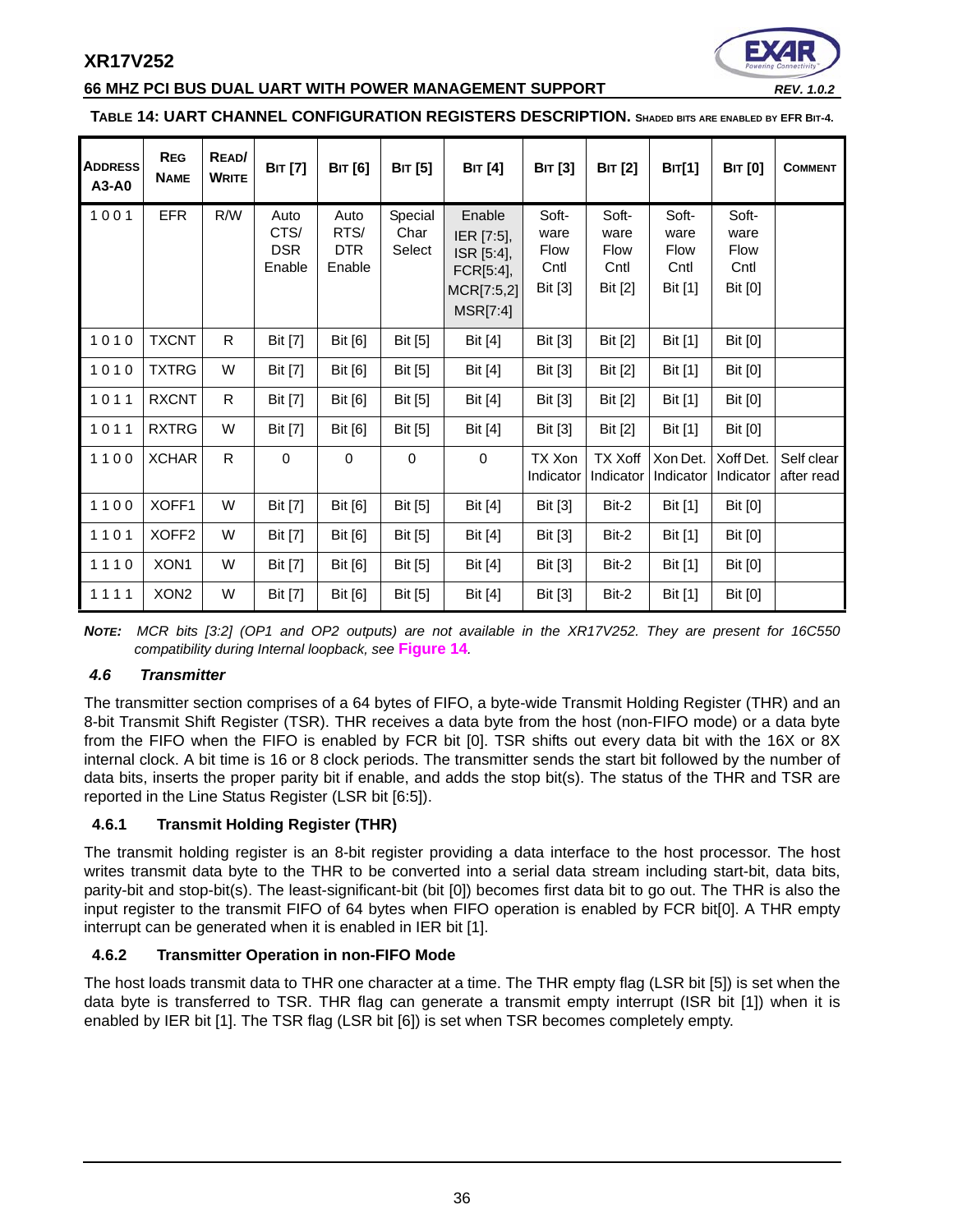**TABLE 14: UART CHANNEL CONFIGURATION REGISTERS DESCRIPTION.** SHADED BITS ARE ENABLED BY EFR BIT-4.

| ADDRESS A3-A0 | REG NAME | READ/ WRITE | BIT [7] | BIT [6] | BIT [5] | BIT [4] | BIT [3] | BIT [2] | BIT[1] | BIT [0] | COMMENT |
|---|---|---|---|---|---|---|---|---|---|---|---|
| 1 0 0 1 | EFR | R/W | Auto CTS/ DSR Enable | Auto RTS/ DTR Enable | Special Char Select | Enable IER [7:5], ISR [5:4], FCR[5:4], MCR[7:5,2] MSR[7:4] | Soft-ware Flow Cntl Bit [3] | Soft-ware Flow Cntl Bit [2] | Soft-ware Flow Cntl Bit [1] | Soft-ware Flow Cntl Bit [0] | |
| 1 0 1 0 | TXCNT | R | Bit [7] | Bit [6] | Bit [5] | Bit [4] | Bit [3] | Bit [2] | Bit [1] | Bit [0] | |
| 1 0 1 0 | TXTRG | W | Bit [7] | Bit [6] | Bit [5] | Bit [4] | Bit [3] | Bit [2] | Bit [1] | Bit [0] | |
| 1 0 1 1 | RXCNT | R | Bit [7] | Bit [6] | Bit [5] | Bit [4] | Bit [3] | Bit [2] | Bit [1] | Bit [0] | |
| 1 0 1 1 | RXTRG | W | Bit [7] | Bit [6] | Bit [5] | Bit [4] | Bit [3] | Bit [2] | Bit [1] | Bit [0] | |
| 1 1 0 0 | XCHAR | R | 0 | 0 | 0 | 0 | TX Xon Indicator | TX Xoff Indicator | Xon Det. Indicator | Xoff Det. Indicator | Self clear after read |
| 1 1 0 0 | XOFF1 | W | Bit [7] | Bit [6] | Bit [5] | Bit [4] | Bit [3] | Bit-2 | Bit [1] | Bit [0] | |
| 1 1 0 1 | XOFF2 | W | Bit [7] | Bit [6] | Bit [5] | Bit [4] | Bit [3] | Bit-2 | Bit [1] | Bit [0] | |
| 1 1 1 0 | XON1 | W | Bit [7] | Bit [6] | Bit [5] | Bit [4] | Bit [3] | Bit-2 | Bit [1] | Bit [0] | |
| 1 1 1 1 | XON2 | W | Bit [7] | Bit [6] | Bit [5] | Bit [4] | Bit [3] | Bit-2 | Bit [1] | Bit [0] | |

***NOTE:*** *MCR bits [3:2] (OP1 and OP2 outputs) are not available in the XR17V252. They are present for 16C550 compatibility during Internal loopback, see* **Figure 14**.

### *4.6 Transmitter*

The transmitter section comprises of a 64 bytes of FIFO, a byte-wide Transmit Holding Register (THR) and an 8-bit Transmit Shift Register (TSR). THR receives a data byte from the host (non-FIFO mode) or a data byte from the FIFO when the FIFO is enabled by FCR bit [0]. TSR shifts out every data bit with the 16X or 8X internal clock. A bit time is 16 or 8 clock periods. The transmitter sends the start bit followed by the number of data bits, inserts the proper parity bit if enable, and adds the stop bit(s). The status of the THR and TSR are reported in the Line Status Register (LSR bit [6:5]).

#### 4.6.1 Transmit Holding Register (THR)

The transmit holding register is an 8-bit register providing a data interface to the host processor. The host writes transmit data byte to the THR to be converted into a serial data stream including start-bit, data bits, parity-bit and stop-bit(s). The least-significant-bit (bit [0]) becomes first data bit to go out. The THR is also the input register to the transmit FIFO of 64 bytes when FIFO operation is enabled by FCR bit[0]. A THR empty interrupt can be generated when it is enabled in IER bit [1].

#### 4.6.2 Transmitter Operation in non-FIFO Mode

The host loads transmit data to THR one character at a time. The THR empty flag (LSR bit [5]) is set when the data byte is transferred to TSR. THR flag can generate a transmit empty interrupt (ISR bit [1]) when it is enabled by IER bit [1]. The TSR flag (LSR bit [6]) is set when TSR becomes completely empty.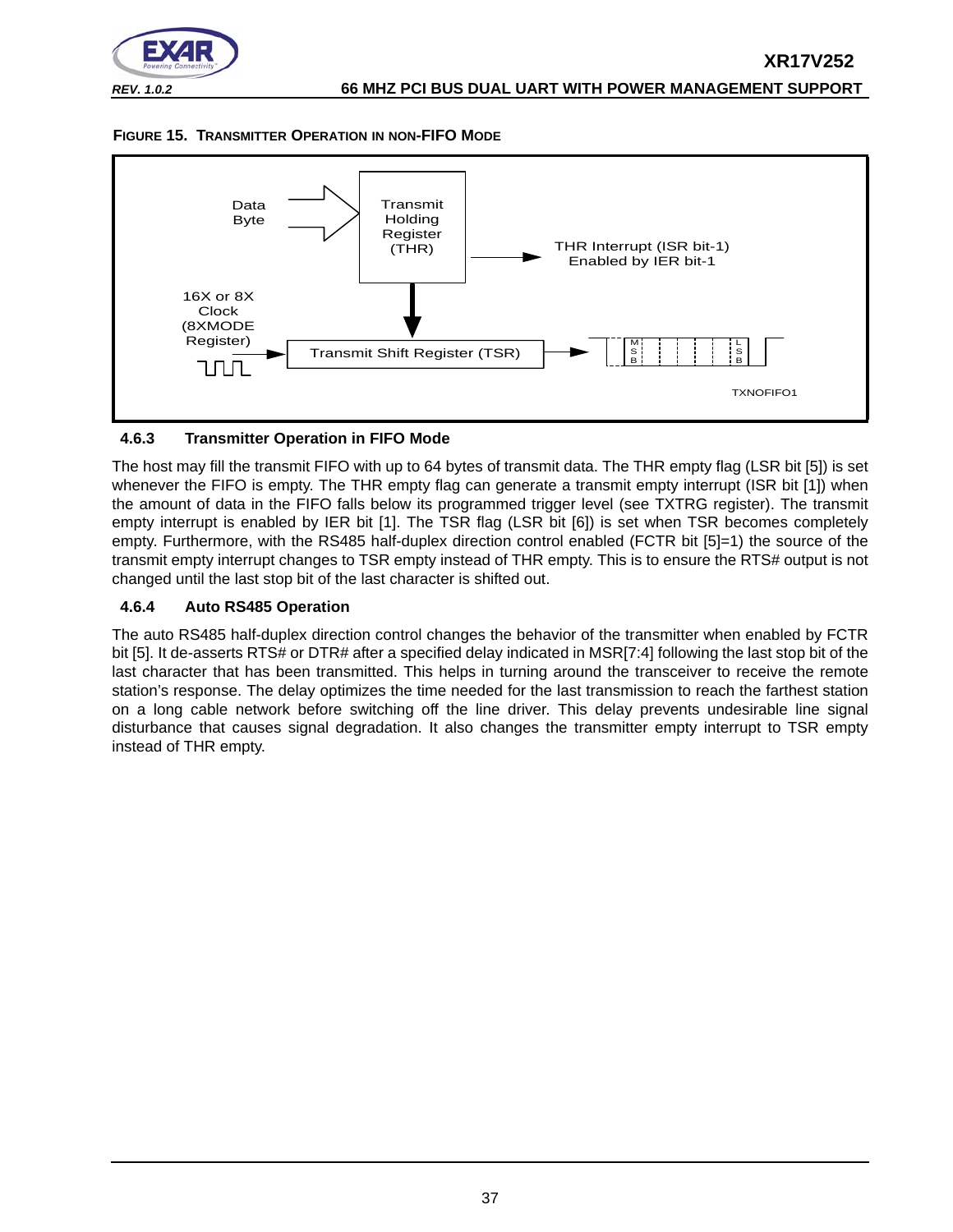**FIGURE 15. TRANSMITTER OPERATION IN NON-FIFO MODE**

#### 4.6.3 Transmitter Operation in FIFO Mode

The host may fill the transmit FIFO with up to 64 bytes of transmit data. The THR empty flag (LSR bit [5]) is set whenever the FIFO is empty. The THR empty flag can generate a transmit empty interrupt (ISR bit [1]) when the amount of data in the FIFO falls below its programmed trigger level (see TXTRG register). The transmit empty interrupt is enabled by IER bit [1]. The TSR flag (LSR bit [6]) is set when TSR becomes completely empty. Furthermore, with the RS485 half-duplex direction control enabled (FCTR bit [5]=1) the source of the transmit empty interrupt changes to TSR empty instead of THR empty. This is to ensure the RTS# output is not changed until the last stop bit of the last character is shifted out.

#### 4.6.4 Auto RS485 Operation

The auto RS485 half-duplex direction control changes the behavior of the transmitter when enabled by FCTR bit [5]. It de-asserts RTS# or DTR# after a specified delay indicated in MSR[7:4] following the last stop bit of the last character that has been transmitted. This helps in turning around the transceiver to receive the remote station's response. The delay optimizes the time needed for the last transmission to reach the farthest station on a long cable network before switching off the line driver. This delay prevents undesirable line signal disturbance that causes signal degradation. It also changes the transmitter empty interrupt to TSR empty instead of THR empty.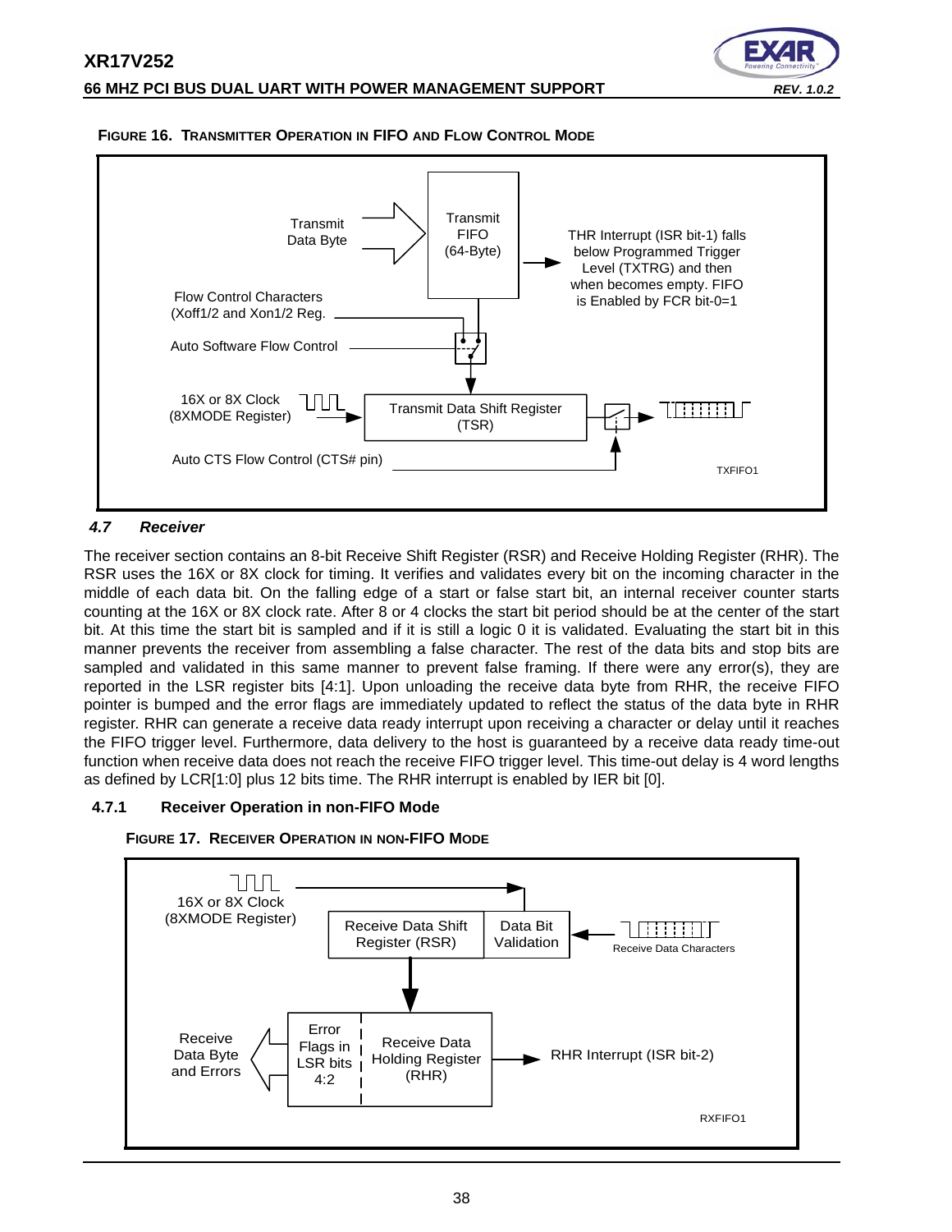**FIGURE 16. TRANSMITTER OPERATION IN FIFO AND FLOW CONTROL MODE**

Transmit Data Byte

Transmit FIFO (64-Byte)

THR Interrupt (ISR bit-1) falls below Programmed Trigger Level (TXTRG) and then when becomes empty. FIFO is Enabled by FCR bit-0=1

Flow Control Characters (Xoff1/2 and Xon1/2 Reg.

Auto Software Flow Control

16X or 8X Clock (8XMODE Register)

Transmit Data Shift Register (TSR)

Auto CTS Flow Control (CTS# pin)

TXFIFO1

### *4.7 Receiver*

The receiver section contains an 8-bit Receive Shift Register (RSR) and Receive Holding Register (RHR). The RSR uses the 16X or 8X clock for timing. It verifies and validates every bit on the incoming character in the middle of each data bit. On the falling edge of a start or false start bit, an internal receiver counter starts counting at the 16X or 8X clock rate. After 8 or 4 clocks the start bit period should be at the center of the start bit. At this time the start bit is sampled and if it is still a logic 0 it is validated. Evaluating the start bit in this manner prevents the receiver from assembling a false character. The rest of the data bits and stop bits are sampled and validated in this same manner to prevent false framing. If there were any error(s), they are reported in the LSR register bits [4:1]. Upon unloading the receive data byte from RHR, the receive FIFO pointer is bumped and the error flags are immediately updated to reflect the status of the data byte in RHR register. RHR can generate a receive data ready interrupt upon receiving a character or delay until it reaches the FIFO trigger level. Furthermore, data delivery to the host is guaranteed by a receive data ready time-out function when receive data does not reach the receive FIFO trigger level. This time-out delay is 4 word lengths as defined by LCR[1:0] plus 12 bits time. The RHR interrupt is enabled by IER bit [0].

#### 4.7.1 Receiver Operation in non-FIFO Mode

**FIGURE 17. RECEIVER OPERATION IN NON-FIFO MODE**

16X or 8X Clock (8XMODE Register)

Receive Data Shift Register (RSR)

Data Bit Validation

Receive Data Characters

Receive Data Byte and Errors

Error Flags in LSR bits 4:2

Receive Data Holding Register (RHR)

RHR Interrupt (ISR bit-2)

RXFIFO1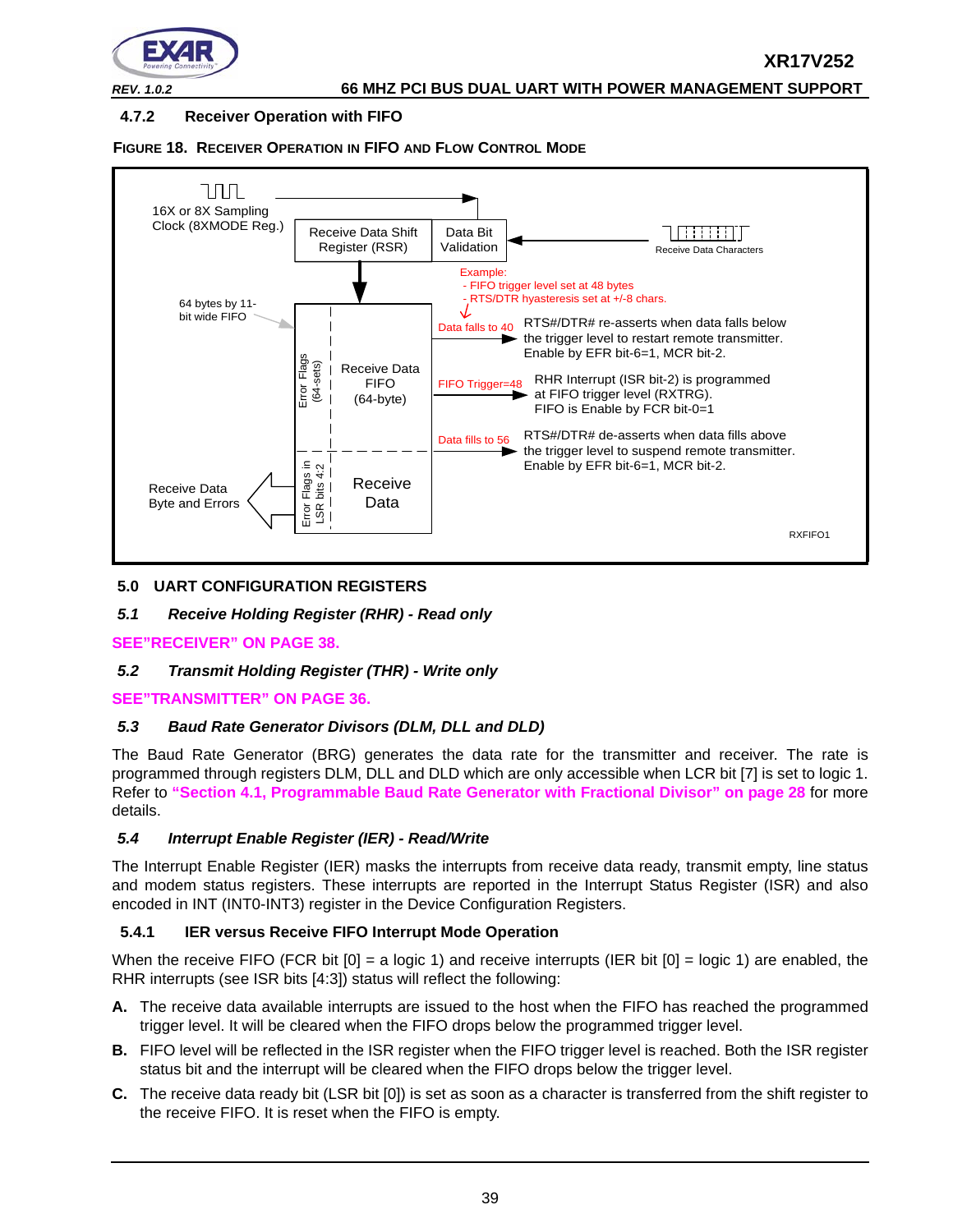### 4.7.2 Receiver Operation with FIFO

**FIGURE 18. RECEIVER OPERATION IN FIFO AND FLOW CONTROL MODE**

16X or 8X Sampling Clock (8XMODE Reg.)

Receive Data Shift Register (RSR)

Data Bit Validation

Receive Data Characters

Example:
- FIFO trigger level set at 48 bytes
- RTS/DTR hyasteresis set at +/-8 chars.

64 bytes by 11-bit wide FIFO

Error Flags (64-sets)

Receive Data FIFO (64-byte)

Data falls to 40 — RTS#/DTR# re-asserts when data falls below the trigger level to restart remote transmitter. Enable by EFR bit-6=1, MCR bit-2.

FIFO Trigger=48 — RHR Interrupt (ISR bit-2) is programmed at FIFO trigger level (RXTRG). FIFO is Enable by FCR bit-0=1

Data fills to 56 — RTS#/DTR# de-asserts when data fills above the trigger level to suspend remote transmitter. Enable by EFR bit-6=1, MCR bit-2.

Receive Data Byte and Errors

Error Flags in LSR bits 4:2

Receive Data

RXFIFO1

## 5.0 UART CONFIGURATION REGISTERS

### 5.1 *Receive Holding Register (RHR) - Read only*

**SEE"RECEIVER" ON PAGE 38.**

### 5.2 *Transmit Holding Register (THR) - Write only*

**SEE"TRANSMITTER" ON PAGE 36.**

### 5.3 *Baud Rate Generator Divisors (DLM, DLL and DLD)*

The Baud Rate Generator (BRG) generates the data rate for the transmitter and receiver. The rate is programmed through registers DLM, DLL and DLD which are only accessible when LCR bit [7] is set to logic 1. Refer to **"Section 4.1, Programmable Baud Rate Generator with Fractional Divisor" on page 28** for more details.

### 5.4 *Interrupt Enable Register (IER) - Read/Write*

The Interrupt Enable Register (IER) masks the interrupts from receive data ready, transmit empty, line status and modem status registers. These interrupts are reported in the Interrupt Status Register (ISR) and also encoded in INT (INT0-INT3) register in the Device Configuration Registers.

#### 5.4.1 IER versus Receive FIFO Interrupt Mode Operation

When the receive FIFO (FCR bit [0] = a logic 1) and receive interrupts (IER bit [0] = logic 1) are enabled, the RHR interrupts (see ISR bits [4:3]) status will reflect the following:

**A.** The receive data available interrupts are issued to the host when the FIFO has reached the programmed trigger level. It will be cleared when the FIFO drops below the programmed trigger level.

**B.** FIFO level will be reflected in the ISR register when the FIFO trigger level is reached. Both the ISR register status bit and the interrupt will be cleared when the FIFO drops below the trigger level.

**C.** The receive data ready bit (LSR bit [0]) is set as soon as a character is transferred from the shift register to the receive FIFO. It is reset when the FIFO is empty.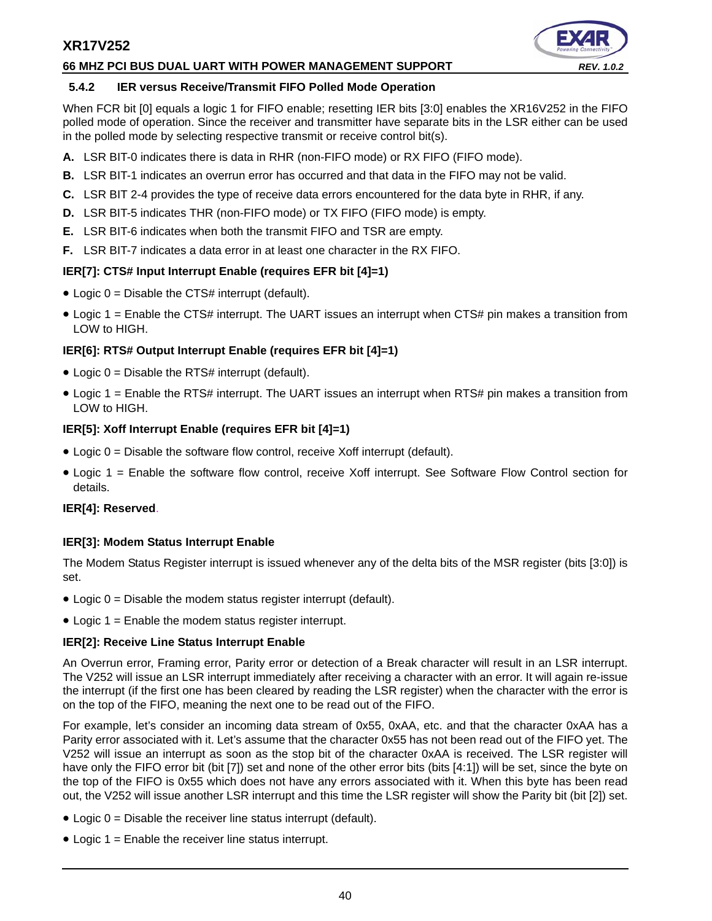### 5.4.2 IER versus Receive/Transmit FIFO Polled Mode Operation

When FCR bit [0] equals a logic 1 for FIFO enable; resetting IER bits [3:0] enables the XR16V252 in the FIFO polled mode of operation. Since the receiver and transmitter have separate bits in the LSR either can be used in the polled mode by selecting respective transmit or receive control bit(s).

**A.** LSR BIT-0 indicates there is data in RHR (non-FIFO mode) or RX FIFO (FIFO mode).

**B.** LSR BIT-1 indicates an overrun error has occurred and that data in the FIFO may not be valid.

**C.** LSR BIT 2-4 provides the type of receive data errors encountered for the data byte in RHR, if any.

**D.** LSR BIT-5 indicates THR (non-FIFO mode) or TX FIFO (FIFO mode) is empty.

**E.** LSR BIT-6 indicates when both the transmit FIFO and TSR are empty.

**F.** LSR BIT-7 indicates a data error in at least one character in the RX FIFO.

**IER[7]: CTS# Input Interrupt Enable (requires EFR bit [4]=1)**

- Logic 0 = Disable the CTS# interrupt (default).
- Logic 1 = Enable the CTS# interrupt. The UART issues an interrupt when CTS# pin makes a transition from LOW to HIGH.

**IER[6]: RTS# Output Interrupt Enable (requires EFR bit [4]=1)**

- Logic 0 = Disable the RTS# interrupt (default).
- Logic 1 = Enable the RTS# interrupt. The UART issues an interrupt when RTS# pin makes a transition from LOW to HIGH.

**IER[5]: Xoff Interrupt Enable (requires EFR bit [4]=1)**

- Logic 0 = Disable the software flow control, receive Xoff interrupt (default).
- Logic 1 = Enable the software flow control, receive Xoff interrupt. See Software Flow Control section for details.

**IER[4]: Reserved**.

**IER[3]: Modem Status Interrupt Enable**

The Modem Status Register interrupt is issued whenever any of the delta bits of the MSR register (bits [3:0]) is set.

- Logic 0 = Disable the modem status register interrupt (default).
- Logic 1 = Enable the modem status register interrupt.

**IER[2]: Receive Line Status Interrupt Enable**

An Overrun error, Framing error, Parity error or detection of a Break character will result in an LSR interrupt. The V252 will issue an LSR interrupt immediately after receiving a character with an error. It will again re-issue the interrupt (if the first one has been cleared by reading the LSR register) when the character with the error is on the top of the FIFO, meaning the next one to be read out of the FIFO.

For example, let's consider an incoming data stream of 0x55, 0xAA, etc. and that the character 0xAA has a Parity error associated with it. Let's assume that the character 0x55 has not been read out of the FIFO yet. The V252 will issue an interrupt as soon as the stop bit of the character 0xAA is received. The LSR register will have only the FIFO error bit (bit [7]) set and none of the other error bits (bits [4:1]) will be set, since the byte on the top of the FIFO is 0x55 which does not have any errors associated with it. When this byte has been read out, the V252 will issue another LSR interrupt and this time the LSR register will show the Parity bit (bit [2]) set.

- Logic 0 = Disable the receiver line status interrupt (default).
- Logic 1 = Enable the receiver line status interrupt.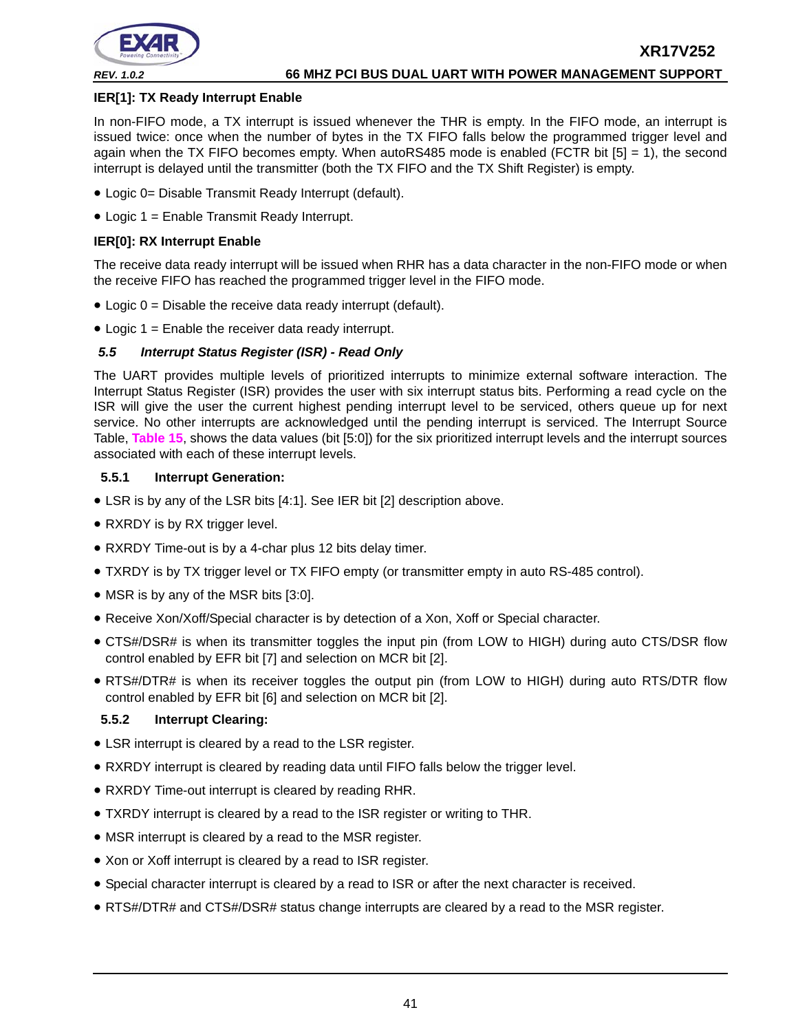**IER[1]: TX Ready Interrupt Enable**

In non-FIFO mode, a TX interrupt is issued whenever the THR is empty. In the FIFO mode, an interrupt is issued twice: once when the number of bytes in the TX FIFO falls below the programmed trigger level and again when the TX FIFO becomes empty. When autoRS485 mode is enabled (FCTR bit [5] = 1), the second interrupt is delayed until the transmitter (both the TX FIFO and the TX Shift Register) is empty.

- Logic 0= Disable Transmit Ready Interrupt (default).
- Logic 1 = Enable Transmit Ready Interrupt.

**IER[0]: RX Interrupt Enable**

The receive data ready interrupt will be issued when RHR has a data character in the non-FIFO mode or when the receive FIFO has reached the programmed trigger level in the FIFO mode.

- Logic 0 = Disable the receive data ready interrupt (default).
- Logic 1 = Enable the receiver data ready interrupt.

## *5.5 Interrupt Status Register (ISR) - Read Only*

The UART provides multiple levels of prioritized interrupts to minimize external software interaction. The Interrupt Status Register (ISR) provides the user with six interrupt status bits. Performing a read cycle on the ISR will give the user the current highest pending interrupt level to be serviced, others queue up for next service. No other interrupts are acknowledged until the pending interrupt is serviced. The Interrupt Source Table, Table 15, shows the data values (bit [5:0]) for the six prioritized interrupt levels and the interrupt sources associated with each of these interrupt levels.

### 5.5.1 Interrupt Generation:

- LSR is by any of the LSR bits [4:1]. See IER bit [2] description above.
- RXRDY is by RX trigger level.
- RXRDY Time-out is by a 4-char plus 12 bits delay timer.
- TXRDY is by TX trigger level or TX FIFO empty (or transmitter empty in auto RS-485 control).
- MSR is by any of the MSR bits [3:0].
- Receive Xon/Xoff/Special character is by detection of a Xon, Xoff or Special character.
- CTS#/DSR# is when its transmitter toggles the input pin (from LOW to HIGH) during auto CTS/DSR flow control enabled by EFR bit [7] and selection on MCR bit [2].
- RTS#/DTR# is when its receiver toggles the output pin (from LOW to HIGH) during auto RTS/DTR flow control enabled by EFR bit [6] and selection on MCR bit [2].

### 5.5.2 Interrupt Clearing:

- LSR interrupt is cleared by a read to the LSR register.
- RXRDY interrupt is cleared by reading data until FIFO falls below the trigger level.
- RXRDY Time-out interrupt is cleared by reading RHR.
- TXRDY interrupt is cleared by a read to the ISR register or writing to THR.
- MSR interrupt is cleared by a read to the MSR register.
- Xon or Xoff interrupt is cleared by a read to ISR register.
- Special character interrupt is cleared by a read to ISR or after the next character is received.
- RTS#/DTR# and CTS#/DSR# status change interrupts are cleared by a read to the MSR register.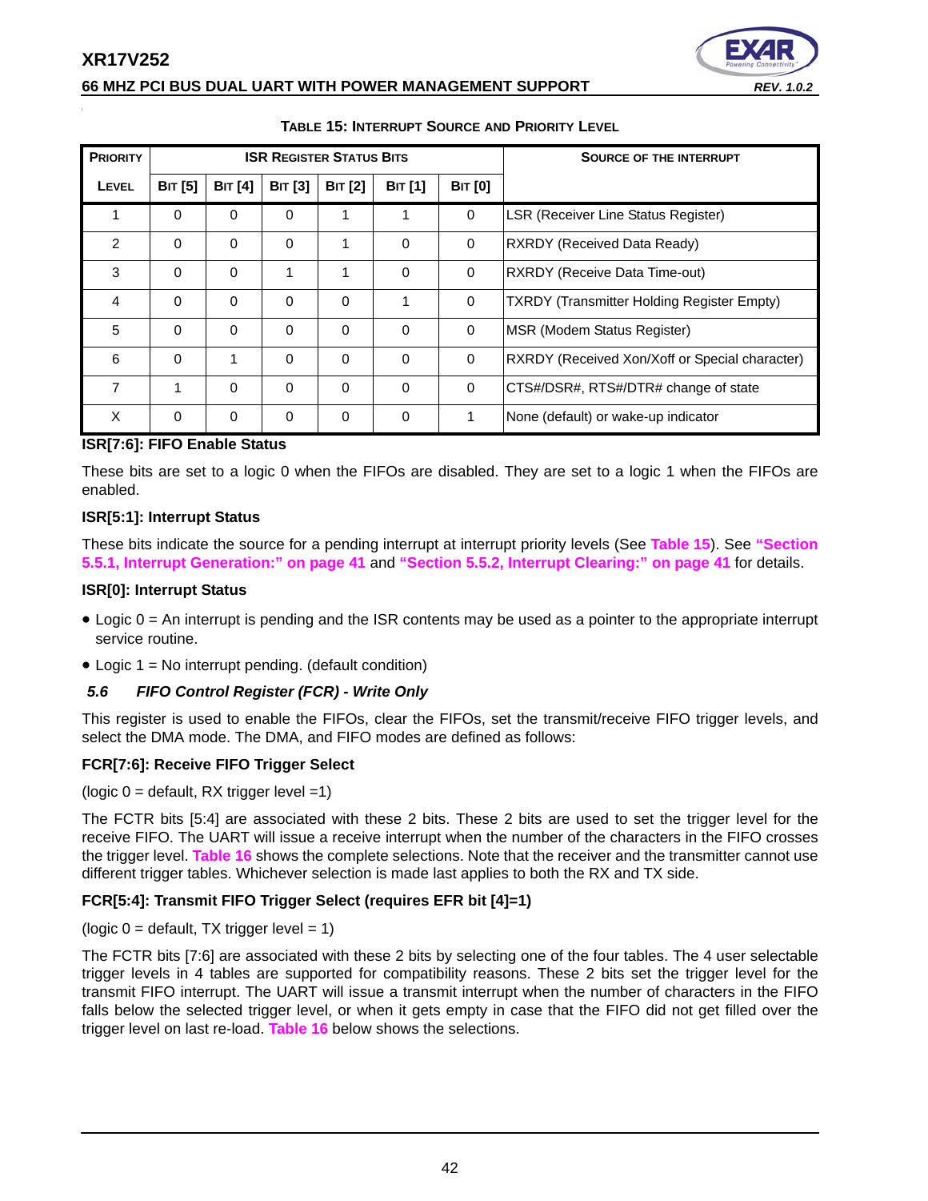**TABLE 15: INTERRUPT SOURCE AND PRIORITY LEVEL**

| PRIORITY LEVEL | ISR REGISTER STATUS BITS | | | | | | SOURCE OF THE INTERRUPT |
|---|---|---|---|---|---|---|---|
| | BIT [5] | BIT [4] | BIT [3] | BIT [2] | BIT [1] | BIT [0] | |
| 1 | 0 | 0 | 0 | 1 | 1 | 0 | LSR (Receiver Line Status Register) |
| 2 | 0 | 0 | 0 | 1 | 0 | 0 | RXRDY (Received Data Ready) |
| 3 | 0 | 0 | 1 | 1 | 0 | 0 | RXRDY (Receive Data Time-out) |
| 4 | 0 | 0 | 0 | 0 | 1 | 0 | TXRDY (Transmitter Holding Register Empty) |
| 5 | 0 | 0 | 0 | 0 | 0 | 0 | MSR (Modem Status Register) |
| 6 | 0 | 1 | 0 | 0 | 0 | 0 | RXRDY (Received Xon/Xoff or Special character) |
| 7 | 1 | 0 | 0 | 0 | 0 | 0 | CTS#/DSR#, RTS#/DTR# change of state |
| X | 0 | 0 | 0 | 0 | 0 | 1 | None (default) or wake-up indicator |

**ISR[7:6]: FIFO Enable Status**

These bits are set to a logic 0 when the FIFOs are disabled. They are set to a logic 1 when the FIFOs are enabled.

**ISR[5:1]: Interrupt Status**

These bits indicate the source for a pending interrupt at interrupt priority levels (See **Table 15**). See **"Section 5.5.1, Interrupt Generation:" on page 41** and **"Section 5.5.2, Interrupt Clearing:" on page 41** for details.

**ISR[0]: Interrupt Status**

- Logic 0 = An interrupt is pending and the ISR contents may be used as a pointer to the appropriate interrupt service routine.
- Logic 1 = No interrupt pending. (default condition)

### *5.6 FIFO Control Register (FCR) - Write Only*

This register is used to enable the FIFOs, clear the FIFOs, set the transmit/receive FIFO trigger levels, and select the DMA mode. The DMA, and FIFO modes are defined as follows:

**FCR[7:6]: Receive FIFO Trigger Select**

(logic 0 = default, RX trigger level =1)

The FCTR bits [5:4] are associated with these 2 bits. These 2 bits are used to set the trigger level for the receive FIFO. The UART will issue a receive interrupt when the number of the characters in the FIFO crosses the trigger level. **Table 16** shows the complete selections. Note that the receiver and the transmitter cannot use different trigger tables. Whichever selection is made last applies to both the RX and TX side.

**FCR[5:4]: Transmit FIFO Trigger Select (requires EFR bit [4]=1)**

(logic 0 = default, TX trigger level = 1)

The FCTR bits [7:6] are associated with these 2 bits by selecting one of the four tables. The 4 user selectable trigger levels in 4 tables are supported for compatibility reasons. These 2 bits set the trigger level for the transmit FIFO interrupt. The UART will issue a transmit interrupt when the number of characters in the FIFO falls below the selected trigger level, or when it gets empty in case that the FIFO did not get filled over the trigger level on last re-load. **Table 16** below shows the selections.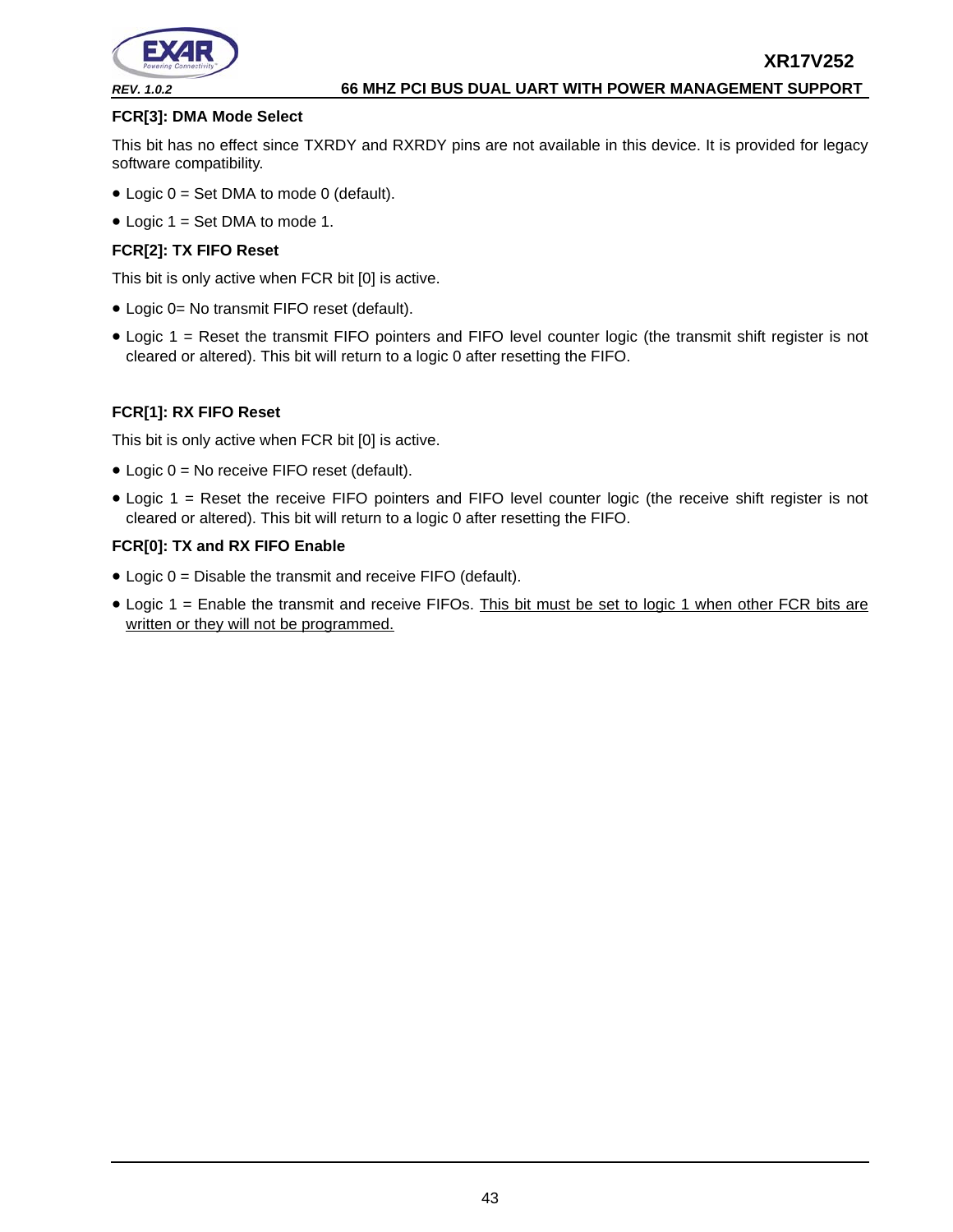#### FCR[3]: DMA Mode Select

This bit has no effect since TXRDY and RXRDY pins are not available in this device. It is provided for legacy software compatibility.

- Logic 0 = Set DMA to mode 0 (default).
- Logic 1 = Set DMA to mode 1.

#### FCR[2]: TX FIFO Reset

This bit is only active when FCR bit [0] is active.

- Logic 0= No transmit FIFO reset (default).
- Logic 1 = Reset the transmit FIFO pointers and FIFO level counter logic (the transmit shift register is not cleared or altered). This bit will return to a logic 0 after resetting the FIFO.

#### FCR[1]: RX FIFO Reset

This bit is only active when FCR bit [0] is active.

- Logic 0 = No receive FIFO reset (default).
- Logic 1 = Reset the receive FIFO pointers and FIFO level counter logic (the receive shift register is not cleared or altered). This bit will return to a logic 0 after resetting the FIFO.

#### FCR[0]: TX and RX FIFO Enable

- Logic 0 = Disable the transmit and receive FIFO (default).
- Logic 1 = Enable the transmit and receive FIFOs. <u>This bit must be set to logic 1 when other FCR bits are written or they will not be programmed.</u>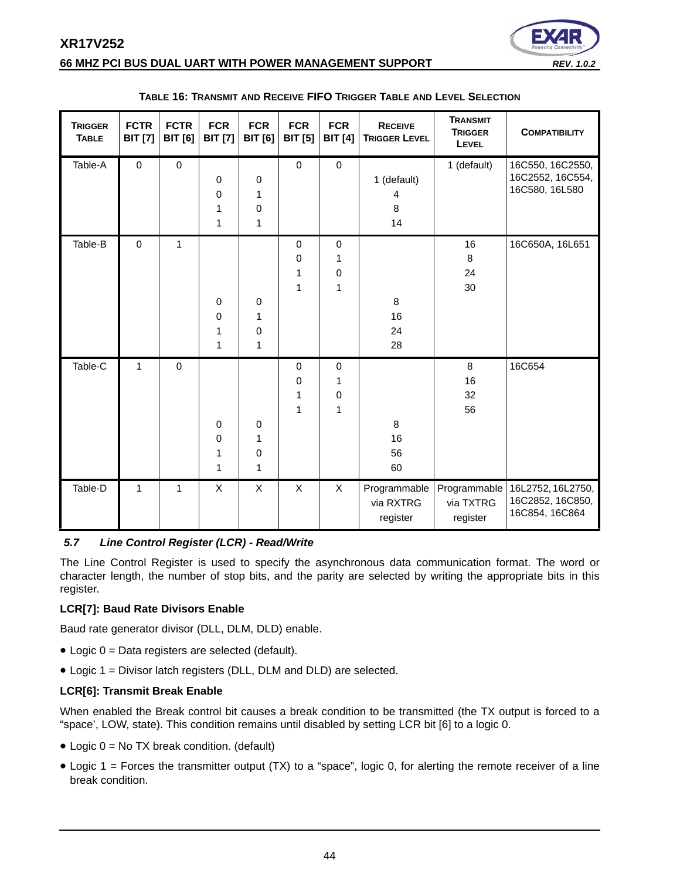**TABLE 16: TRANSMIT AND RECEIVE FIFO TRIGGER TABLE AND LEVEL SELECTION**

| TRIGGER TABLE | FCTR BIT [7] | FCTR BIT [6] | FCR BIT [7] | FCR BIT [6] | FCR BIT [5] | FCR BIT [4] | RECEIVE TRIGGER LEVEL | TRANSMIT TRIGGER LEVEL | COMPATIBILITY |
|---|---|---|---|---|---|---|---|---|---|
| Table-A | 0 | 0 | | | 0 | 0 | | 1 (default) | 16C550, 16C2550, 16C2552, 16C554, 16C580, 16L580 |
| | | | 0 | 0 | | | 1 (default) | | |
| | | | 0 | 1 | | | 4 | | |
| | | | 1 | 0 | | | 8 | | |
| | | | 1 | 1 | | | 14 | | |
| Table-B | 0 | 1 | | | 0 | 0 | | 16 | 16C650A, 16L651 |
| | | | | | 0 | 1 | | 8 | |
| | | | | | 1 | 0 | | 24 | |
| | | | | | 1 | 1 | | 30 | |
| | | | 0 | 0 | | | 8 | | |
| | | | 0 | 1 | | | 16 | | |
| | | | 1 | 0 | | | 24 | | |
| | | | 1 | 1 | | | 28 | | |
| Table-C | 1 | 0 | | | 0 | 0 | | 8 | 16C654 |
| | | | | | 0 | 1 | | 16 | |
| | | | | | 1 | 0 | | 32 | |
| | | | | | 1 | 1 | | 56 | |
| | | | 0 | 0 | | | 8 | | |
| | | | 0 | 1 | | | 16 | | |
| | | | 1 | 0 | | | 56 | | |
| | | | 1 | 1 | | | 60 | | |
| Table-D | 1 | 1 | X | X | X | X | Programmable via RXTRG register | Programmable via TXTRG register | 16L2752, 16L2750, 16C2852, 16C850, 16C854, 16C864 |

### *5.7 Line Control Register (LCR) - Read/Write*

The Line Control Register is used to specify the asynchronous data communication format. The word or character length, the number of stop bits, and the parity are selected by writing the appropriate bits in this register.

**LCR[7]: Baud Rate Divisors Enable**

Baud rate generator divisor (DLL, DLM, DLD) enable.

- Logic 0 = Data registers are selected (default).
- Logic 1 = Divisor latch registers (DLL, DLM and DLD) are selected.

**LCR[6]: Transmit Break Enable**

When enabled the Break control bit causes a break condition to be transmitted (the TX output is forced to a "space', LOW, state). This condition remains until disabled by setting LCR bit [6] to a logic 0.

- Logic 0 = No TX break condition. (default)
- Logic 1 = Forces the transmitter output (TX) to a "space", logic 0, for alerting the remote receiver of a line break condition.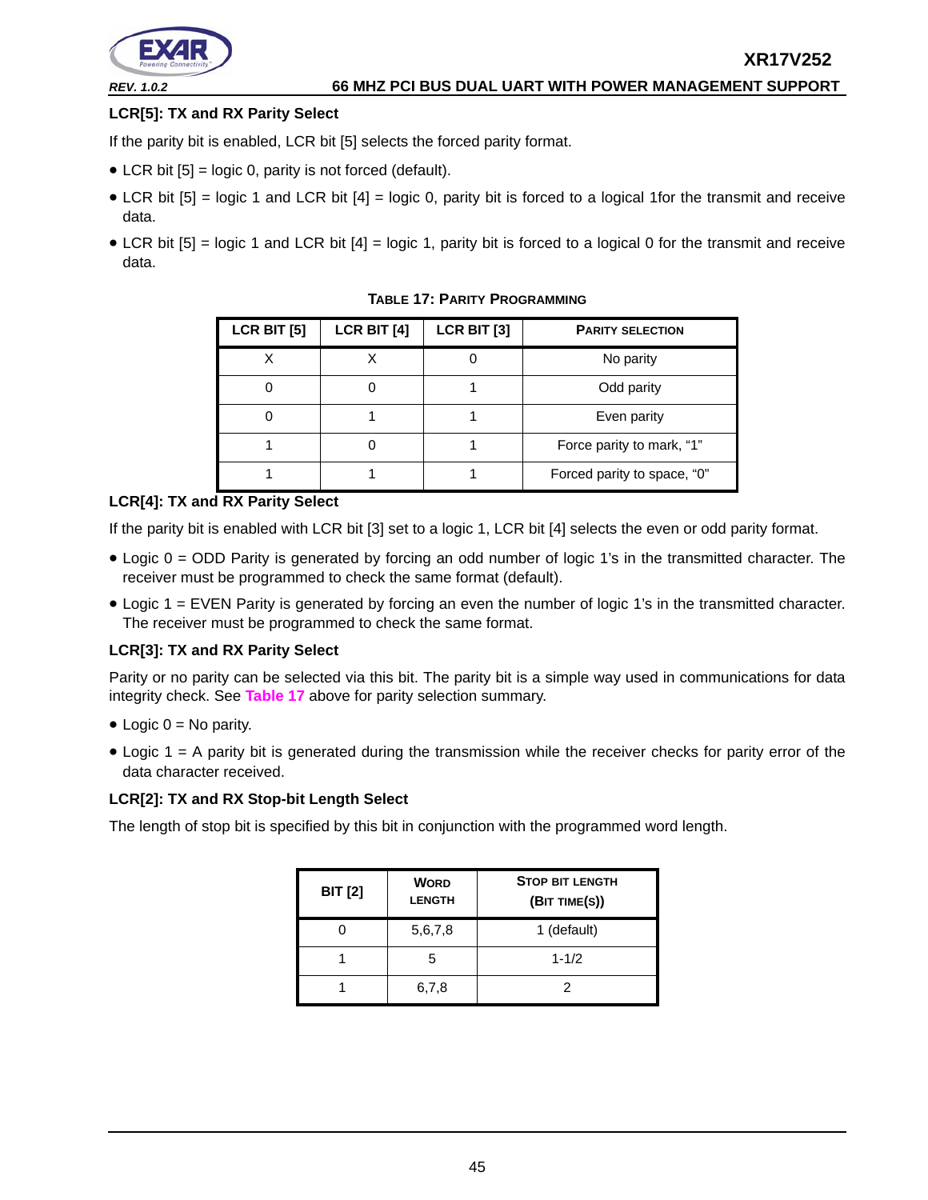### LCR[5]: TX and RX Parity Select

If the parity bit is enabled, LCR bit [5] selects the forced parity format.

- LCR bit [5] = logic 0, parity is not forced (default).
- LCR bit [5] = logic 1 and LCR bit [4] = logic 0, parity bit is forced to a logical 1for the transmit and receive data.
- LCR bit [5] = logic 1 and LCR bit [4] = logic 1, parity bit is forced to a logical 0 for the transmit and receive data.

**TABLE 17: PARITY PROGRAMMING**

| LCR BIT [5] | LCR BIT [4] | LCR BIT [3] | PARITY SELECTION |
|---|---|---|---|
| X | X | 0 | No parity |
| 0 | 0 | 1 | Odd parity |
| 0 | 1 | 1 | Even parity |
| 1 | 0 | 1 | Force parity to mark, "1" |
| 1 | 1 | 1 | Forced parity to space, "0" |

### LCR[4]: TX and RX Parity Select

If the parity bit is enabled with LCR bit [3] set to a logic 1, LCR bit [4] selects the even or odd parity format.

- Logic 0 = ODD Parity is generated by forcing an odd number of logic 1's in the transmitted character. The receiver must be programmed to check the same format (default).
- Logic 1 = EVEN Parity is generated by forcing an even the number of logic 1's in the transmitted character. The receiver must be programmed to check the same format.

### LCR[3]: TX and RX Parity Select

Parity or no parity can be selected via this bit. The parity bit is a simple way used in communications for data integrity check. See Table 17 above for parity selection summary.

- Logic 0 = No parity.
- Logic 1 = A parity bit is generated during the transmission while the receiver checks for parity error of the data character received.

### LCR[2]: TX and RX Stop-bit Length Select

The length of stop bit is specified by this bit in conjunction with the programmed word length.

| BIT [2] | WORD LENGTH | STOP BIT LENGTH (BIT TIME(S)) |
|---|---|---|
| 0 | 5,6,7,8 | 1 (default) |
| 1 | 5 | 1-1/2 |
| 1 | 6,7,8 | 2 |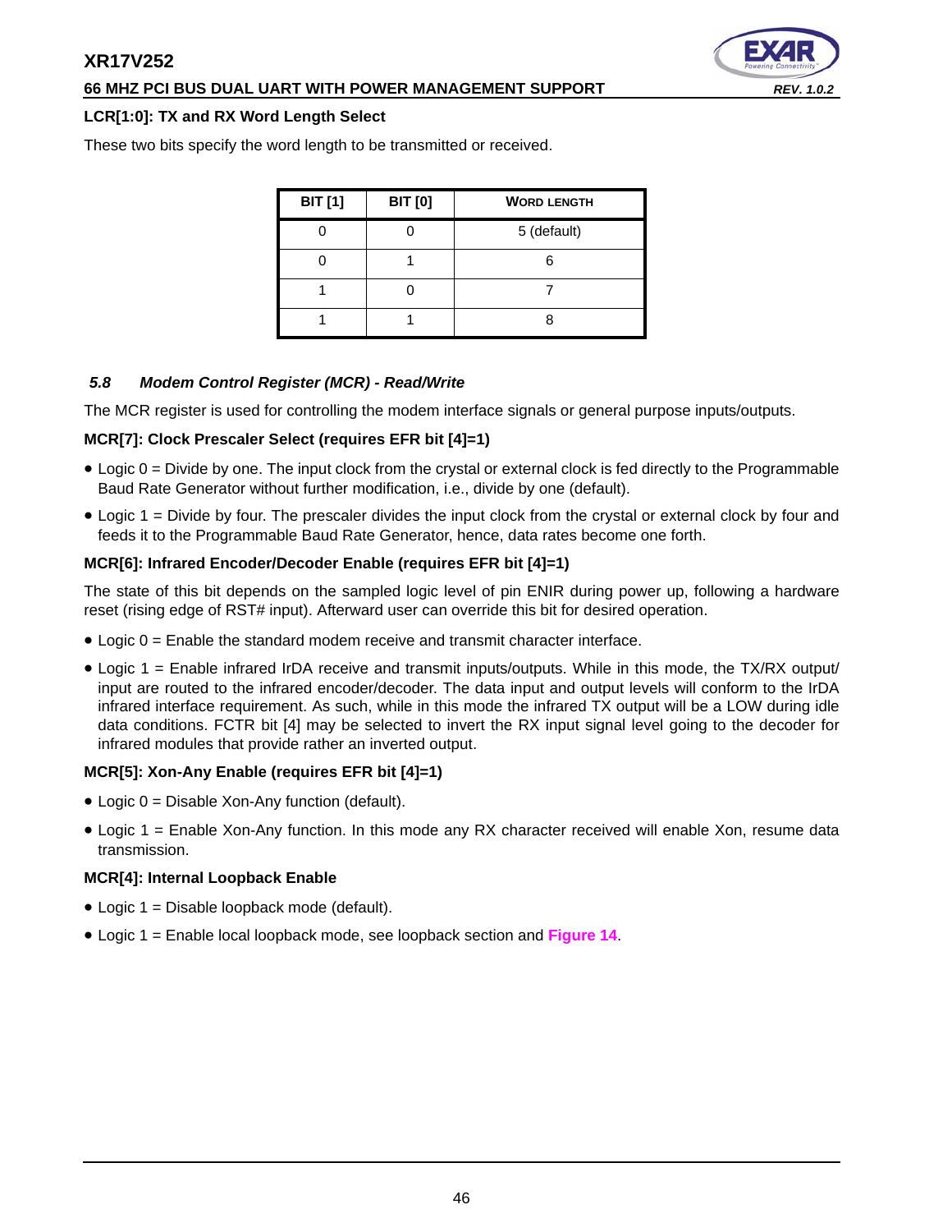**LCR[1:0]: TX and RX Word Length Select**

These two bits specify the word length to be transmitted or received.

| BIT [1] | BIT [0] | WORD LENGTH |
|---|---|---|
| 0 | 0 | 5 (default) |
| 0 | 1 | 6 |
| 1 | 0 | 7 |
| 1 | 1 | 8 |

### *5.8 Modem Control Register (MCR) - Read/Write*

The MCR register is used for controlling the modem interface signals or general purpose inputs/outputs.

**MCR[7]: Clock Prescaler Select (requires EFR bit [4]=1)**

- Logic 0 = Divide by one. The input clock from the crystal or external clock is fed directly to the Programmable Baud Rate Generator without further modification, i.e., divide by one (default).
- Logic 1 = Divide by four. The prescaler divides the input clock from the crystal or external clock by four and feeds it to the Programmable Baud Rate Generator, hence, data rates become one forth.

**MCR[6]: Infrared Encoder/Decoder Enable (requires EFR bit [4]=1)**

The state of this bit depends on the sampled logic level of pin ENIR during power up, following a hardware reset (rising edge of RST# input). Afterward user can override this bit for desired operation.

- Logic 0 = Enable the standard modem receive and transmit character interface.
- Logic 1 = Enable infrared IrDA receive and transmit inputs/outputs. While in this mode, the TX/RX output/input are routed to the infrared encoder/decoder. The data input and output levels will conform to the IrDA infrared interface requirement. As such, while in this mode the infrared TX output will be a LOW during idle data conditions. FCTR bit [4] may be selected to invert the RX input signal level going to the decoder for infrared modules that provide rather an inverted output.

**MCR[5]: Xon-Any Enable (requires EFR bit [4]=1)**

- Logic 0 = Disable Xon-Any function (default).
- Logic 1 = Enable Xon-Any function. In this mode any RX character received will enable Xon, resume data transmission.

**MCR[4]: Internal Loopback Enable**

- Logic 1 = Disable loopback mode (default).
- Logic 1 = Enable local loopback mode, see loopback section and **Figure 14**.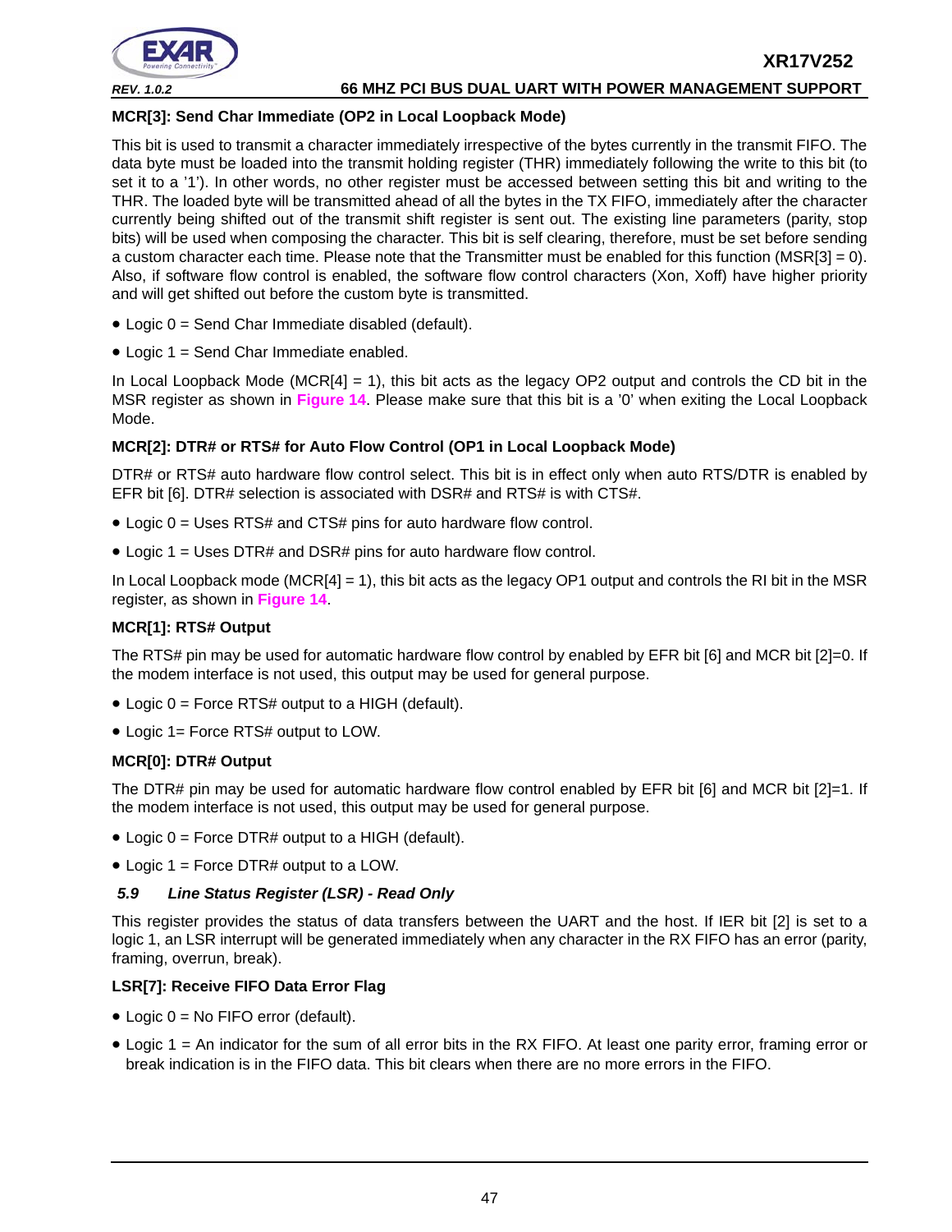**MCR[3]: Send Char Immediate (OP2 in Local Loopback Mode)**

This bit is used to transmit a character immediately irrespective of the bytes currently in the transmit FIFO. The data byte must be loaded into the transmit holding register (THR) immediately following the write to this bit (to set it to a '1'). In other words, no other register must be accessed between setting this bit and writing to the THR. The loaded byte will be transmitted ahead of all the bytes in the TX FIFO, immediately after the character currently being shifted out of the transmit shift register is sent out. The existing line parameters (parity, stop bits) will be used when composing the character. This bit is self clearing, therefore, must be set before sending a custom character each time. Please note that the Transmitter must be enabled for this function (MSR[3] = 0). Also, if software flow control is enabled, the software flow control characters (Xon, Xoff) have higher priority and will get shifted out before the custom byte is transmitted.

- Logic 0 = Send Char Immediate disabled (default).
- Logic 1 = Send Char Immediate enabled.

In Local Loopback Mode (MCR[4] = 1), this bit acts as the legacy OP2 output and controls the CD bit in the MSR register as shown in Figure 14. Please make sure that this bit is a '0' when exiting the Local Loopback Mode.

**MCR[2]: DTR# or RTS# for Auto Flow Control (OP1 in Local Loopback Mode)**

DTR# or RTS# auto hardware flow control select. This bit is in effect only when auto RTS/DTR is enabled by EFR bit [6]. DTR# selection is associated with DSR# and RTS# is with CTS#.

- Logic 0 = Uses RTS# and CTS# pins for auto hardware flow control.
- Logic 1 = Uses DTR# and DSR# pins for auto hardware flow control.

In Local Loopback mode (MCR[4] = 1), this bit acts as the legacy OP1 output and controls the RI bit in the MSR register, as shown in Figure 14.

**MCR[1]: RTS# Output**

The RTS# pin may be used for automatic hardware flow control by enabled by EFR bit [6] and MCR bit [2]=0. If the modem interface is not used, this output may be used for general purpose.

- Logic 0 = Force RTS# output to a HIGH (default).
- Logic 1= Force RTS# output to LOW.

**MCR[0]: DTR# Output**

The DTR# pin may be used for automatic hardware flow control enabled by EFR bit [6] and MCR bit [2]=1. If the modem interface is not used, this output may be used for general purpose.

- Logic 0 = Force DTR# output to a HIGH (default).
- Logic 1 = Force DTR# output to a LOW.

### *5.9 Line Status Register (LSR) - Read Only*

This register provides the status of data transfers between the UART and the host. If IER bit [2] is set to a logic 1, an LSR interrupt will be generated immediately when any character in the RX FIFO has an error (parity, framing, overrun, break).

**LSR[7]: Receive FIFO Data Error Flag**

- Logic 0 = No FIFO error (default).
- Logic 1 = An indicator for the sum of all error bits in the RX FIFO. At least one parity error, framing error or break indication is in the FIFO data. This bit clears when there are no more errors in the FIFO.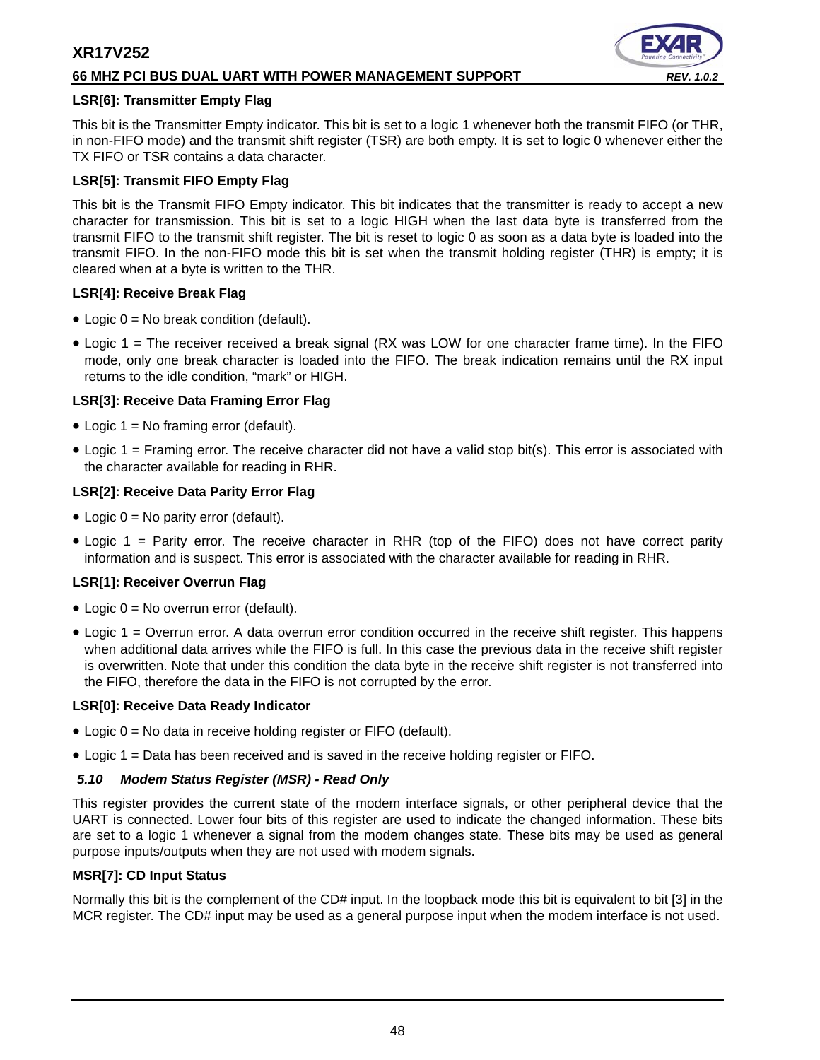#### LSR[6]: Transmitter Empty Flag

This bit is the Transmitter Empty indicator. This bit is set to a logic 1 whenever both the transmit FIFO (or THR, in non-FIFO mode) and the transmit shift register (TSR) are both empty. It is set to logic 0 whenever either the TX FIFO or TSR contains a data character.

#### LSR[5]: Transmit FIFO Empty Flag

This bit is the Transmit FIFO Empty indicator. This bit indicates that the transmitter is ready to accept a new character for transmission. This bit is set to a logic HIGH when the last data byte is transferred from the transmit FIFO to the transmit shift register. The bit is reset to logic 0 as soon as a data byte is loaded into the transmit FIFO. In the non-FIFO mode this bit is set when the transmit holding register (THR) is empty; it is cleared when at a byte is written to the THR.

#### LSR[4]: Receive Break Flag

- Logic 0 = No break condition (default).
- Logic 1 = The receiver received a break signal (RX was LOW for one character frame time). In the FIFO mode, only one break character is loaded into the FIFO. The break indication remains until the RX input returns to the idle condition, "mark" or HIGH.

#### LSR[3]: Receive Data Framing Error Flag

- Logic 1 = No framing error (default).
- Logic 1 = Framing error. The receive character did not have a valid stop bit(s). This error is associated with the character available for reading in RHR.

#### LSR[2]: Receive Data Parity Error Flag

- Logic 0 = No parity error (default).
- Logic 1 = Parity error. The receive character in RHR (top of the FIFO) does not have correct parity information and is suspect. This error is associated with the character available for reading in RHR.

#### LSR[1]: Receiver Overrun Flag

- Logic 0 = No overrun error (default).
- Logic 1 = Overrun error. A data overrun error condition occurred in the receive shift register. This happens when additional data arrives while the FIFO is full. In this case the previous data in the receive shift register is overwritten. Note that under this condition the data byte in the receive shift register is not transferred into the FIFO, therefore the data in the FIFO is not corrupted by the error.

#### LSR[0]: Receive Data Ready Indicator

- Logic 0 = No data in receive holding register or FIFO (default).
- Logic 1 = Data has been received and is saved in the receive holding register or FIFO.

### *5.10 Modem Status Register (MSR) - Read Only*

This register provides the current state of the modem interface signals, or other peripheral device that the UART is connected. Lower four bits of this register are used to indicate the changed information. These bits are set to a logic 1 whenever a signal from the modem changes state. These bits may be used as general purpose inputs/outputs when they are not used with modem signals.

#### MSR[7]: CD Input Status

Normally this bit is the complement of the CD# input. In the loopback mode this bit is equivalent to bit [3] in the MCR register. The CD# input may be used as a general purpose input when the modem interface is not used.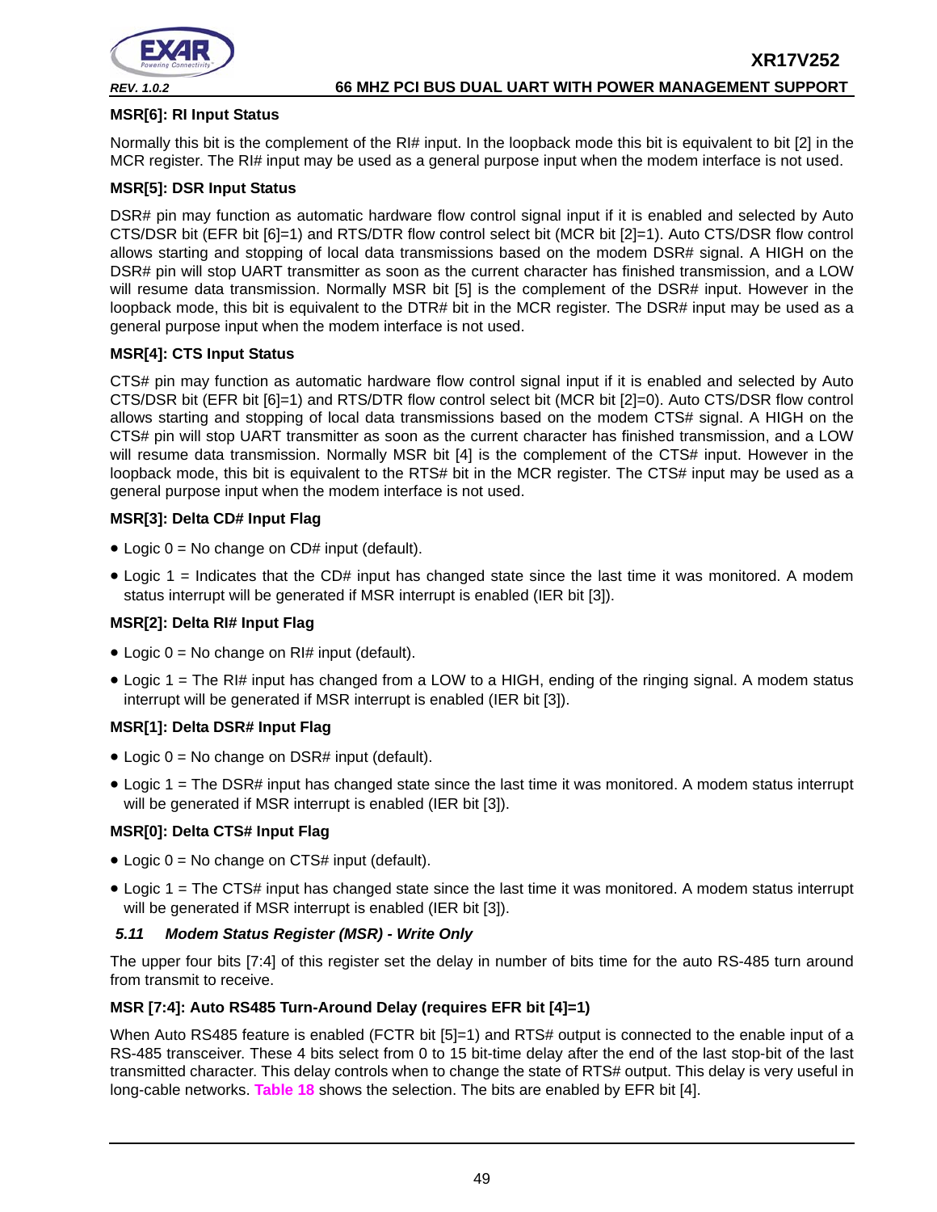**MSR[6]: RI Input Status**

Normally this bit is the complement of the RI# input. In the loopback mode this bit is equivalent to bit [2] in the MCR register. The RI# input may be used as a general purpose input when the modem interface is not used.

**MSR[5]: DSR Input Status**

DSR# pin may function as automatic hardware flow control signal input if it is enabled and selected by Auto CTS/DSR bit (EFR bit [6]=1) and RTS/DTR flow control select bit (MCR bit [2]=1). Auto CTS/DSR flow control allows starting and stopping of local data transmissions based on the modem DSR# signal. A HIGH on the DSR# pin will stop UART transmitter as soon as the current character has finished transmission, and a LOW will resume data transmission. Normally MSR bit [5] is the complement of the DSR# input. However in the loopback mode, this bit is equivalent to the DTR# bit in the MCR register. The DSR# input may be used as a general purpose input when the modem interface is not used.

**MSR[4]: CTS Input Status**

CTS# pin may function as automatic hardware flow control signal input if it is enabled and selected by Auto CTS/DSR bit (EFR bit [6]=1) and RTS/DTR flow control select bit (MCR bit [2]=0). Auto CTS/DSR flow control allows starting and stopping of local data transmissions based on the modem CTS# signal. A HIGH on the CTS# pin will stop UART transmitter as soon as the current character has finished transmission, and a LOW will resume data transmission. Normally MSR bit [4] is the complement of the CTS# input. However in the loopback mode, this bit is equivalent to the RTS# bit in the MCR register. The CTS# input may be used as a general purpose input when the modem interface is not used.

**MSR[3]: Delta CD# Input Flag**

- Logic 0 = No change on CD# input (default).
- Logic 1 = Indicates that the CD# input has changed state since the last time it was monitored. A modem status interrupt will be generated if MSR interrupt is enabled (IER bit [3]).

**MSR[2]: Delta RI# Input Flag**

- Logic 0 = No change on RI# input (default).
- Logic 1 = The RI# input has changed from a LOW to a HIGH, ending of the ringing signal. A modem status interrupt will be generated if MSR interrupt is enabled (IER bit [3]).

**MSR[1]: Delta DSR# Input Flag**

- Logic 0 = No change on DSR# input (default).
- Logic 1 = The DSR# input has changed state since the last time it was monitored. A modem status interrupt will be generated if MSR interrupt is enabled (IER bit [3]).

**MSR[0]: Delta CTS# Input Flag**

- Logic 0 = No change on CTS# input (default).
- Logic 1 = The CTS# input has changed state since the last time it was monitored. A modem status interrupt will be generated if MSR interrupt is enabled (IER bit [3]).

### *5.11 Modem Status Register (MSR) - Write Only*

The upper four bits [7:4] of this register set the delay in number of bits time for the auto RS-485 turn around from transmit to receive.

**MSR [7:4]: Auto RS485 Turn-Around Delay (requires EFR bit [4]=1)**

When Auto RS485 feature is enabled (FCTR bit [5]=1) and RTS# output is connected to the enable input of a RS-485 transceiver. These 4 bits select from 0 to 15 bit-time delay after the end of the last stop-bit of the last transmitted character. This delay controls when to change the state of RTS# output. This delay is very useful in long-cable networks. Table 18 shows the selection. The bits are enabled by EFR bit [4].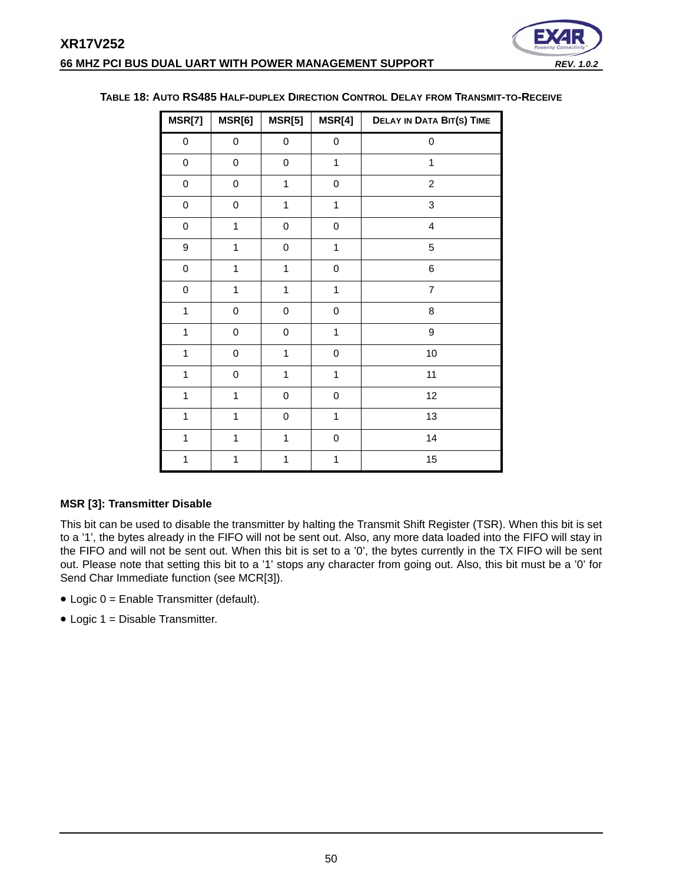**TABLE 18: AUTO RS485 HALF-DUPLEX DIRECTION CONTROL DELAY FROM TRANSMIT-TO-RECEIVE**

| MSR[7] | MSR[6] | MSR[5] | MSR[4] | DELAY IN DATA BIT(S) TIME |
|---|---|---|---|---|
| 0 | 0 | 0 | 0 | 0 |
| 0 | 0 | 0 | 1 | 1 |
| 0 | 0 | 1 | 0 | 2 |
| 0 | 0 | 1 | 1 | 3 |
| 0 | 1 | 0 | 0 | 4 |
| 9 | 1 | 0 | 1 | 5 |
| 0 | 1 | 1 | 0 | 6 |
| 0 | 1 | 1 | 1 | 7 |
| 1 | 0 | 0 | 0 | 8 |
| 1 | 0 | 0 | 1 | 9 |
| 1 | 0 | 1 | 0 | 10 |
| 1 | 0 | 1 | 1 | 11 |
| 1 | 1 | 0 | 0 | 12 |
| 1 | 1 | 0 | 1 | 13 |
| 1 | 1 | 1 | 0 | 14 |
| 1 | 1 | 1 | 1 | 15 |

**MSR [3]: Transmitter Disable**

This bit can be used to disable the transmitter by halting the Transmit Shift Register (TSR). When this bit is set to a '1', the bytes already in the FIFO will not be sent out. Also, any more data loaded into the FIFO will stay in the FIFO and will not be sent out. When this bit is set to a '0', the bytes currently in the TX FIFO will be sent out. Please note that setting this bit to a '1' stops any character from going out. Also, this bit must be a '0' for Send Char Immediate function (see MCR[3]).

- Logic 0 = Enable Transmitter (default).
- Logic 1 = Disable Transmitter.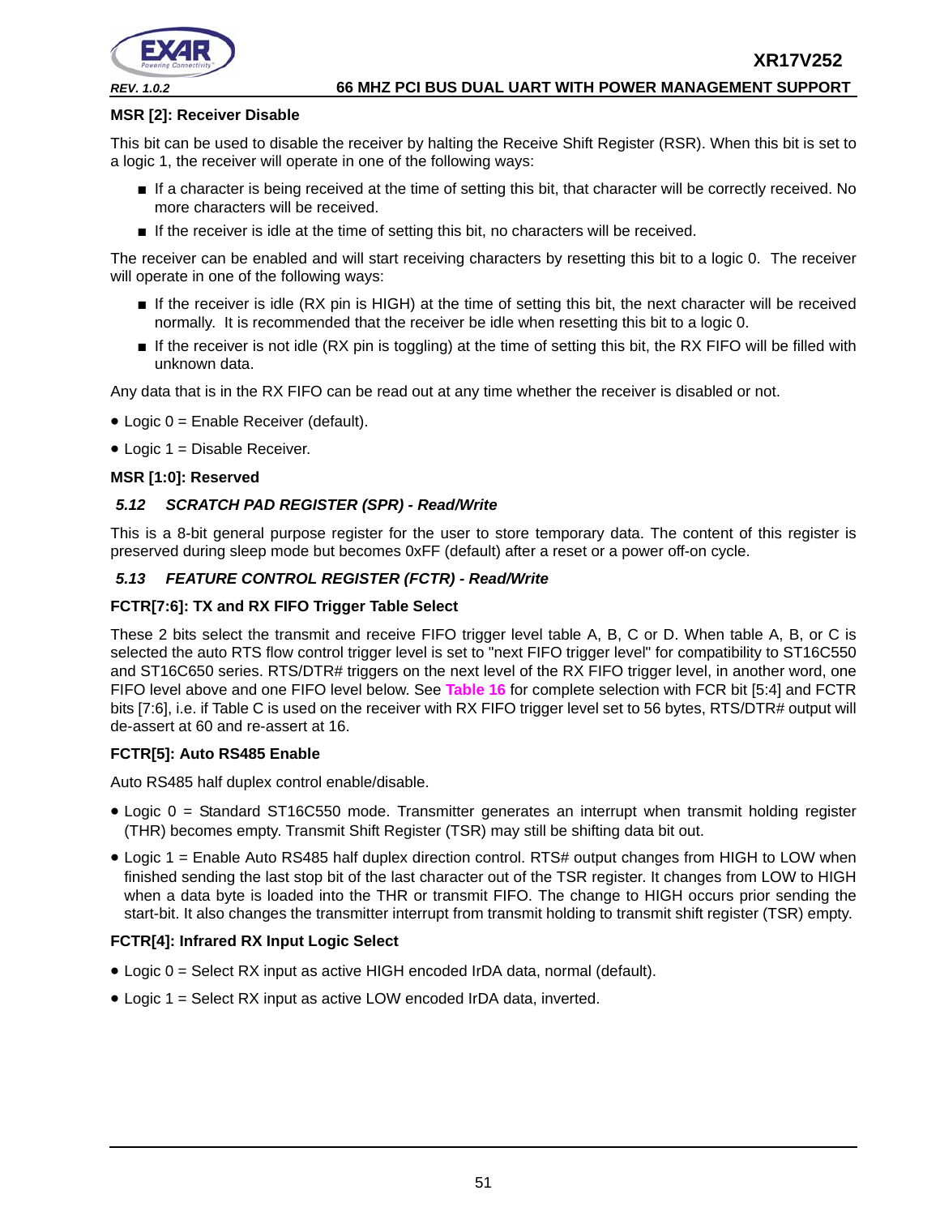**MSR [2]: Receiver Disable**

This bit can be used to disable the receiver by halting the Receive Shift Register (RSR). When this bit is set to a logic 1, the receiver will operate in one of the following ways:

- If a character is being received at the time of setting this bit, that character will be correctly received. No more characters will be received.
- If the receiver is idle at the time of setting this bit, no characters will be received.

The receiver can be enabled and will start receiving characters by resetting this bit to a logic 0. The receiver will operate in one of the following ways:

- If the receiver is idle (RX pin is HIGH) at the time of setting this bit, the next character will be received normally. It is recommended that the receiver be idle when resetting this bit to a logic 0.
- If the receiver is not idle (RX pin is toggling) at the time of setting this bit, the RX FIFO will be filled with unknown data.

Any data that is in the RX FIFO can be read out at any time whether the receiver is disabled or not.

- Logic 0 = Enable Receiver (default).
- Logic 1 = Disable Receiver.

**MSR [1:0]: Reserved**

### 5.12 SCRATCH PAD REGISTER (SPR) - Read/Write

This is a 8-bit general purpose register for the user to store temporary data. The content of this register is preserved during sleep mode but becomes 0xFF (default) after a reset or a power off-on cycle.

### 5.13 FEATURE CONTROL REGISTER (FCTR) - Read/Write

**FCTR[7:6]: TX and RX FIFO Trigger Table Select**

These 2 bits select the transmit and receive FIFO trigger level table A, B, C or D. When table A, B, or C is selected the auto RTS flow control trigger level is set to "next FIFO trigger level" for compatibility to ST16C550 and ST16C650 series. RTS/DTR# triggers on the next level of the RX FIFO trigger level, in another word, one FIFO level above and one FIFO level below. See Table 16 for complete selection with FCR bit [5:4] and FCTR bits [7:6], i.e. if Table C is used on the receiver with RX FIFO trigger level set to 56 bytes, RTS/DTR# output will de-assert at 60 and re-assert at 16.

**FCTR[5]: Auto RS485 Enable**

Auto RS485 half duplex control enable/disable.

- Logic 0 = Standard ST16C550 mode. Transmitter generates an interrupt when transmit holding register (THR) becomes empty. Transmit Shift Register (TSR) may still be shifting data bit out.
- Logic 1 = Enable Auto RS485 half duplex direction control. RTS# output changes from HIGH to LOW when finished sending the last stop bit of the last character out of the TSR register. It changes from LOW to HIGH when a data byte is loaded into the THR or transmit FIFO. The change to HIGH occurs prior sending the start-bit. It also changes the transmitter interrupt from transmit holding to transmit shift register (TSR) empty.

**FCTR[4]: Infrared RX Input Logic Select**

- Logic 0 = Select RX input as active HIGH encoded IrDA data, normal (default).
- Logic 1 = Select RX input as active LOW encoded IrDA data, inverted.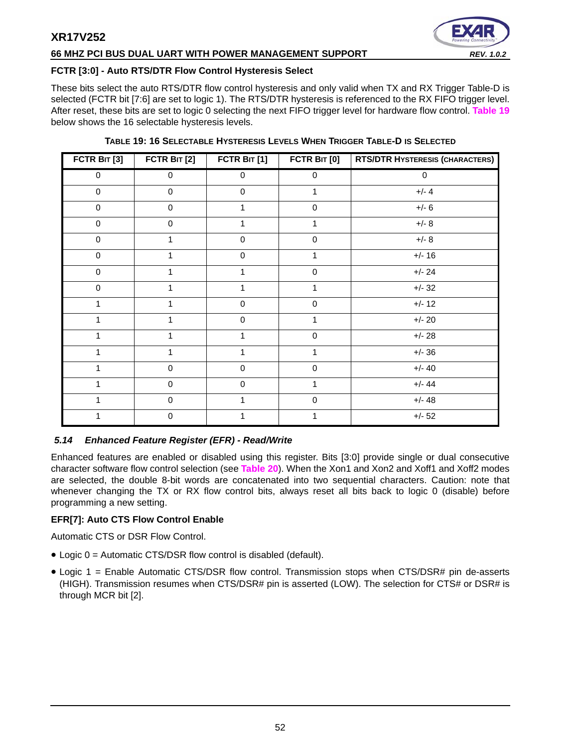### FCTR [3:0] - Auto RTS/DTR Flow Control Hysteresis Select

These bits select the auto RTS/DTR flow control hysteresis and only valid when TX and RX Trigger Table-D is selected (FCTR bit [7:6] are set to logic 1). The RTS/DTR hysteresis is referenced to the RX FIFO trigger level. After reset, these bits are set to logic 0 selecting the next FIFO trigger level for hardware flow control. **Table 19** below shows the 16 selectable hysteresis levels.

**TABLE 19: 16 SELECTABLE HYSTERESIS LEVELS WHEN TRIGGER TABLE-D IS SELECTED**

| FCTR BIT [3] | FCTR BIT [2] | FCTR BIT [1] | FCTR BIT [0] | RTS/DTR HYSTERESIS (CHARACTERS) |
|---|---|---|---|---|
| 0 | 0 | 0 | 0 | 0 |
| 0 | 0 | 0 | 1 | +/- 4 |
| 0 | 0 | 1 | 0 | +/- 6 |
| 0 | 0 | 1 | 1 | +/- 8 |
| 0 | 1 | 0 | 0 | +/- 8 |
| 0 | 1 | 0 | 1 | +/- 16 |
| 0 | 1 | 1 | 0 | +/- 24 |
| 0 | 1 | 1 | 1 | +/- 32 |
| 1 | 1 | 0 | 0 | +/- 12 |
| 1 | 1 | 0 | 1 | +/- 20 |
| 1 | 1 | 1 | 0 | +/- 28 |
| 1 | 1 | 1 | 1 | +/- 36 |
| 1 | 0 | 0 | 0 | +/- 40 |
| 1 | 0 | 0 | 1 | +/- 44 |
| 1 | 0 | 1 | 0 | +/- 48 |
| 1 | 0 | 1 | 1 | +/- 52 |

## 5.14 *Enhanced Feature Register (EFR) - Read/Write*

Enhanced features are enabled or disabled using this register. Bits [3:0] provide single or dual consecutive character software flow control selection (see **Table 20**). When the Xon1 and Xon2 and Xoff1 and Xoff2 modes are selected, the double 8-bit words are concatenated into two sequential characters. Caution: note that whenever changing the TX or RX flow control bits, always reset all bits back to logic 0 (disable) before programming a new setting.

### EFR[7]: Auto CTS Flow Control Enable

Automatic CTS or DSR Flow Control.

- Logic 0 = Automatic CTS/DSR flow control is disabled (default).
- Logic 1 = Enable Automatic CTS/DSR flow control. Transmission stops when CTS/DSR# pin de-asserts (HIGH). Transmission resumes when CTS/DSR# pin is asserted (LOW). The selection for CTS# or DSR# is through MCR bit [2].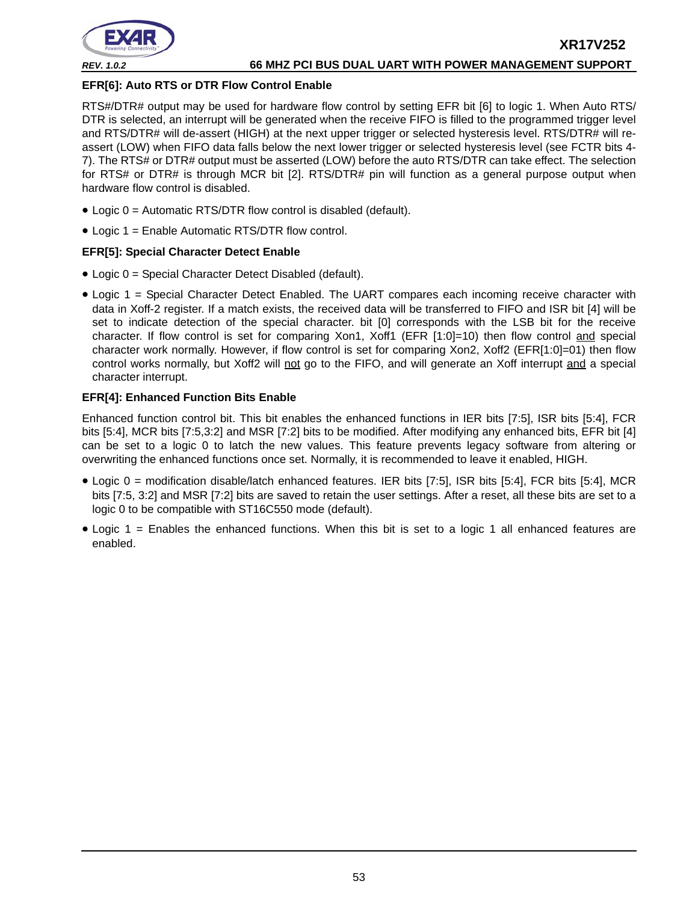### EFR[6]: Auto RTS or DTR Flow Control Enable

RTS#/DTR# output may be used for hardware flow control by setting EFR bit [6] to logic 1. When Auto RTS/DTR is selected, an interrupt will be generated when the receive FIFO is filled to the programmed trigger level and RTS/DTR# will de-assert (HIGH) at the next upper trigger or selected hysteresis level. RTS/DTR# will re-assert (LOW) when FIFO data falls below the next lower trigger or selected hysteresis level (see FCTR bits 4-7). The RTS# or DTR# output must be asserted (LOW) before the auto RTS/DTR can take effect. The selection for RTS# or DTR# is through MCR bit [2]. RTS/DTR# pin will function as a general purpose output when hardware flow control is disabled.

- Logic 0 = Automatic RTS/DTR flow control is disabled (default).
- Logic 1 = Enable Automatic RTS/DTR flow control.

### EFR[5]: Special Character Detect Enable

- Logic 0 = Special Character Detect Disabled (default).
- Logic 1 = Special Character Detect Enabled. The UART compares each incoming receive character with data in Xoff-2 register. If a match exists, the received data will be transferred to FIFO and ISR bit [4] will be set to indicate detection of the special character. bit [0] corresponds with the LSB bit for the receive character. If flow control is set for comparing Xon1, Xoff1 (EFR [1:0]=10) then flow control <u>and</u> special character work normally. However, if flow control is set for comparing Xon2, Xoff2 (EFR[1:0]=01) then flow control works normally, but Xoff2 will <u>not</u> go to the FIFO, and will generate an Xoff interrupt <u>and</u> a special character interrupt.

### EFR[4]: Enhanced Function Bits Enable

Enhanced function control bit. This bit enables the enhanced functions in IER bits [7:5], ISR bits [5:4], FCR bits [5:4], MCR bits [7:5,3:2] and MSR [7:2] bits to be modified. After modifying any enhanced bits, EFR bit [4] can be set to a logic 0 to latch the new values. This feature prevents legacy software from altering or overwriting the enhanced functions once set. Normally, it is recommended to leave it enabled, HIGH.

- Logic 0 = modification disable/latch enhanced features. IER bits [7:5], ISR bits [5:4], FCR bits [5:4], MCR bits [7:5, 3:2] and MSR [7:2] bits are saved to retain the user settings. After a reset, all these bits are set to a logic 0 to be compatible with ST16C550 mode (default).
- Logic 1 = Enables the enhanced functions. When this bit is set to a logic 1 all enhanced features are enabled.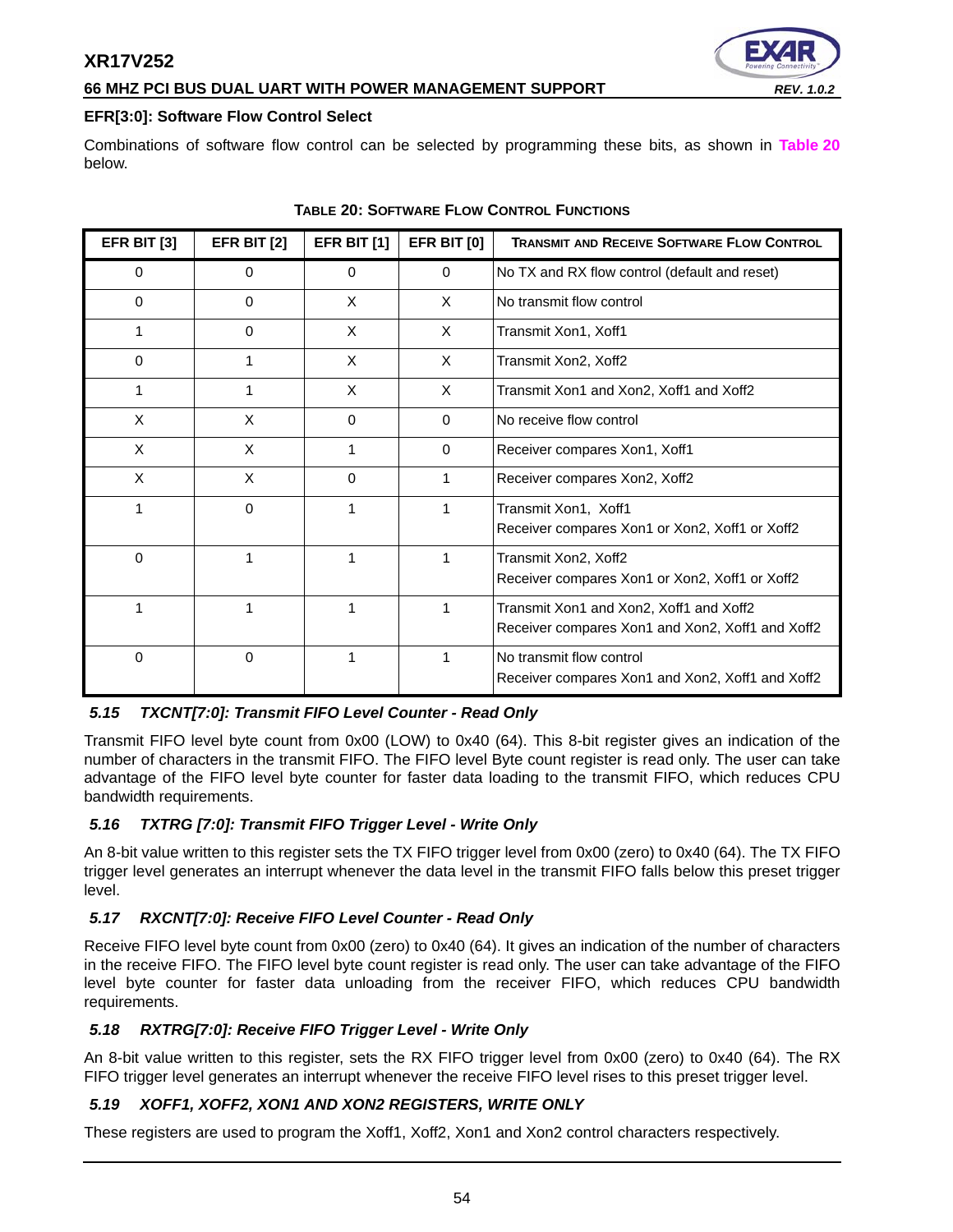### EFR[3:0]: Software Flow Control Select

Combinations of software flow control can be selected by programming these bits, as shown in **Table 20** below.

**TABLE 20: SOFTWARE FLOW CONTROL FUNCTIONS**

| EFR BIT [3] | EFR BIT [2] | EFR BIT [1] | EFR BIT [0] | TRANSMIT AND RECEIVE SOFTWARE FLOW CONTROL |
|---|---|---|---|---|
| 0 | 0 | 0 | 0 | No TX and RX flow control (default and reset) |
| 0 | 0 | X | X | No transmit flow control |
| 1 | 0 | X | X | Transmit Xon1, Xoff1 |
| 0 | 1 | X | X | Transmit Xon2, Xoff2 |
| 1 | 1 | X | X | Transmit Xon1 and Xon2, Xoff1 and Xoff2 |
| X | X | 0 | 0 | No receive flow control |
| X | X | 1 | 0 | Receiver compares Xon1, Xoff1 |
| X | X | 0 | 1 | Receiver compares Xon2, Xoff2 |
| 1 | 0 | 1 | 1 | Transmit Xon1, Xoff1<br>Receiver compares Xon1 or Xon2, Xoff1 or Xoff2 |
| 0 | 1 | 1 | 1 | Transmit Xon2, Xoff2<br>Receiver compares Xon1 or Xon2, Xoff1 or Xoff2 |
| 1 | 1 | 1 | 1 | Transmit Xon1 and Xon2, Xoff1 and Xoff2<br>Receiver compares Xon1 and Xon2, Xoff1 and Xoff2 |
| 0 | 0 | 1 | 1 | No transmit flow control<br>Receiver compares Xon1 and Xon2, Xoff1 and Xoff2 |

### *5.15 TXCNT[7:0]: Transmit FIFO Level Counter - Read Only*

Transmit FIFO level byte count from 0x00 (LOW) to 0x40 (64). This 8-bit register gives an indication of the number of characters in the transmit FIFO. The FIFO level Byte count register is read only. The user can take advantage of the FIFO level byte counter for faster data loading to the transmit FIFO, which reduces CPU bandwidth requirements.

### *5.16 TXTRG [7:0]: Transmit FIFO Trigger Level - Write Only*

An 8-bit value written to this register sets the TX FIFO trigger level from 0x00 (zero) to 0x40 (64). The TX FIFO trigger level generates an interrupt whenever the data level in the transmit FIFO falls below this preset trigger level.

### *5.17 RXCNT[7:0]: Receive FIFO Level Counter - Read Only*

Receive FIFO level byte count from 0x00 (zero) to 0x40 (64). It gives an indication of the number of characters in the receive FIFO. The FIFO level byte count register is read only. The user can take advantage of the FIFO level byte counter for faster data unloading from the receiver FIFO, which reduces CPU bandwidth requirements.

### *5.18 RXTRG[7:0]: Receive FIFO Trigger Level - Write Only*

An 8-bit value written to this register, sets the RX FIFO trigger level from 0x00 (zero) to 0x40 (64). The RX FIFO trigger level generates an interrupt whenever the receive FIFO level rises to this preset trigger level.

### *5.19 XOFF1, XOFF2, XON1 AND XON2 REGISTERS, WRITE ONLY*

These registers are used to program the Xoff1, Xoff2, Xon1 and Xon2 control characters respectively.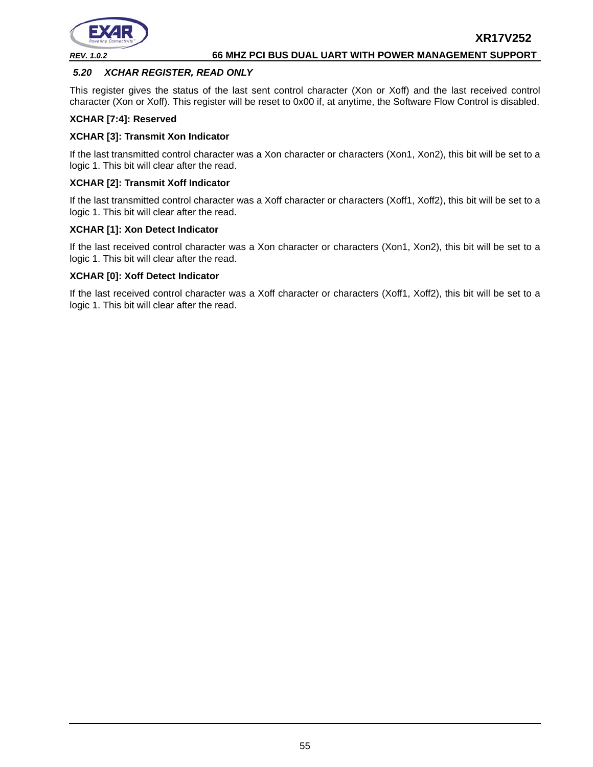### 5.20 XCHAR REGISTER, READ ONLY

This register gives the status of the last sent control character (Xon or Xoff) and the last received control character (Xon or Xoff). This register will be reset to 0x00 if, at anytime, the Software Flow Control is disabled.

**XCHAR [7:4]: Reserved**

**XCHAR [3]: Transmit Xon Indicator**

If the last transmitted control character was a Xon character or characters (Xon1, Xon2), this bit will be set to a logic 1. This bit will clear after the read.

**XCHAR [2]: Transmit Xoff Indicator**

If the last transmitted control character was a Xoff character or characters (Xoff1, Xoff2), this bit will be set to a logic 1. This bit will clear after the read.

**XCHAR [1]: Xon Detect Indicator**

If the last received control character was a Xon character or characters (Xon1, Xon2), this bit will be set to a logic 1. This bit will clear after the read.

**XCHAR [0]: Xoff Detect Indicator**

If the last received control character was a Xoff character or characters (Xoff1, Xoff2), this bit will be set to a logic 1. This bit will clear after the read.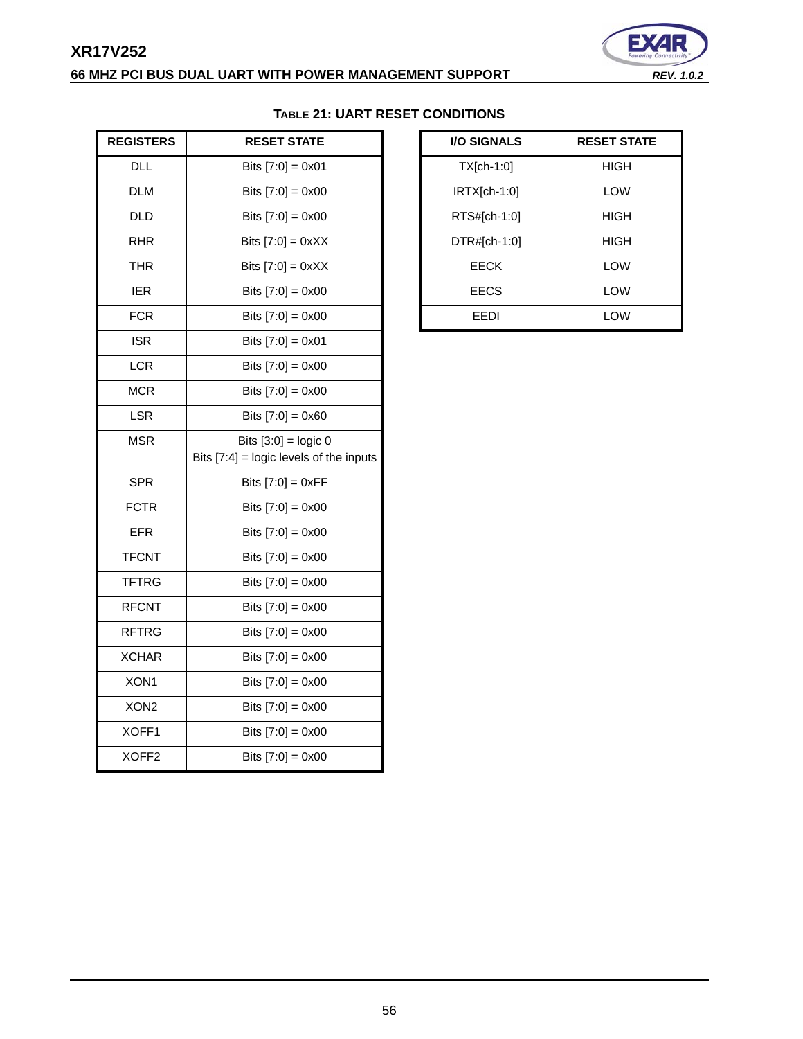### TABLE 21: UART RESET CONDITIONS

| REGISTERS | RESET STATE |
|---|---|
| DLL | Bits [7:0] = 0x01 |
| DLM | Bits [7:0] = 0x00 |
| DLD | Bits [7:0] = 0x00 |
| RHR | Bits [7:0] = 0xXX |
| THR | Bits [7:0] = 0xXX |
| IER | Bits [7:0] = 0x00 |
| FCR | Bits [7:0] = 0x00 |
| ISR | Bits [7:0] = 0x01 |
| LCR | Bits [7:0] = 0x00 |
| MCR | Bits [7:0] = 0x00 |
| LSR | Bits [7:0] = 0x60 |
| MSR | Bits [3:0] = logic 0<br>Bits [7:4] = logic levels of the inputs |
| SPR | Bits [7:0] = 0xFF |
| FCTR | Bits [7:0] = 0x00 |
| EFR | Bits [7:0] = 0x00 |
| TFCNT | Bits [7:0] = 0x00 |
| TFTRG | Bits [7:0] = 0x00 |
| RFCNT | Bits [7:0] = 0x00 |
| RFTRG | Bits [7:0] = 0x00 |
| XCHAR | Bits [7:0] = 0x00 |
| XON1 | Bits [7:0] = 0x00 |
| XON2 | Bits [7:0] = 0x00 |
| XOFF1 | Bits [7:0] = 0x00 |
| XOFF2 | Bits [7:0] = 0x00 |

| I/O SIGNALS | RESET STATE |
|---|---|
| TX[ch-1:0] | HIGH |
| IRTX[ch-1:0] | LOW |
| RTS#[ch-1:0] | HIGH |
| DTR#[ch-1:0] | HIGH |
| EECK | LOW |
| EECS | LOW |
| EEDI | LOW |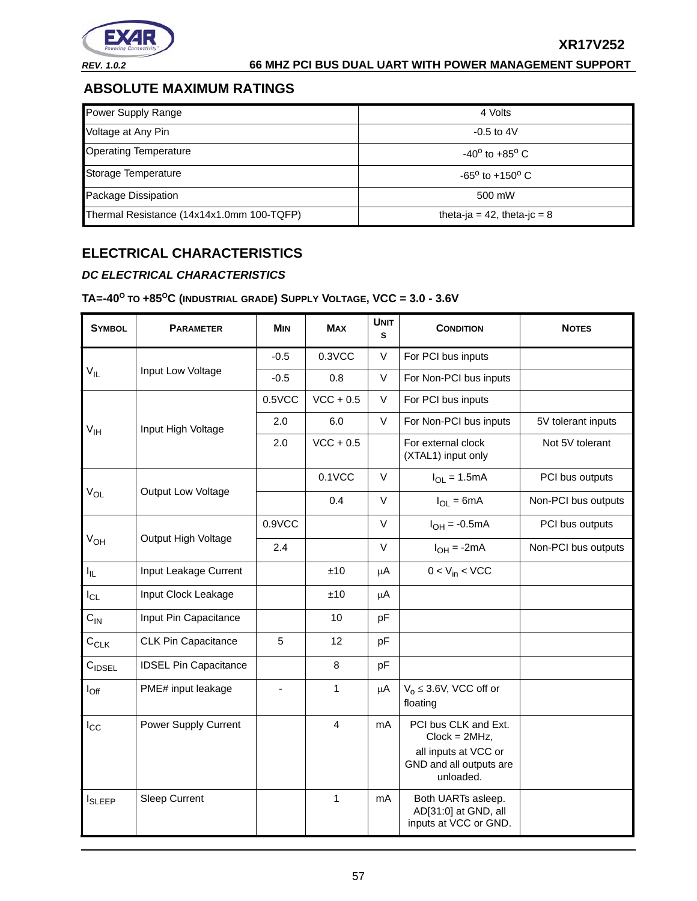## ABSOLUTE MAXIMUM RATINGS

| | |
|---|---|
| Power Supply Range | 4 Volts |
| Voltage at Any Pin | -0.5 to 4V |
| Operating Temperature | -40$^{o}$ to +85$^{o}$ C |
| Storage Temperature | -65$^{o}$ to +150$^{o}$ C |
| Package Dissipation | 500 mW |
| Thermal Resistance (14x14x1.0mm 100-TQFP) | theta-ja = 42, theta-jc = 8 |

## ELECTRICAL CHARACTERISTICS

### *DC ELECTRICAL CHARACTERISTICS*

**TA=-40$^{O}$ TO +85$^{O}$C (INDUSTRIAL GRADE) SUPPLY VOLTAGE, VCC = 3.0 - 3.6V**

| SYMBOL | PARAMETER | MIN | MAX | UNITS | CONDITION | NOTES |
|---|---|---|---|---|---|---|
| $V_{IL}$ | Input Low Voltage | -0.5 | 0.3VCC | V | For PCI bus inputs | |
| | | -0.5 | 0.8 | V | For Non-PCI bus inputs | |
| $V_{IH}$ | Input High Voltage | 0.5VCC | VCC + 0.5 | V | For PCI bus inputs | |
| | | 2.0 | 6.0 | V | For Non-PCI bus inputs | 5V tolerant inputs |
| | | 2.0 | VCC + 0.5 | | For external clock (XTAL1) input only | Not 5V tolerant |
| $V_{OL}$ | Output Low Voltage | | 0.1VCC | V | $I_{OL}$ = 1.5mA | PCI bus outputs |
| | | | 0.4 | V | $I_{OL}$ = 6mA | Non-PCI bus outputs |
| $V_{OH}$ | Output High Voltage | 0.9VCC | | V | $I_{OH}$ = -0.5mA | PCI bus outputs |
| | | 2.4 | | V | $I_{OH}$ = -2mA | Non-PCI bus outputs |
| $I_{IL}$ | Input Leakage Current | | ±10 | µA | $0 < V_{in} < VCC$ | |
| $I_{CL}$ | Input Clock Leakage | | ±10 | µA | | |
| $C_{IN}$ | Input Pin Capacitance | | 10 | pF | | |
| $C_{CLK}$ | CLK Pin Capacitance | 5 | 12 | pF | | |
| $C_{IDSEL}$ | IDSEL Pin Capacitance | | 8 | pF | | |
| $I_{Off}$ | PME# input leakage | - | 1 | µA | $V_o \leq 3.6V$, VCC off or floating | |
| $I_{CC}$ | Power Supply Current | | 4 | mA | PCI bus CLK and Ext. Clock = 2MHz, all inputs at VCC or GND and all outputs are unloaded. | |
| $I_{SLEEP}$ | Sleep Current | | 1 | mA | Both UARTs asleep. AD[31:0] at GND, all inputs at VCC or GND. | |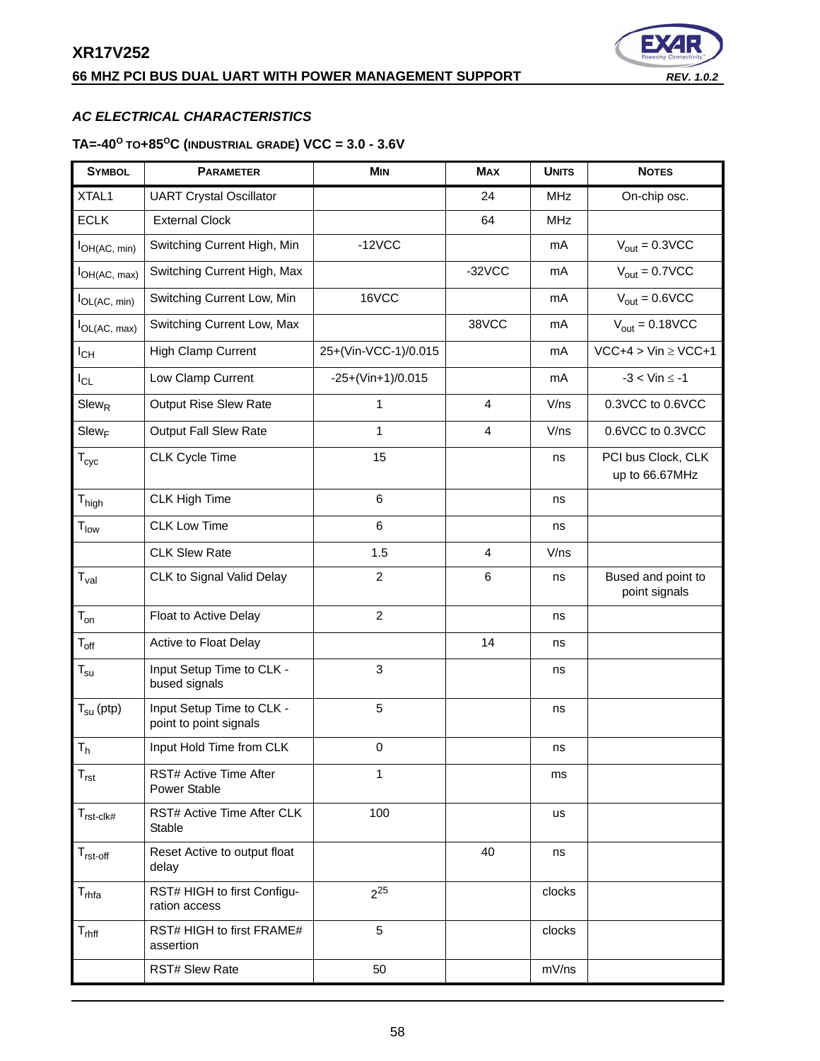### AC ELECTRICAL CHARACTERISTICS

#### TA=-40°C TO +85°C (INDUSTRIAL GRADE) VCC = 3.0 - 3.6V

| SYMBOL | PARAMETER | MIN | MAX | UNITS | NOTES |
|---|---|---|---|---|---|
| XTAL1 | UART Crystal Oscillator | | 24 | MHz | On-chip osc. |
| ECLK | External Clock | | 64 | MHz | |
| $I_{OH(AC, min)}$ | Switching Current High, Min | -12VCC | | mA | $V_{out}$ = 0.3VCC |
| $I_{OH(AC, max)}$ | Switching Current High, Max | | -32VCC | mA | $V_{out}$ = 0.7VCC |
| $I_{OL(AC, min)}$ | Switching Current Low, Min | 16VCC | | mA | $V_{out}$ = 0.6VCC |
| $I_{OL(AC, max)}$ | Switching Current Low, Max | | 38VCC | mA | $V_{out}$ = 0.18VCC |
| $I_{CH}$ | High Clamp Current | 25+(Vin-VCC-1)/0.015 | | mA | VCC+4 > Vin ≥ VCC+1 |
| $I_{CL}$ | Low Clamp Current | -25+(Vin+1)/0.015 | | mA | -3 < Vin ≤ -1 |
| $Slew_R$ | Output Rise Slew Rate | 1 | 4 | V/ns | 0.3VCC to 0.6VCC |
| $Slew_F$ | Output Fall Slew Rate | 1 | 4 | V/ns | 0.6VCC to 0.3VCC |
| $T_{cyc}$ | CLK Cycle Time | 15 | | ns | PCI bus Clock, CLK up to 66.67MHz |
| $T_{high}$ | CLK High Time | 6 | | ns | |
| $T_{low}$ | CLK Low Time | 6 | | ns | |
| | CLK Slew Rate | 1.5 | 4 | V/ns | |
| $T_{val}$ | CLK to Signal Valid Delay | 2 | 6 | ns | Bused and point to point signals |
| $T_{on}$ | Float to Active Delay | 2 | | ns | |
| $T_{off}$ | Active to Float Delay | | 14 | ns | |
| $T_{su}$ | Input Setup Time to CLK - bused signals | 3 | | ns | |
| $T_{su}$ (ptp) | Input Setup Time to CLK - point to point signals | 5 | | ns | |
| $T_h$ | Input Hold Time from CLK | 0 | | ns | |
| $T_{rst}$ | RST# Active Time After Power Stable | 1 | | ms | |
| $T_{rst\text{-}clk\#}$ | RST# Active Time After CLK Stable | 100 | | us | |
| $T_{rst\text{-}off}$ | Reset Active to output float delay | | 40 | ns | |
| $T_{rhfa}$ | RST# HIGH to first Configuration access | $2^{25}$ | | clocks | |
| $T_{rhff}$ | RST# HIGH to first FRAME# assertion | 5 | | clocks | |
| | RST# Slew Rate | 50 | | mV/ns | |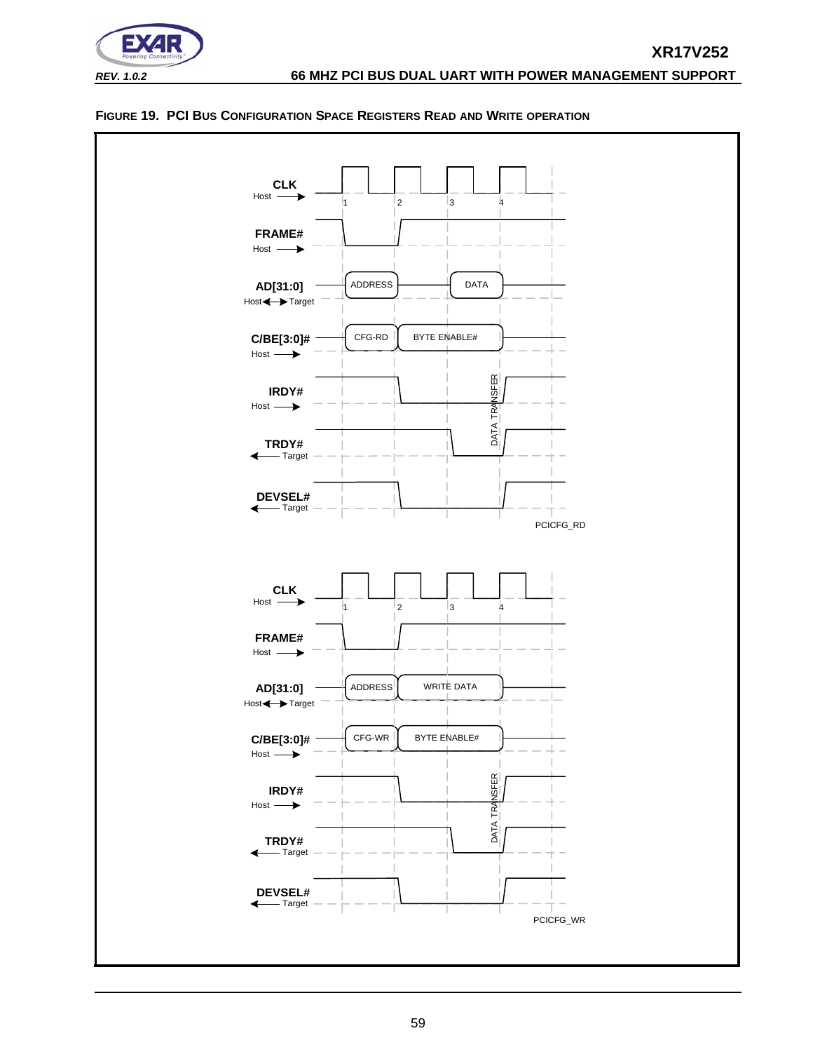**FIGURE 19. PCI BUS CONFIGURATION SPACE REGISTERS READ AND WRITE OPERATION**

CLK
Host →

1 2 3 4

FRAME#
Host →

AD[31:0]
Host ↔ Target

ADDRESS DATA

C/BE[3:0]#
Host →

CFG-RD BYTE ENABLE#

IRDY#
Host →

DATA TRANSFER

TRDY#
← Target

DEVSEL#
← Target

PCICFG_RD

CLK
Host →

1 2 3 4

FRAME#
Host →

AD[31:0]
Host ↔ Target

ADDRESS WRITE DATA

C/BE[3:0]#
Host →

CFG-WR BYTE ENABLE#

IRDY#
Host →

DATA TRANSFER

TRDY#
← Target

DEVSEL#
← Target

PCICFG_WR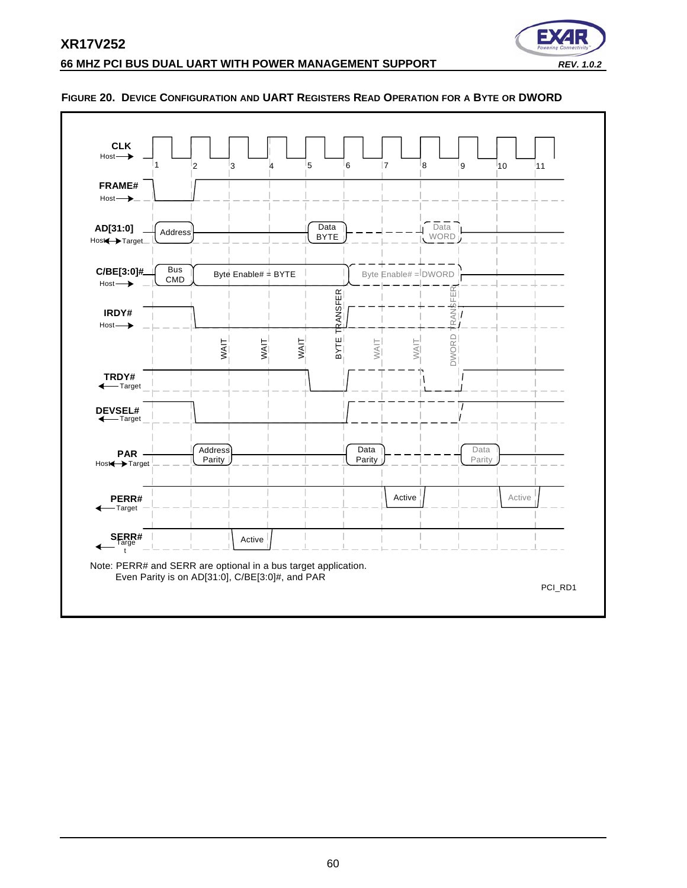#### FIGURE 20. DEVICE CONFIGURATION AND UART REGISTERS READ OPERATION FOR A BYTE OR DWORD

CLK
Host

1 2 3 4 5 6 7 8 9 10 11

FRAME#
Host

AD[31:0]
Host Target

Address | Data BYTE | Data WORD

C/BE[3:0]#
Host

Bus CMD | Byte Enable# = BYTE | Byte Enable# = DWORD

IRDY#
Host

WAIT | WAIT | WAIT | BYTE TRANSFER | WAIT | WAIT | DWORD TRANSFER

TRDY#
Target

DEVSEL#
Target

PAR
Host Target

Address Parity | Data Parity | Data Parity

PERR#
Target

Active | Active

SERR#
Target

Active

Note: PERR# and SERR are optional in a bus target application.
Even Parity is on AD[31:0], C/BE[3:0]#, and PAR

PCI_RD1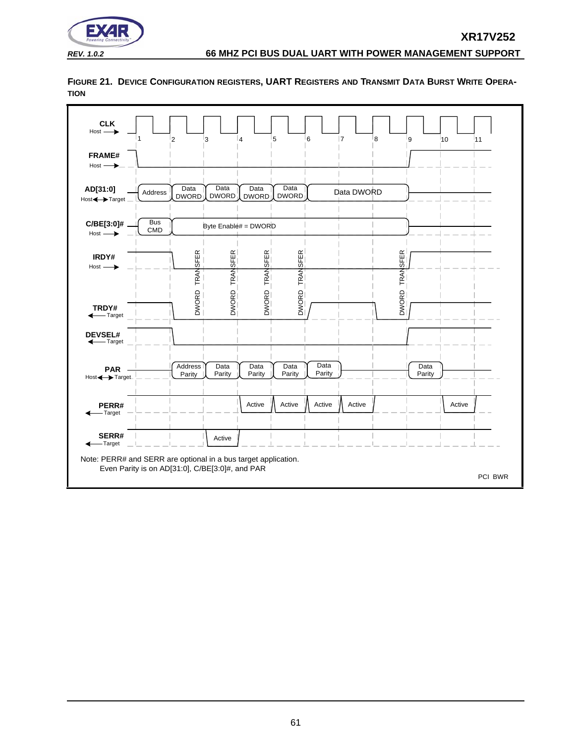**FIGURE 21. DEVICE CONFIGURATION REGISTERS, UART REGISTERS AND TRANSMIT DATA BURST WRITE OPERATION**

CLK Host → 1 2 3 4 5 6 7 8 9 10 11

FRAME# Host →

AD[31:0] Host ↔ Target: Address | Data DWORD | Data DWORD | Data DWORD | Data DWORD | Data DWORD

C/BE[3:0]# Host →: Bus CMD | Byte Enable# = DWORD

IRDY# Host →

DWORD TRANSFER | DWORD TRANSFER | DWORD TRANSFER | DWORD TRANSFER | DWORD TRANSFER

TRDY# ← Target

DEVSEL# ← Target

PAR Host ↔ Target: Address Parity | Data Parity | Data Parity | Data Parity | Data Parity | Data Parity

PERR# ← Target: Active | Active | Active | Active | Active

SERR# ← Target: Active

Note: PERR# and SERR are optional in a bus target application.
Even Parity is on AD[31:0], C/BE[3:0]#, and PAR

PCI BWR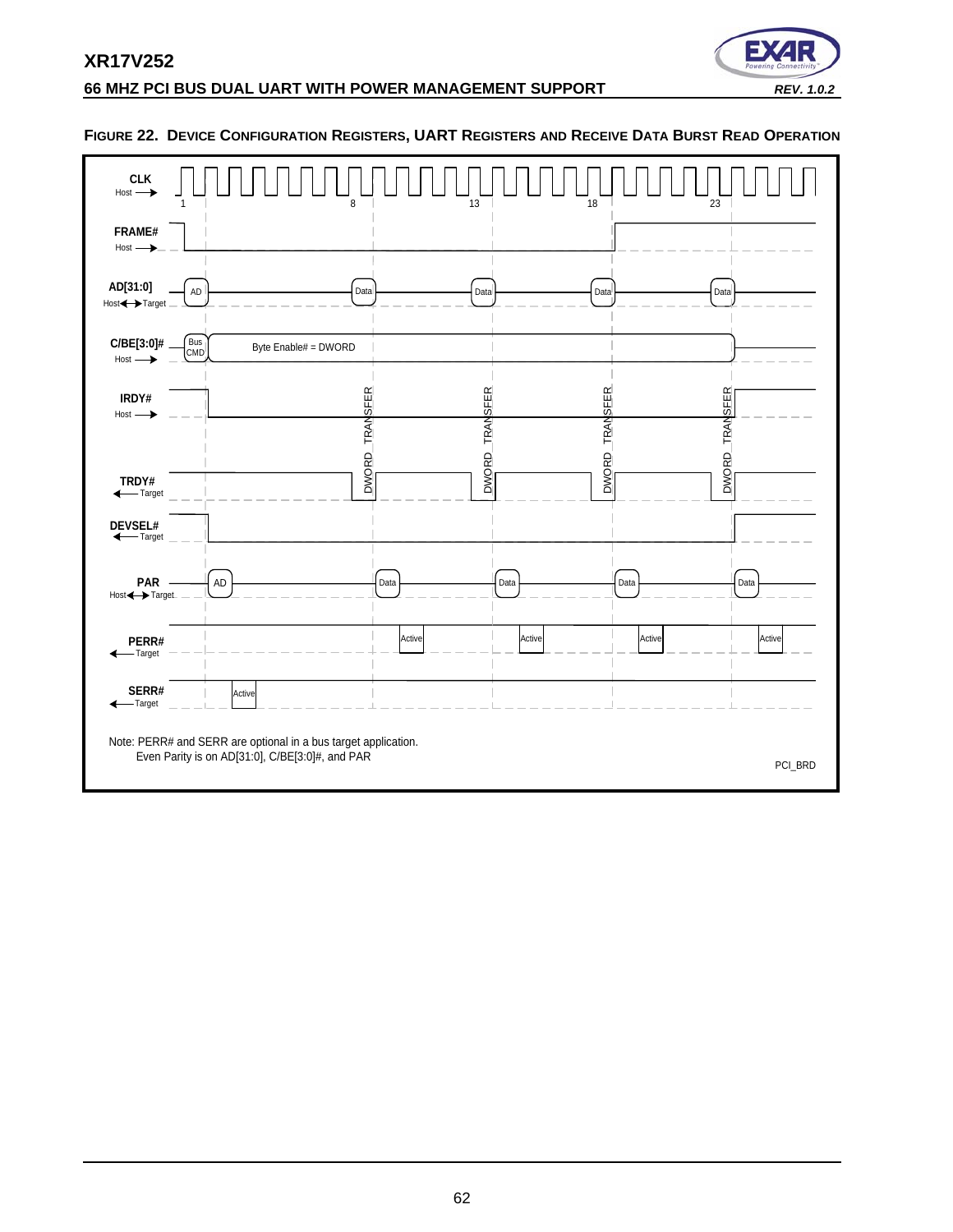**FIGURE 22. DEVICE CONFIGURATION REGISTERS, UART REGISTERS AND RECEIVE DATA BURST READ OPERATION**

CLK (Host →) — 1, 8, 13, 18, 23

FRAME# (Host →)

AD[31:0] (Host ↔ Target) — AD, Data, Data, Data, Data

C/BE[3:0]# (Host →) — Bus CMD, Byte Enable# = DWORD

IRDY# (Host →)

DWORD TRANSFER, DWORD TRANSFER, DWORD TRANSFER, DWORD TRANSFER

TRDY# (← Target)

DEVSEL# (← Target)

PAR (Host ↔ Target) — AD, Data, Data, Data, Data

PERR# (← Target) — Active, Active, Active, Active

SERR# (← Target) — Active

Note: PERR# and SERR are optional in a bus target application.
Even Parity is on AD[31:0], C/BE[3:0]#, and PAR

PCI_BRD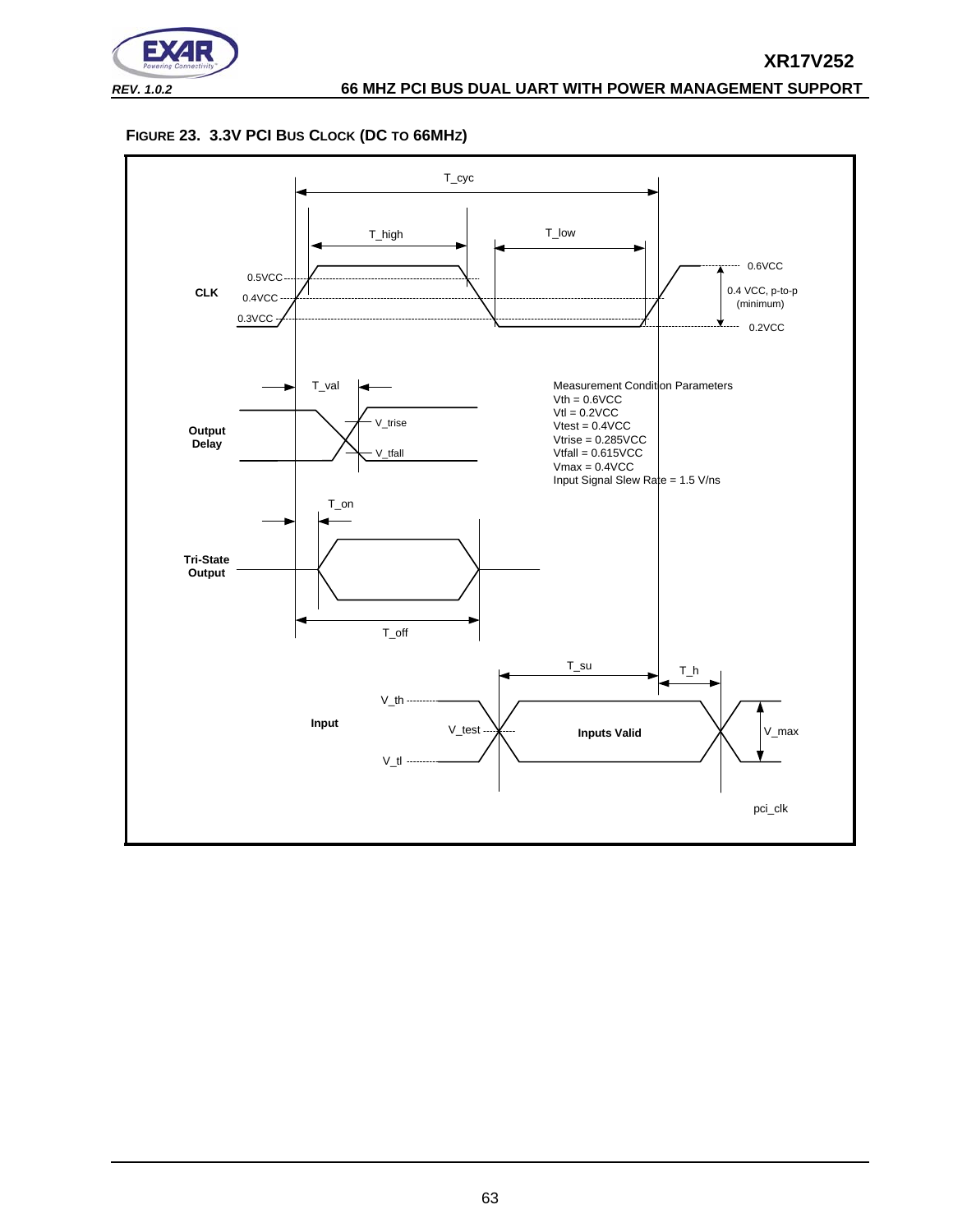**FIGURE 23. 3.3V PCI BUS CLOCK (DC TO 66MHZ)**

T_cyc

T_high

T_low

CLK

0.5VCC

0.4VCC

0.3VCC

0.6VCC

0.4 VCC, p-to-p (minimum)

0.2VCC

T_val

Output Delay

V_trise

V_tfall

Measurement Condition Parameters
Vth = 0.6VCC
Vtl = 0.2VCC
Vtest = 0.4VCC
Vtrise = 0.285VCC
Vtfall = 0.615VCC
Vmax = 0.4VCC
Input Signal Slew Rate = 1.5 V/ns

T_on

Tri-State Output

T_off

T_su

T_h

Input

V_th

V_test

V_tl

Inputs Valid

V_max

pci_clk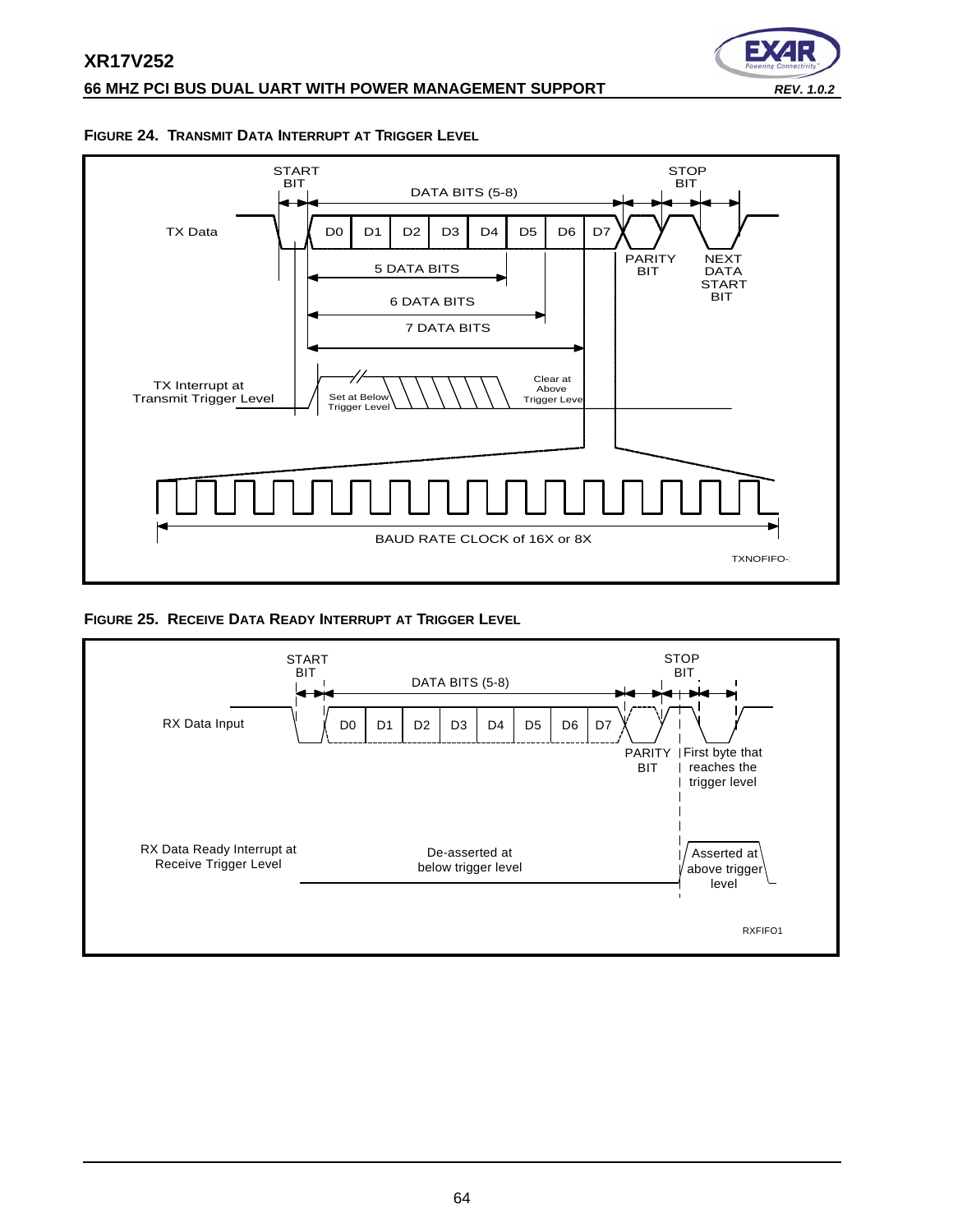**FIGURE 24. TRANSMIT DATA INTERRUPT AT TRIGGER LEVEL**

START BIT

DATA BITS (5-8)

STOP BIT

TX Data

D0 D1 D2 D3 D4 D5 D6 D7

PARITY BIT

NEXT DATA START BIT

5 DATA BITS

6 DATA BITS

7 DATA BITS

TX Interrupt at Transmit Trigger Level

Set at Below Trigger Level

Clear at Above Trigger Level

BAUD RATE CLOCK of 16X or 8X

TXNOFIFO-1

**FIGURE 25. RECEIVE DATA READY INTERRUPT AT TRIGGER LEVEL**

START BIT

DATA BITS (5-8)

STOP BIT

RX Data Input

D0 D1 D2 D3 D4 D5 D6 D7

PARITY BIT

First byte that reaches the trigger level

RX Data Ready Interrupt at Receive Trigger Level

De-asserted at below trigger level

Asserted at above trigger level

RXFIFO1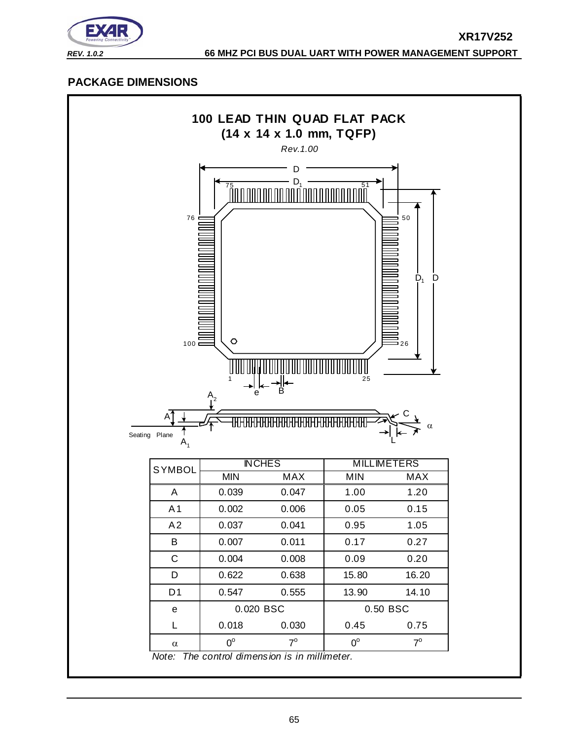## PACKAGE DIMENSIONS

**100 LEAD THIN QUAD FLAT PACK**
**(14 x 14 x 1.0 mm, TQFP)**

*Rev.1.00*

| SYMBOL | INCHES | | MILLIMETERS | |
|---|---|---|---|---|
| | MIN | MAX | MIN | MAX |
| A | 0.039 | 0.047 | 1.00 | 1.20 |
| A1 | 0.002 | 0.006 | 0.05 | 0.15 |
| A2 | 0.037 | 0.041 | 0.95 | 1.05 |
| B | 0.007 | 0.011 | 0.17 | 0.27 |
| C | 0.004 | 0.008 | 0.09 | 0.20 |
| D | 0.622 | 0.638 | 15.80 | 16.20 |
| D1 | 0.547 | 0.555 | 13.90 | 14.10 |
| e | 0.020 BSC | | 0.50 BSC | |
| L | 0.018 | 0.030 | 0.45 | 0.75 |
| $\alpha$ | $0^o$ | $7^o$ | $0^o$ | $7^o$ |

*Note: The control dimension is in millimeter.*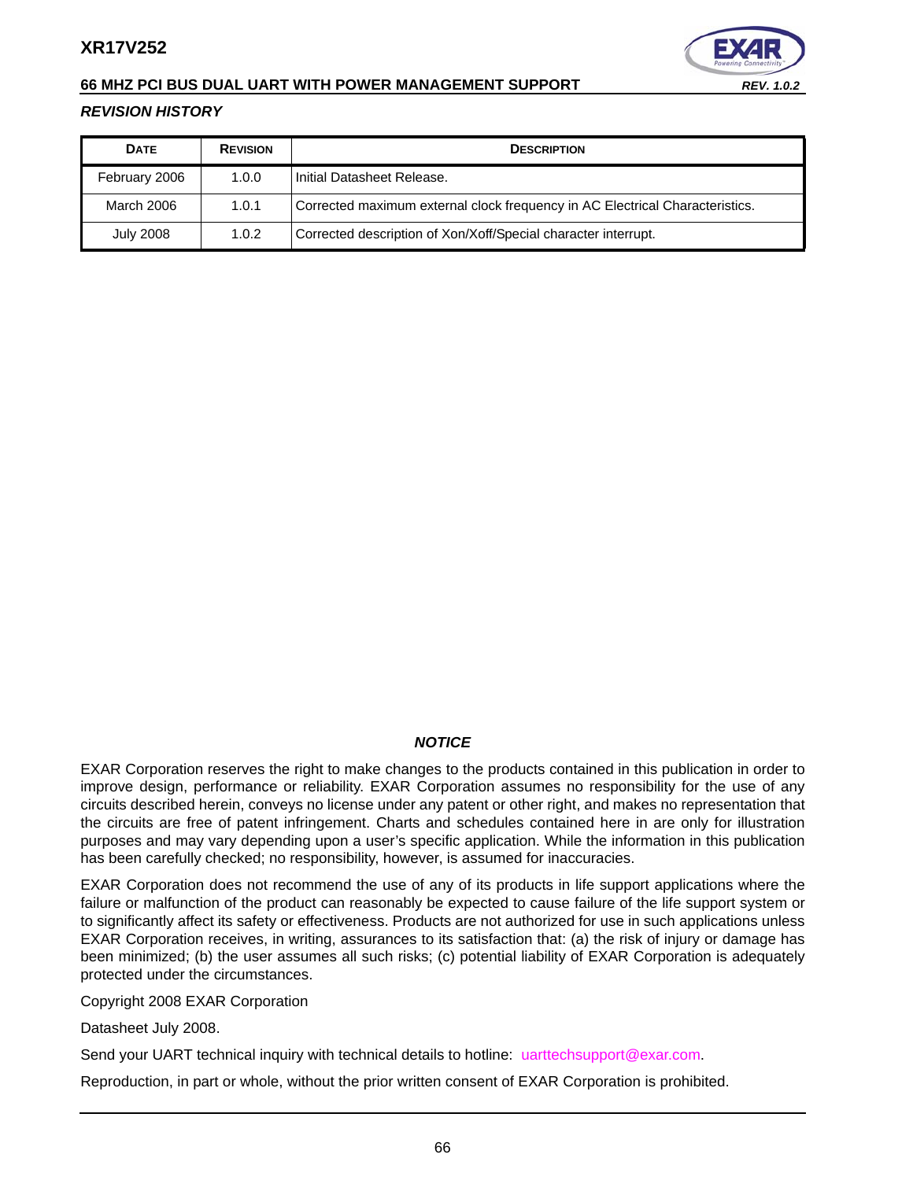### *REVISION HISTORY*

| DATE | REVISION | DESCRIPTION |
| --- | --- | --- |
| February 2006 | 1.0.0 | Initial Datasheet Release. |
| March 2006 | 1.0.1 | Corrected maximum external clock frequency in AC Electrical Characteristics. |
| July 2008 | 1.0.2 | Corrected description of Xon/Xoff/Special character interrupt. |

#### *NOTICE*

EXAR Corporation reserves the right to make changes to the products contained in this publication in order to improve design, performance or reliability. EXAR Corporation assumes no responsibility for the use of any circuits described herein, conveys no license under any patent or other right, and makes no representation that the circuits are free of patent infringement. Charts and schedules contained here in are only for illustration purposes and may vary depending upon a user's specific application. While the information in this publication has been carefully checked; no responsibility, however, is assumed for inaccuracies.

EXAR Corporation does not recommend the use of any of its products in life support applications where the failure or malfunction of the product can reasonably be expected to cause failure of the life support system or to significantly affect its safety or effectiveness. Products are not authorized for use in such applications unless EXAR Corporation receives, in writing, assurances to its satisfaction that: (a) the risk of injury or damage has been minimized; (b) the user assumes all such risks; (c) potential liability of EXAR Corporation is adequately protected under the circumstances.

Copyright 2008 EXAR Corporation

Datasheet July 2008.

Send your UART technical inquiry with technical details to hotline: uarttechsupport@exar.com.

Reproduction, in part or whole, without the prior written consent of EXAR Corporation is prohibited.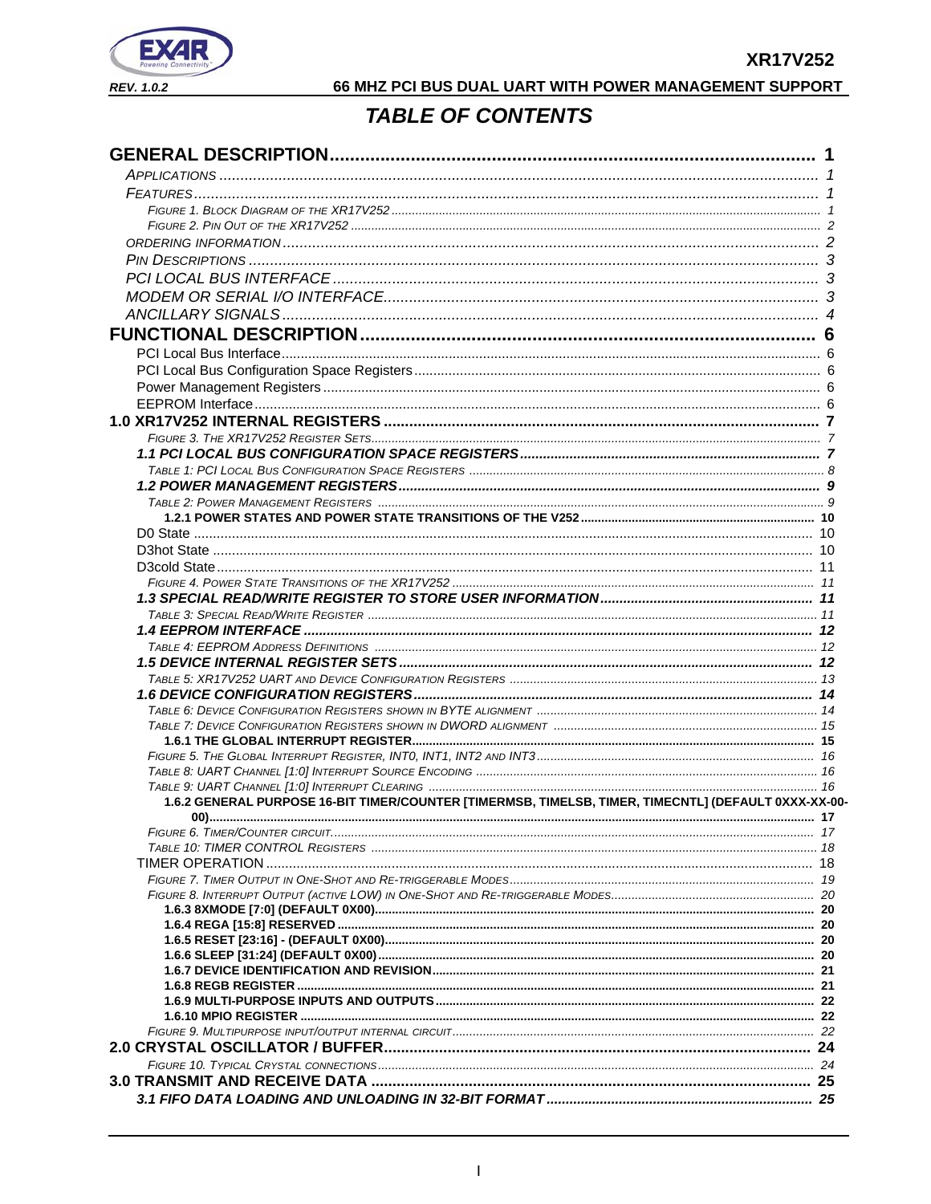# TABLE OF CONTENTS

**GENERAL DESCRIPTION** ........ 1
- *APPLICATIONS* ........ 1
- *FEATURES* ........ 1
  - *FIGURE 1. BLOCK DIAGRAM OF THE XR17V252* ........ 1
  - *FIGURE 2. PIN OUT OF THE XR17V252* ........ 2
- *ORDERING INFORMATION* ........ 2
- *PIN DESCRIPTIONS* ........ 3
- *PCI LOCAL BUS INTERFACE* ........ 3
- *MODEM OR SERIAL I/O INTERFACE* ........ 3
- *ANCILLARY SIGNALS* ........ 4

**FUNCTIONAL DESCRIPTION** ........ 6
- PCI Local Bus Interface ........ 6
- PCI Local Bus Configuration Space Registers ........ 6
- Power Management Registers ........ 6
- EEPROM Interface ........ 6

**1.0 XR17V252 INTERNAL REGISTERS** ........ 7
- *FIGURE 3. THE XR17V252 REGISTER SETS* ........ 7
- ***1.1 PCI LOCAL BUS CONFIGURATION SPACE REGISTERS*** ........ 7
  - *TABLE 1: PCI LOCAL BUS CONFIGURATION SPACE REGISTERS* ........ 8
- ***1.2 POWER MANAGEMENT REGISTERS*** ........ 9
  - *TABLE 2: POWER MANAGEMENT REGISTERS* ........ 9
  - **1.2.1 POWER STATES AND POWER STATE TRANSITIONS OF THE V252** ........ 10
  - D0 State ........ 10
  - D3hot State ........ 10
  - D3cold State ........ 11
  - *FIGURE 4. POWER STATE TRANSITIONS OF THE XR17V252* ........ 11
- ***1.3 SPECIAL READ/WRITE REGISTER TO STORE USER INFORMATION*** ........ 11
  - *TABLE 3: SPECIAL READ/WRITE REGISTER* ........ 11
- ***1.4 EEPROM INTERFACE*** ........ 12
  - *TABLE 4: EEPROM ADDRESS DEFINITIONS* ........ 12
- ***1.5 DEVICE INTERNAL REGISTER SETS*** ........ 12
  - *TABLE 5: XR17V252 UART AND DEVICE CONFIGURATION REGISTERS* ........ 13
- ***1.6 DEVICE CONFIGURATION REGISTERS*** ........ 14
  - *TABLE 6: DEVICE CONFIGURATION REGISTERS SHOWN IN BYTE ALIGNMENT* ........ 14
  - *TABLE 7: DEVICE CONFIGURATION REGISTERS SHOWN IN DWORD ALIGNMENT* ........ 15
  - **1.6.1 THE GLOBAL INTERRUPT REGISTER** ........ 15
  - *FIGURE 5. THE GLOBAL INTERRUPT REGISTER, INT0, INT1, INT2 AND INT3* ........ 16
  - *TABLE 8: UART CHANNEL [1:0] INTERRUPT SOURCE ENCODING* ........ 16
  - *TABLE 9: UART CHANNEL [1:0] INTERRUPT CLEARING* ........ 16
  - **1.6.2 GENERAL PURPOSE 16-BIT TIMER/COUNTER [TIMERMSB, TIMELSB, TIMER, TIMECNTL] (DEFAULT 0XXX-XX-00-00)** ........ 17
  - *FIGURE 6. TIMER/COUNTER CIRCUIT.* ........ 17
  - *TABLE 10: TIMER CONTROL REGISTERS* ........ 18
  - TIMER OPERATION ........ 18
  - *FIGURE 7. TIMER OUTPUT IN ONE-SHOT AND RE-TRIGGERABLE MODES* ........ 19
  - *FIGURE 8. INTERRUPT OUTPUT (ACTIVE LOW) IN ONE-SHOT AND RE-TRIGGERABLE MODES* ........ 20
  - **1.6.3 8XMODE [7:0] (DEFAULT 0X00)** ........ 20
  - **1.6.4 REGA [15:8] RESERVED** ........ 20
  - **1.6.5 RESET [23:16] - (DEFAULT 0X00)** ........ 20
  - **1.6.6 SLEEP [31:24] (DEFAULT 0X00)** ........ 20
  - **1.6.7 DEVICE IDENTIFICATION AND REVISION** ........ 21
  - **1.6.8 REGB REGISTER** ........ 21
  - **1.6.9 MULTI-PURPOSE INPUTS AND OUTPUTS** ........ 22
  - **1.6.10 MPIO REGISTER** ........ 22
  - *FIGURE 9. MULTIPURPOSE INPUT/OUTPUT INTERNAL CIRCUIT* ........ 22

**2.0 CRYSTAL OSCILLATOR / BUFFER** ........ 24
- *FIGURE 10. TYPICAL CRYSTAL CONNECTIONS* ........ 24

**3.0 TRANSMIT AND RECEIVE DATA** ........ 25
- ***3.1 FIFO DATA LOADING AND UNLOADING IN 32-BIT FORMAT*** ........ 25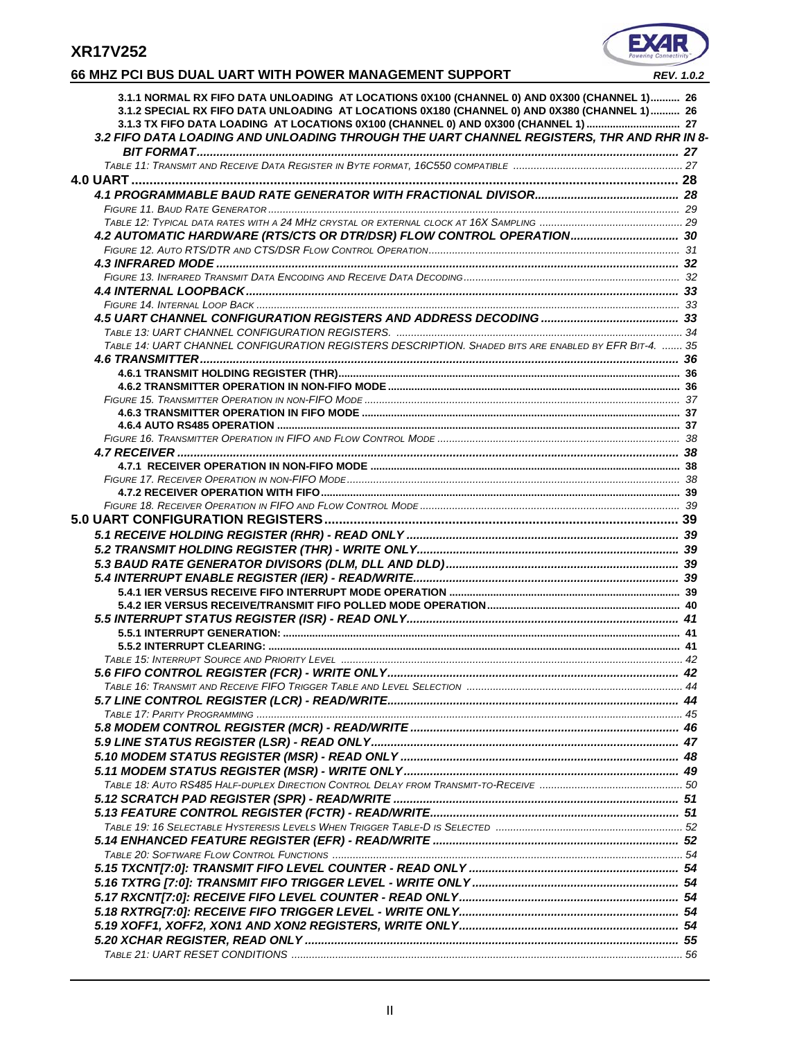3.1.1 NORMAL RX FIFO DATA UNLOADING AT LOCATIONS 0X100 (CHANNEL 0) AND 0X300 (CHANNEL 1).......... 26
3.1.2 SPECIAL RX FIFO DATA UNLOADING AT LOCATIONS 0X180 (CHANNEL 0) AND 0X380 (CHANNEL 1).......... 26
3.1.3 TX FIFO DATA LOADING AT LOCATIONS 0X100 (CHANNEL 0) AND 0X300 (CHANNEL 1) ................................ 27
*3.2 FIFO DATA LOADING AND UNLOADING THROUGH THE UART CHANNEL REGISTERS, THR AND RHR IN 8-BIT FORMAT................................................................................................................................................ 27*
*TABLE 11: TRANSMIT AND RECEIVE DATA REGISTER IN BYTE FORMAT, 16C550 COMPATIBLE ......................................................... 27*
**4.0 UART ............................................................................................................................................. 28**
*4.1 PROGRAMMABLE BAUD RATE GENERATOR WITH FRACTIONAL DIVISOR........................................... 28*
*FIGURE 11. BAUD RATE GENERATOR ............................................................................................................................................ 29*
*TABLE 12: TYPICAL DATA RATES WITH A 24 MHZ CRYSTAL OR EXTERNAL CLOCK AT 16X SAMPLING ................................................ 29*
*4.2 AUTOMATIC HARDWARE (RTS/CTS OR DTR/DSR) FLOW CONTROL OPERATION................................ 30*
*FIGURE 12. AUTO RTS/DTR AND CTS/DSR FLOW CONTROL OPERATION..................................................................................... 31*
*4.3 INFRARED MODE ............................................................................................................................... 32*
*FIGURE 13. INFRARED TRANSMIT DATA ENCODING AND RECEIVE DATA DECODING.......................................................................... 32*
*4.4 INTERNAL LOOPBACK....................................................................................................................... 33*
*FIGURE 14. INTERNAL LOOP BACK ................................................................................................................................................ 33*
*4.5 UART CHANNEL CONFIGURATION REGISTERS AND ADDRESS DECODING .......................................... 33*
*TABLE 13: UART CHANNEL CONFIGURATION REGISTERS. ................................................................................................................ 34*
*TABLE 14: UART CHANNEL CONFIGURATION REGISTERS DESCRIPTION. SHADED BITS ARE ENABLED BY EFR BIT-4. ....... 35*
*4.6 TRANSMITTER..................................................................................................................................... 36*
4.6.1 TRANSMIT HOLDING REGISTER (THR)................................................................................................... 36
4.6.2 TRANSMITTER OPERATION IN NON-FIFO MODE ................................................................................... 36
*FIGURE 15. TRANSMITTER OPERATION IN NON-FIFO MODE ........................................................................................................... 37*
4.6.3 TRANSMITTER OPERATION IN FIFO MODE ............................................................................................ 37
4.6.4 AUTO RS485 OPERATION ....................................................................................................................... 37
*FIGURE 16. TRANSMITTER OPERATION IN FIFO AND FLOW CONTROL MODE .................................................................................. 38*
*4.7 RECEIVER .......................................................................................................................................... 38*
4.7.1 RECEIVER OPERATION IN NON-FIFO MODE .......................................................................................... 38
*FIGURE 17. RECEIVER OPERATION IN NON-FIFO MODE................................................................................................................. 38*
4.7.2 RECEIVER OPERATION WITH FIFO.......................................................................................................... 39
*FIGURE 18. RECEIVER OPERATION IN FIFO AND FLOW CONTROL MODE ........................................................................................ 39*
**5.0 UART CONFIGURATION REGISTERS.................................................................................................. 39**
*5.1 RECEIVE HOLDING REGISTER (RHR) - READ ONLY .................................................................................. 39*
*5.2 TRANSMIT HOLDING REGISTER (THR) - WRITE ONLY................................................................................ 39*
*5.3 BAUD RATE GENERATOR DIVISORS (DLM, DLL AND DLD)....................................................................... 39*
*5.4 INTERRUPT ENABLE REGISTER (IER) - READ/WRITE................................................................................. 39*
5.4.1 IER VERSUS RECEIVE FIFO INTERRUPT MODE OPERATION ............................................................... 39
5.4.2 IER VERSUS RECEIVE/TRANSMIT FIFO POLLED MODE OPERATION................................................. 40
*5.5 INTERRUPT STATUS REGISTER (ISR) - READ ONLY................................................................................... 41*
5.5.1 INTERRUPT GENERATION: ....................................................................................................................... 41
5.5.2 INTERRUPT CLEARING: ............................................................................................................................ 41
*TABLE 15: INTERRUPT SOURCE AND PRIORITY LEVEL .................................................................................................................... 42*
*5.6 FIFO CONTROL REGISTER (FCR) - WRITE ONLY........................................................................................ 42*
*TABLE 16: TRANSMIT AND RECEIVE FIFO TRIGGER TABLE AND LEVEL SELECTION ......................................................................... 44*
*5.7 LINE CONTROL REGISTER (LCR) - READ/WRITE........................................................................................ 44*
*TABLE 17: PARITY PROGRAMMING ................................................................................................................................................. 45*
*5.8 MODEM CONTROL REGISTER (MCR) - READ/WRITE ................................................................................. 46*
*5.9 LINE STATUS REGISTER (LSR) - READ ONLY.............................................................................................. 47*
*5.10 MODEM STATUS REGISTER (MSR) - READ ONLY ..................................................................................... 48*
*5.11 MODEM STATUS REGISTER (MSR) - WRITE ONLY.................................................................................... 49*
*TABLE 18: AUTO RS485 HALF-DUPLEX DIRECTION CONTROL DELAY FROM TRANSMIT-TO-RECEIVE ................................................ 50*
*5.12 SCRATCH PAD REGISTER (SPR) - READ/WRITE ....................................................................................... 51*
*5.13 FEATURE CONTROL REGISTER (FCTR) - READ/WRITE............................................................................ 51*
*TABLE 19: 16 SELECTABLE HYSTERESIS LEVELS WHEN TRIGGER TABLE-D IS SELECTED ............................................................... 52*
*5.14 ENHANCED FEATURE REGISTER (EFR) - READ/WRITE ........................................................................... 52*
*TABLE 20: SOFTWARE FLOW CONTROL FUNCTIONS ...................................................................................................................... 54*
*5.15 TXCNT[7:0]: TRANSMIT FIFO LEVEL COUNTER - READ ONLY ................................................................ 54*
*5.16 TXTRG [7:0]: TRANSMIT FIFO TRIGGER LEVEL - WRITE ONLY ............................................................... 54*
*5.17 RXCNT[7:0]: RECEIVE FIFO LEVEL COUNTER - READ ONLY................................................................... 54*
*5.18 RXTRG[7:0]: RECEIVE FIFO TRIGGER LEVEL - WRITE ONLY.................................................................. 54*
*5.19 XOFF1, XOFF2, XON1 AND XON2 REGISTERS, WRITE ONLY................................................................... 54*
*5.20 XCHAR REGISTER, READ ONLY ................................................................................................................. 55*
*TABLE 21: UART RESET CONDITIONS .................................................................................................................................... 56*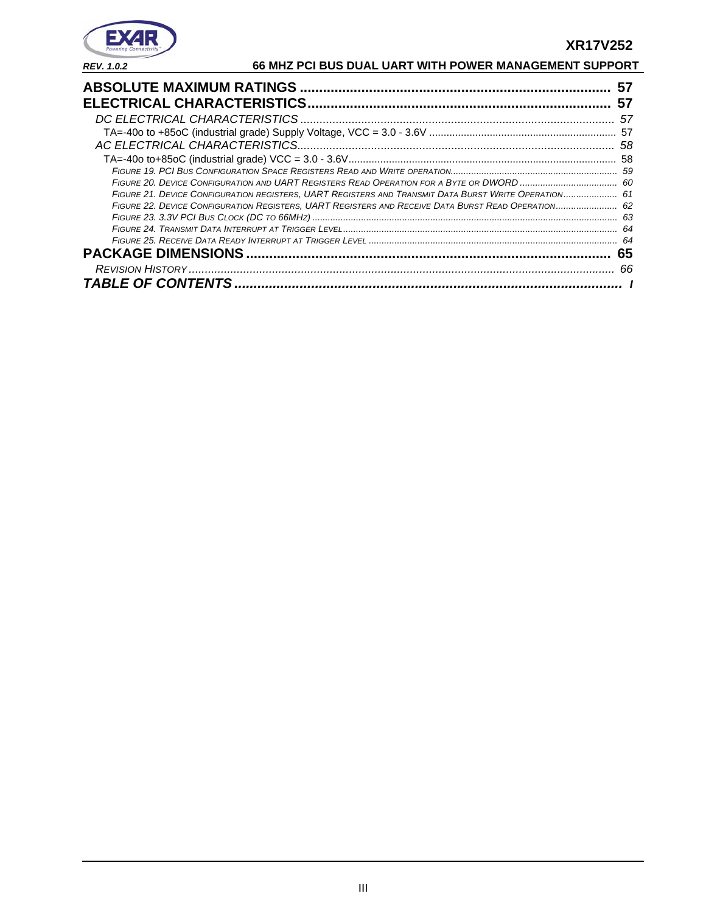**ABSOLUTE MAXIMUM RATINGS ..................................................................................... 57**

**ELECTRICAL CHARACTERISTICS...................................................................................... 57**

*DC ELECTRICAL CHARACTERISTICS ........................................................................................ 57*

TA=-40o to +85oC (industrial grade) Supply Voltage, VCC = 3.0 - 3.6V ........................................................................ 57

*AC ELECTRICAL CHARACTERISTICS......................................................................................... 58*

TA=-40o to+85oC (industrial grade) VCC = 3.0 - 3.6V................................................................................................ 58

*FIGURE 19. PCI BUS CONFIGURATION SPACE REGISTERS READ AND WRITE OPERATION................................................................ 59*

*FIGURE 20. DEVICE CONFIGURATION AND UART REGISTERS READ OPERATION FOR A BYTE OR DWORD ...................................... 60*

*FIGURE 21. DEVICE CONFIGURATION REGISTERS, UART REGISTERS AND TRANSMIT DATA BURST WRITE OPERATION..................... 61*

*FIGURE 22. DEVICE CONFIGURATION REGISTERS, UART REGISTERS AND RECEIVE DATA BURST READ OPERATION........................ 62*

*FIGURE 23. 3.3V PCI BUS CLOCK (DC TO 66MHZ) ................................................................................................................ 63*

*FIGURE 24. TRANSMIT DATA INTERRUPT AT TRIGGER LEVEL............................................................................................................ 64*

*FIGURE 25. RECEIVE DATA READY INTERRUPT AT TRIGGER LEVEL ................................................................................................... 64*

**PACKAGE DIMENSIONS .................................................................................................. 65**

*REVISION HISTORY ....................................................................................................................... 66*

***TABLE OF CONTENTS ...................................................................................................... I***